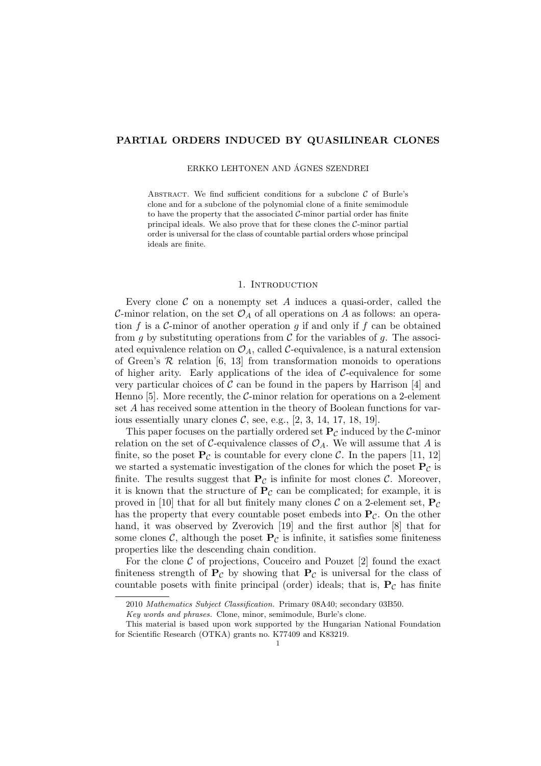# PARTIAL ORDERS INDUCED BY QUASILINEAR CLONES

ERKKO LEHTONEN AND ÁGNES SZENDREI

Abstract. We find sufficient conditions for a subclone $\mathcal{C}$ of Burle's clone and for a subclone of the polynomial clone of a finite semimodule to have the property that the associated $\mathcal{C}$-minor partial order has finite principal ideals. We also prove that for these clones the $\mathcal{C}$-minor partial order is universal for the class of countable partial orders whose principal ideals are finite.

## 1. Introduction

Every clone $\mathcal{C}$ on a nonempty set $A$ induces a quasi-order, called the $\mathcal{C}$-minor relation, on the set $\mathcal{O}_A$ of all operations on $A$ as follows: an operation $f$ is a $\mathcal{C}$-minor of another operation $g$ if and only if $f$ can be obtained from $g$ by substituting operations from $\mathcal{C}$ for the variables of $g$. The associated equivalence relation on $\mathcal{O}_A$, called $\mathcal{C}$-equivalence, is a natural extension of Green's $\mathcal{R}$ relation [6, 13] from transformation monoids to operations of higher arity. Early applications of the idea of $\mathcal{C}$-equivalence for some very particular choices of $\mathcal{C}$ can be found in the papers by Harrison [4] and Henno [5]. More recently, the $\mathcal{C}$-minor relation for operations on a 2-element set $A$ has received some attention in the theory of Boolean functions for various essentially unary clones $\mathcal{C}$, see, e.g., [2, 3, 14, 17, 18, 19].

This paper focuses on the partially ordered set $\mathbf{P}_\mathcal{C}$ induced by the $\mathcal{C}$-minor relation on the set of $\mathcal{C}$-equivalence classes of $\mathcal{O}_A$. We will assume that $A$ is finite, so the poset $\mathbf{P}_\mathcal{C}$ is countable for every clone $\mathcal{C}$. In the papers [11, 12] we started a systematic investigation of the clones for which the poset $\mathbf{P}_\mathcal{C}$ is finite. The results suggest that $\mathbf{P}_\mathcal{C}$ is infinite for most clones $\mathcal{C}$. Moreover, it is known that the structure of $\mathbf{P}_\mathcal{C}$ can be complicated; for example, it is proved in [10] that for all but finitely many clones $\mathcal{C}$ on a 2-element set, $\mathbf{P}_\mathcal{C}$ has the property that every countable poset embeds into $\mathbf{P}_\mathcal{C}$. On the other hand, it was observed by Zverovich [19] and the first author [8] that for some clones $\mathcal{C}$, although the poset $\mathbf{P}_\mathcal{C}$ is infinite, it satisfies some finiteness properties like the descending chain condition.

For the clone $\mathcal{C}$ of projections, Couceiro and Pouzet [2] found the exact finiteness strength of $\mathbf{P}_\mathcal{C}$ by showing that $\mathbf{P}_\mathcal{C}$ is universal for the class of countable posets with finite principal (order) ideals; that is, $\mathbf{P}_\mathcal{C}$ has finite

---

2010 *Mathematics Subject Classification.* Primary 08A40; secondary 03B50.

*Key words and phrases.* Clone, minor, semimodule, Burle's clone.

This material is based upon work supported by the Hungarian National Foundation for Scientific Research (OTKA) grants no. K77409 and K83219.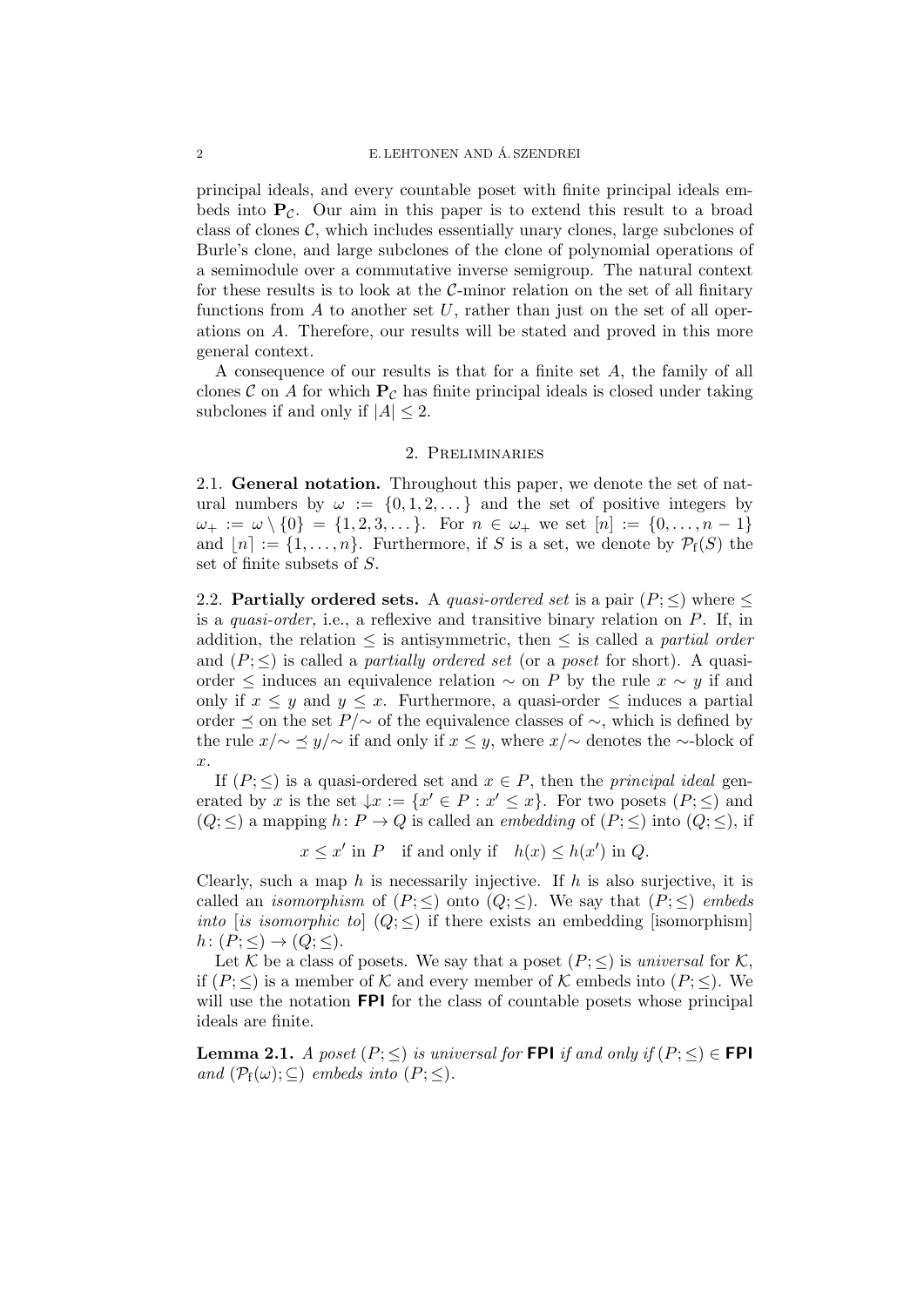principal ideals, and every countable poset with finite principal ideals embeds into $\mathbf{P}_{\mathcal{C}}$. Our aim in this paper is to extend this result to a broad class of clones $\mathcal{C}$, which includes essentially unary clones, large subclones of Burle's clone, and large subclones of the clone of polynomial operations of a semimodule over a commutative inverse semigroup. The natural context for these results is to look at the $\mathcal{C}$-minor relation on the set of all finitary functions from $A$ to another set $U$, rather than just on the set of all operations on $A$. Therefore, our results will be stated and proved in this more general context.

A consequence of our results is that for a finite set $A$, the family of all clones $\mathcal{C}$ on $A$ for which $\mathbf{P}_{\mathcal{C}}$ has finite principal ideals is closed under taking subclones if and only if $|A| \leq 2$.

## 2. Preliminaries

2.1. **General notation.** Throughout this paper, we denote the set of natural numbers by $\omega := \{0, 1, 2, \dots\}$ and the set of positive integers by $\omega_+ := \omega \setminus \{0\} = \{1, 2, 3, \dots\}$. For $n \in \omega_+$ we set $[n] := \{0, \dots, n-1\}$ and $\lfloor n \rceil := \{1, \dots, n\}$. Furthermore, if $S$ is a set, we denote by $\mathcal{P}_{\mathrm{f}}(S)$ the set of finite subsets of $S$.

2.2. **Partially ordered sets.** A *quasi-ordered set* is a pair $(P; \leq)$ where $\leq$ is a *quasi-order,* i.e., a reflexive and transitive binary relation on $P$. If, in addition, the relation $\leq$ is antisymmetric, then $\leq$ is called a *partial order* and $(P; \leq)$ is called a *partially ordered set* (or a *poset* for short). A quasi-order $\leq$ induces an equivalence relation $\sim$ on $P$ by the rule $x \sim y$ if and only if $x \leq y$ and $y \leq x$. Furthermore, a quasi-order $\leq$ induces a partial order $\preceq$ on the set $P/{\sim}$ of the equivalence classes of $\sim$, which is defined by the rule $x/{\sim} \preceq y/{\sim}$ if and only if $x \leq y$, where $x/{\sim}$ denotes the $\sim$-block of $x$.

If $(P; \leq)$ is a quasi-ordered set and $x \in P$, then the *principal ideal* generated by $x$ is the set ${\downarrow}x := \{x' \in P : x' \leq x\}$. For two posets $(P; \leq)$ and $(Q; \leq)$ a mapping $h \colon P \to Q$ is called an *embedding* of $(P; \leq)$ into $(Q; \leq)$, if

$$x \leq x' \text{ in } P \quad \text{if and only if} \quad h(x) \leq h(x') \text{ in } Q.$$

Clearly, such a map $h$ is necessarily injective. If $h$ is also surjective, it is called an *isomorphism* of $(P; \leq)$ onto $(Q; \leq)$. We say that $(P; \leq)$ *embeds into* [*is isomorphic to*] $(Q; \leq)$ if there exists an embedding [isomorphism] $h \colon (P; \leq) \to (Q; \leq)$.

Let $\mathcal{K}$ be a class of posets. We say that a poset $(P; \leq)$ is *universal* for $\mathcal{K}$, if $(P; \leq)$ is a member of $\mathcal{K}$ and every member of $\mathcal{K}$ embeds into $(P; \leq)$. We will use the notation $\mathsf{FPI}$ for the class of countable posets whose principal ideals are finite.

**Lemma 2.1.** *A poset $(P; \leq)$ is universal for $\mathsf{FPI}$ if and only if $(P; \leq) \in \mathsf{FPI}$ and $(\mathcal{P}_{\mathrm{f}}(\omega); \subseteq)$ embeds into $(P; \leq)$.*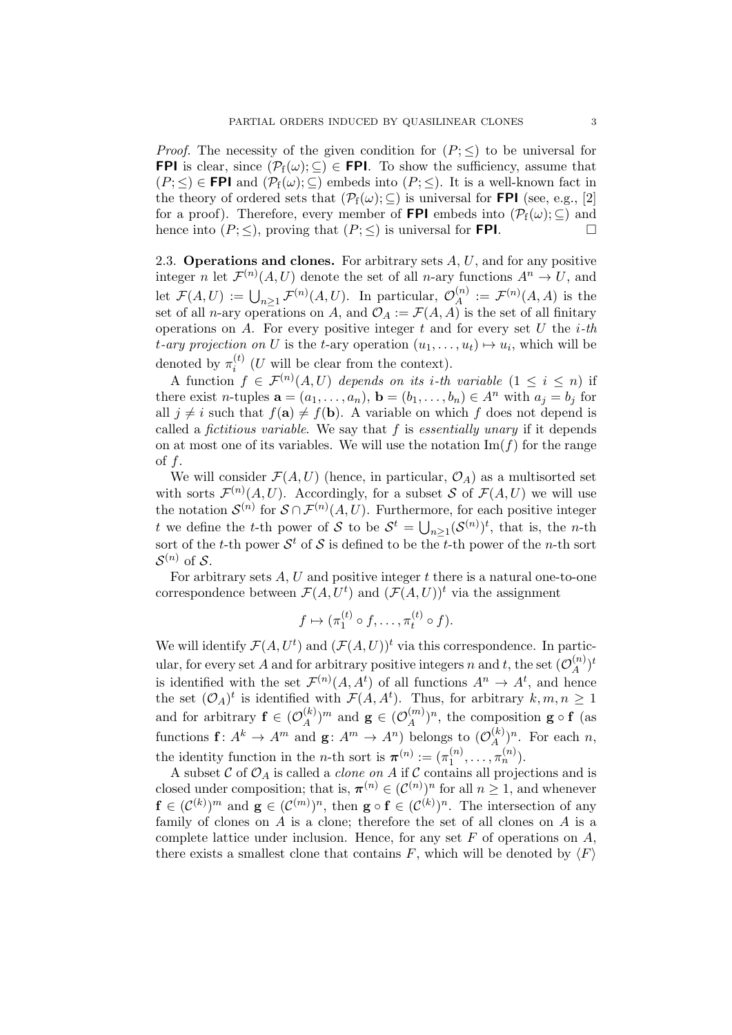*Proof.* The necessity of the given condition for $(P; \leq)$ to be universal for $\mathsf{FPI}$ is clear, since $(\mathcal{P}_{\mathrm{f}}(\omega); \subseteq) \in \mathsf{FPI}$. To show the sufficiency, assume that $(P; \leq) \in \mathsf{FPI}$ and $(\mathcal{P}_{\mathrm{f}}(\omega); \subseteq)$ embeds into $(P; \leq)$. It is a well-known fact in the theory of ordered sets that $(\mathcal{P}_{\mathrm{f}}(\omega); \subseteq)$ is universal for $\mathsf{FPI}$ (see, e.g., [2] for a proof). Therefore, every member of $\mathsf{FPI}$ embeds into $(\mathcal{P}_{\mathrm{f}}(\omega); \subseteq)$ and hence into $(P; \leq)$, proving that $(P; \leq)$ is universal for $\mathsf{FPI}$. □

2.3. **Operations and clones.** For arbitrary sets $A$, $U$, and for any positive integer $n$ let $\mathcal{F}^{(n)}(A, U)$ denote the set of all $n$-ary functions $A^n \to U$, and let $\mathcal{F}(A, U) := \bigcup_{n \geq 1} \mathcal{F}^{(n)}(A, U)$. In particular, $\mathcal{O}_A^{(n)} := \mathcal{F}^{(n)}(A, A)$ is the set of all $n$-ary operations on $A$, and $\mathcal{O}_A := \mathcal{F}(A, A)$ is the set of all finitary operations on $A$. For every positive integer $t$ and for every set $U$ the *$i$-th $t$-ary projection on* $U$ is the $t$-ary operation $(u_1, \ldots, u_t) \mapsto u_i$, which will be denoted by $\pi_i^{(t)}$ ($U$ will be clear from the context).

A function $f \in \mathcal{F}^{(n)}(A, U)$ *depends on its $i$-th variable* ($1 \leq i \leq n$) if there exist $n$-tuples $\mathbf{a} = (a_1, \ldots, a_n)$, $\mathbf{b} = (b_1, \ldots, b_n) \in A^n$ with $a_j = b_j$ for all $j \neq i$ such that $f(\mathbf{a}) \neq f(\mathbf{b})$. A variable on which $f$ does not depend is called a *fictitious variable*. We say that $f$ is *essentially unary* if it depends on at most one of its variables. We will use the notation $\mathrm{Im}(f)$ for the range of $f$.

We will consider $\mathcal{F}(A, U)$ (hence, in particular, $\mathcal{O}_A$) as a multisorted set with sorts $\mathcal{F}^{(n)}(A, U)$. Accordingly, for a subset $\mathcal{S}$ of $\mathcal{F}(A, U)$ we will use the notation $\mathcal{S}^{(n)}$ for $\mathcal{S} \cap \mathcal{F}^{(n)}(A, U)$. Furthermore, for each positive integer $t$ we define the $t$-th power of $\mathcal{S}$ to be $\mathcal{S}^t = \bigcup_{n \geq 1} (\mathcal{S}^{(n)})^t$, that is, the $n$-th sort of the $t$-th power $\mathcal{S}^t$ of $\mathcal{S}$ is defined to be the $t$-th power of the $n$-th sort $\mathcal{S}^{(n)}$ of $\mathcal{S}$.

For arbitrary sets $A$, $U$ and positive integer $t$ there is a natural one-to-one correspondence between $\mathcal{F}(A, U^t)$ and $(\mathcal{F}(A, U))^t$ via the assignment

$$f \mapsto (\pi_1^{(t)} \circ f, \ldots, \pi_t^{(t)} \circ f).$$

We will identify $\mathcal{F}(A, U^t)$ and $(\mathcal{F}(A, U))^t$ via this correspondence. In particular, for every set $A$ and for arbitrary positive integers $n$ and $t$, the set $(\mathcal{O}_A^{(n)})^t$ is identified with the set $\mathcal{F}^{(n)}(A, A^t)$ of all functions $A^n \to A^t$, and hence the set $(\mathcal{O}_A)^t$ is identified with $\mathcal{F}(A, A^t)$. Thus, for arbitrary $k, m, n \geq 1$ and for arbitrary $\mathbf{f} \in (\mathcal{O}_A^{(k)})^m$ and $\mathbf{g} \in (\mathcal{O}_A^{(m)})^n$, the composition $\mathbf{g} \circ \mathbf{f}$ (as functions $\mathbf{f} \colon A^k \to A^m$ and $\mathbf{g} \colon A^m \to A^n$) belongs to $(\mathcal{O}_A^{(k)})^n$. For each $n$, the identity function in the $n$-th sort is $\boldsymbol{\pi}^{(n)} := (\pi_1^{(n)}, \ldots, \pi_n^{(n)})$.

A subset $\mathcal{C}$ of $\mathcal{O}_A$ is called a *clone on* $A$ if $\mathcal{C}$ contains all projections and is closed under composition; that is, $\boldsymbol{\pi}^{(n)} \in (\mathcal{C}^{(n)})^n$ for all $n \geq 1$, and whenever $\mathbf{f} \in (\mathcal{C}^{(k)})^m$ and $\mathbf{g} \in (\mathcal{C}^{(m)})^n$, then $\mathbf{g} \circ \mathbf{f} \in (\mathcal{C}^{(k)})^n$. The intersection of any family of clones on $A$ is a clone; therefore the set of all clones on $A$ is a complete lattice under inclusion. Hence, for any set $F$ of operations on $A$, there exists a smallest clone that contains $F$, which will be denoted by $\langle F \rangle$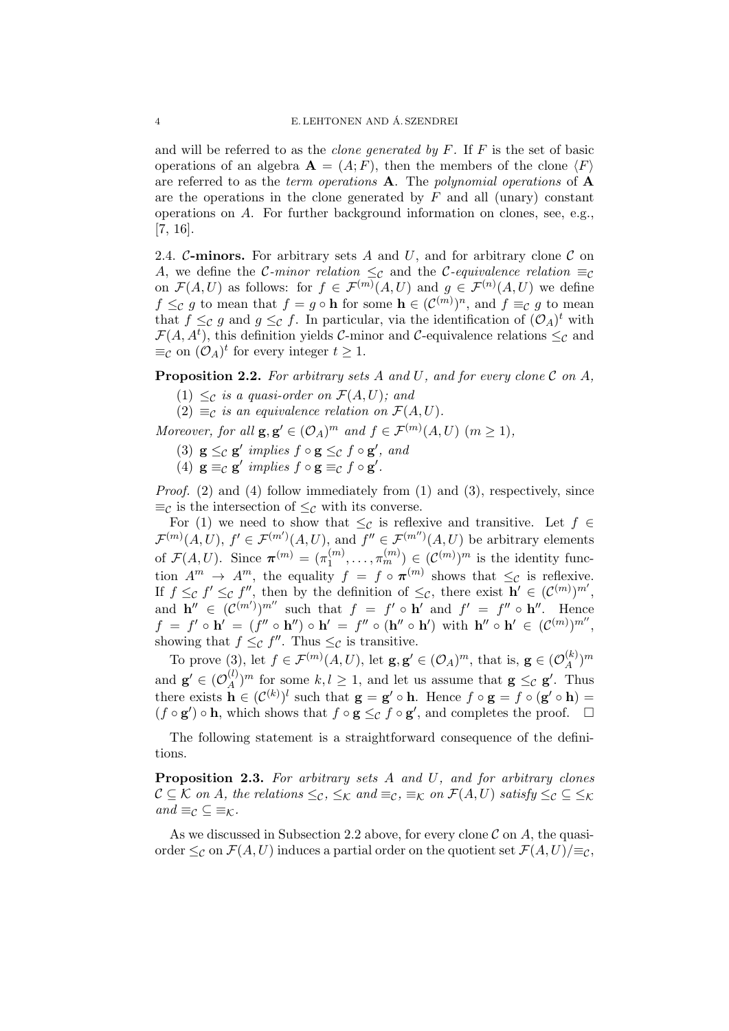and will be referred to as the *clone generated by* $F$. If $F$ is the set of basic operations of an algebra $\mathbf{A} = (A; F)$, then the members of the clone $\langle F \rangle$ are referred to as the *term operations* $\mathbf{A}$. The *polynomial operations* of $\mathbf{A}$ are the operations in the clone generated by $F$ and all (unary) constant operations on $A$. For further background information on clones, see, e.g., [7, 16].

2.4. **$\mathcal{C}$-minors.** For arbitrary sets $A$ and $U$, and for arbitrary clone $\mathcal{C}$ on $A$, we define the *$\mathcal{C}$-minor relation* $\leq_{\mathcal{C}}$ and the *$\mathcal{C}$-equivalence relation* $\equiv_{\mathcal{C}}$ on $\mathcal{F}(A, U)$ as follows: for $f \in \mathcal{F}^{(m)}(A, U)$ and $g \in \mathcal{F}^{(n)}(A, U)$ we define $f \leq_{\mathcal{C}} g$ to mean that $f = g \circ \mathbf{h}$ for some $\mathbf{h} \in (\mathcal{C}^{(m)})^n$, and $f \equiv_{\mathcal{C}} g$ to mean that $f \leq_{\mathcal{C}} g$ and $g \leq_{\mathcal{C}} f$. In particular, via the identification of $(\mathcal{O}_A)^t$ with $\mathcal{F}(A, A^t)$, this definition yields $\mathcal{C}$-minor and $\mathcal{C}$-equivalence relations $\leq_{\mathcal{C}}$ and $\equiv_{\mathcal{C}}$ on $(\mathcal{O}_A)^t$ for every integer $t \geq 1$.

**Proposition 2.2.** *For arbitrary sets $A$ and $U$, and for every clone $\mathcal{C}$ on $A$,*

(1) *$\leq_{\mathcal{C}}$ is a quasi-order on $\mathcal{F}(A, U)$; and*
(2) *$\equiv_{\mathcal{C}}$ is an equivalence relation on $\mathcal{F}(A, U)$.*

*Moreover, for all $\mathbf{g}, \mathbf{g}' \in (\mathcal{O}_A)^m$ and $f \in \mathcal{F}^{(m)}(A, U)$ $(m \geq 1)$,*

(3) *$\mathbf{g} \leq_{\mathcal{C}} \mathbf{g}'$ implies $f \circ \mathbf{g} \leq_{\mathcal{C}} f \circ \mathbf{g}'$, and*
(4) *$\mathbf{g} \equiv_{\mathcal{C}} \mathbf{g}'$ implies $f \circ \mathbf{g} \equiv_{\mathcal{C}} f \circ \mathbf{g}'$.*

*Proof.* (2) and (4) follow immediately from (1) and (3), respectively, since $\equiv_{\mathcal{C}}$ is the intersection of $\leq_{\mathcal{C}}$ with its converse.

For (1) we need to show that $\leq_{\mathcal{C}}$ is reflexive and transitive. Let $f \in \mathcal{F}^{(m)}(A, U)$, $f' \in \mathcal{F}^{(m')}(A, U)$, and $f'' \in \mathcal{F}^{(m'')}(A, U)$ be arbitrary elements of $\mathcal{F}(A, U)$. Since $\boldsymbol{\pi}^{(m)} = (\pi_1^{(m)}, \dots, \pi_m^{(m)}) \in (\mathcal{C}^{(m)})^m$ is the identity function $A^m \to A^m$, the equality $f = f \circ \boldsymbol{\pi}^{(m)}$ shows that $\leq_{\mathcal{C}}$ is reflexive. If $f \leq_{\mathcal{C}} f' \leq_{\mathcal{C}} f''$, then by the definition of $\leq_{\mathcal{C}}$, there exist $\mathbf{h}' \in (\mathcal{C}^{(m)})^{m'}$, and $\mathbf{h}'' \in (\mathcal{C}^{(m')})^{m''}$ such that $f = f' \circ \mathbf{h}'$ and $f' = f'' \circ \mathbf{h}''$. Hence $f = f' \circ \mathbf{h}' = (f'' \circ \mathbf{h}'') \circ \mathbf{h}' = f'' \circ (\mathbf{h}'' \circ \mathbf{h}')$ with $\mathbf{h}'' \circ \mathbf{h}' \in (\mathcal{C}^{(m)})^{m''}$, showing that $f \leq_{\mathcal{C}} f''$. Thus $\leq_{\mathcal{C}}$ is transitive.

To prove (3), let $f \in \mathcal{F}^{(m)}(A, U)$, let $\mathbf{g}, \mathbf{g}' \in (\mathcal{O}_A)^m$, that is, $\mathbf{g} \in (\mathcal{O}_A^{(k)})^m$ and $\mathbf{g}' \in (\mathcal{O}_A^{(l)})^m$ for some $k, l \geq 1$, and let us assume that $\mathbf{g} \leq_{\mathcal{C}} \mathbf{g}'$. Thus there exists $\mathbf{h} \in (\mathcal{C}^{(k)})^l$ such that $\mathbf{g} = \mathbf{g}' \circ \mathbf{h}$. Hence $f \circ \mathbf{g} = f \circ (\mathbf{g}' \circ \mathbf{h}) = (f \circ \mathbf{g}') \circ \mathbf{h}$, which shows that $f \circ \mathbf{g} \leq_{\mathcal{C}} f \circ \mathbf{g}'$, and completes the proof. $\square$

The following statement is a straightforward consequence of the definitions.

**Proposition 2.3.** *For arbitrary sets $A$ and $U$, and for arbitrary clones $\mathcal{C} \subseteq \mathcal{K}$ on $A$, the relations $\leq_{\mathcal{C}}$, $\leq_{\mathcal{K}}$ and $\equiv_{\mathcal{C}}$, $\equiv_{\mathcal{K}}$ on $\mathcal{F}(A, U)$ satisfy $\leq_{\mathcal{C}} \subseteq \leq_{\mathcal{K}}$ and $\equiv_{\mathcal{C}} \subseteq \equiv_{\mathcal{K}}$.*

As we discussed in Subsection 2.2 above, for every clone $\mathcal{C}$ on $A$, the quasi-order $\leq_{\mathcal{C}}$ on $\mathcal{F}(A, U)$ induces a partial order on the quotient set $\mathcal{F}(A, U)/{\equiv_{\mathcal{C}}}$,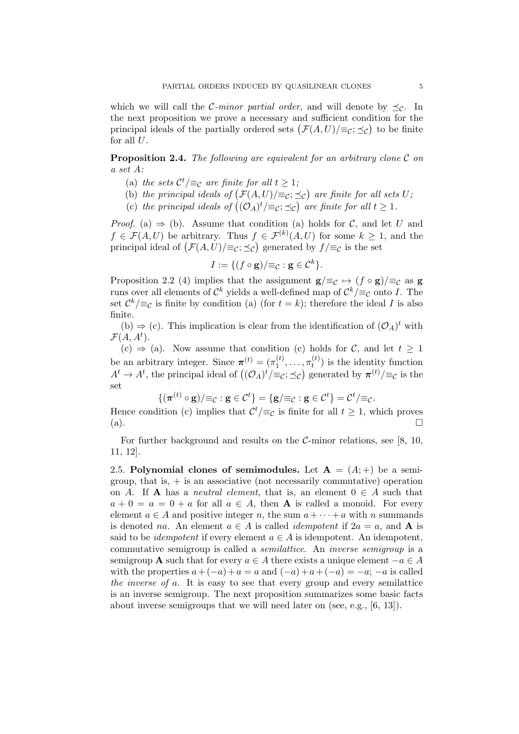which we will call the $\mathcal{C}$*-minor partial order*, and will denote by $\preceq_{\mathcal{C}}$. In the next proposition we prove a necessary and sufficient condition for the principal ideals of the partially ordered sets $\big(\mathcal{F}(A,U)/{\equiv_{\mathcal{C}}};\preceq_{\mathcal{C}}\big)$ to be finite for all $U$.

**Proposition 2.4.** *The following are equivalent for an arbitrary clone $\mathcal{C}$ on a set $A$:*

(a) *the sets $\mathcal{C}^t/{\equiv_{\mathcal{C}}}$ are finite for all $t \geq 1$;*

(b) *the principal ideals of $\big(\mathcal{F}(A,U)/{\equiv_{\mathcal{C}}};\preceq_{\mathcal{C}}\big)$ are finite for all sets $U$;*

(c) *the principal ideals of $\big((\mathcal{O}_A)^t/{\equiv_{\mathcal{C}}};\preceq_{\mathcal{C}}\big)$ are finite for all $t \geq 1$.*

*Proof.* (a) $\Rightarrow$ (b). Assume that condition (a) holds for $\mathcal{C}$, and let $U$ and $f \in \mathcal{F}(A,U)$ be arbitrary. Thus $f \in \mathcal{F}^{(k)}(A,U)$ for some $k \geq 1$, and the principal ideal of $\big(\mathcal{F}(A,U)/{\equiv_{\mathcal{C}}};\preceq_{\mathcal{C}}\big)$ generated by $f/{\equiv_{\mathcal{C}}}$ is the set

$$I := \{(f \circ \mathbf{g})/{\equiv_{\mathcal{C}}} : \mathbf{g} \in \mathcal{C}^k\}.$$

Proposition 2.2 (4) implies that the assignment $\mathbf{g}/{\equiv_{\mathcal{C}}} \mapsto (f \circ \mathbf{g})/{\equiv_{\mathcal{C}}}$ as $\mathbf{g}$ runs over all elements of $\mathcal{C}^k$ yields a well-defined map of $\mathcal{C}^k/{\equiv_{\mathcal{C}}}$ onto $I$. The set $\mathcal{C}^k/{\equiv_{\mathcal{C}}}$ is finite by condition (a) (for $t = k$); therefore the ideal $I$ is also finite.

(b) $\Rightarrow$ (c). This implication is clear from the identification of $(\mathcal{O}_A)^t$ with $\mathcal{F}(A, A^t)$.

(c) $\Rightarrow$ (a). Now assume that condition (c) holds for $\mathcal{C}$, and let $t \geq 1$ be an arbitrary integer. Since $\boldsymbol{\pi}^{(t)} = (\pi_1^{(t)}, \dots, \pi_t^{(t)})$ is the identity function $A^t \to A^t$, the principal ideal of $\big((\mathcal{O}_A)^t/{\equiv_{\mathcal{C}}};\preceq_{\mathcal{C}}\big)$ generated by $\boldsymbol{\pi}^{(t)}/{\equiv_{\mathcal{C}}}$ is the set

$$\{(\boldsymbol{\pi}^{(t)} \circ \mathbf{g})/{\equiv_{\mathcal{C}}} : \mathbf{g} \in \mathcal{C}^t\} = \{\mathbf{g}/{\equiv_{\mathcal{C}}} : \mathbf{g} \in \mathcal{C}^t\} = \mathcal{C}^t/{\equiv_{\mathcal{C}}}.$$

Hence condition (c) implies that $\mathcal{C}^t/{\equiv_{\mathcal{C}}}$ is finite for all $t \geq 1$, which proves (a). $\square$

For further background and results on the $\mathcal{C}$-minor relations, see [8, 10, 11, 12].

2.5. **Polynomial clones of semimodules.** Let $\mathbf{A} = (A;+)$ be a semigroup, that is, $+$ is an associative (not necessarily commutative) operation on $A$. If $\mathbf{A}$ has a *neutral element*, that is, an element $0 \in A$ such that $a + 0 = a = 0 + a$ for all $a \in A$, then $\mathbf{A}$ is called a monoid. For every element $a \in A$ and positive integer $n$, the sum $a + \cdots + a$ with $n$ summands is denoted $na$. An element $a \in A$ is called *idempotent* if $2a = a$, and $\mathbf{A}$ is said to be *idempotent* if every element $a \in A$ is idempotent. An idempotent, commutative semigroup is called a *semilattice*. An *inverse semigroup* is a semigroup $\mathbf{A}$ such that for every $a \in A$ there exists a unique element $-a \in A$ with the properties $a + (-a) + a = a$ and $(-a) + a + (-a) = -a$; $-a$ is called *the inverse of* $a$. It is easy to see that every group and every semilattice is an inverse semigroup. The next proposition summarizes some basic facts about inverse semigroups that we will need later on (see, e.g., [6, 13]).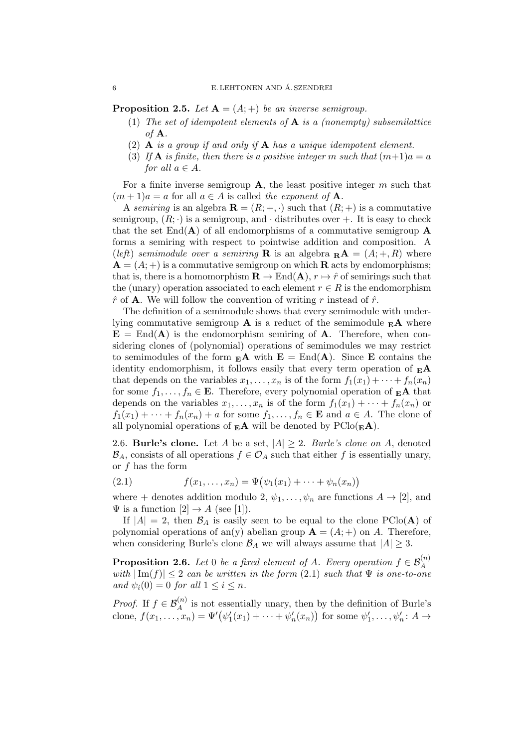**Proposition 2.5.** *Let $\mathbf{A} = (A; +)$ be an inverse semigroup.*

1. *The set of idempotent elements of $\mathbf{A}$ is a (nonempty) subsemilattice of $\mathbf{A}$.*
2. *$\mathbf{A}$ is a group if and only if $\mathbf{A}$ has a unique idempotent element.*
3. *If $\mathbf{A}$ is finite, then there is a positive integer $m$ such that $(m+1)a = a$ for all $a \in A$.*

For a finite inverse semigroup $\mathbf{A}$, the least positive integer $m$ such that $(m+1)a = a$ for all $a \in A$ is called *the exponent of* $\mathbf{A}$.

A *semiring* is an algebra $\mathbf{R} = (R; +, \cdot)$ such that $(R; +)$ is a commutative semigroup, $(R; \cdot)$ is a semigroup, and $\cdot$ distributes over $+$. It is easy to check that the set $\mathrm{End}(\mathbf{A})$ of all endomorphisms of a commutative semigroup $\mathbf{A}$ forms a semiring with respect to pointwise addition and composition. A (*left*) *semimodule over a semiring* $\mathbf{R}$ is an algebra ${}_{\mathbf{R}}\mathbf{A} = (A; +, R)$ where $\mathbf{A} = (A; +)$ is a commutative semigroup on which $\mathbf{R}$ acts by endomorphisms; that is, there is a homomorphism $\mathbf{R} \to \mathrm{End}(\mathbf{A})$, $r \mapsto \hat{r}$ of semirings such that the (unary) operation associated to each element $r \in R$ is the endomorphism $\hat{r}$ of $\mathbf{A}$. We will follow the convention of writing $r$ instead of $\hat{r}$.

The definition of a semimodule shows that every semimodule with underlying commutative semigroup $\mathbf{A}$ is a reduct of the semimodule ${}_{\mathbf{E}}\mathbf{A}$ where $\mathbf{E} = \mathrm{End}(\mathbf{A})$ is the endomorphism semiring of $\mathbf{A}$. Therefore, when considering clones of (polynomial) operations of semimodules we may restrict to semimodules of the form ${}_{\mathbf{E}}\mathbf{A}$ with $\mathbf{E} = \mathrm{End}(\mathbf{A})$. Since $\mathbf{E}$ contains the identity endomorphism, it follows easily that every term operation of ${}_{\mathbf{E}}\mathbf{A}$ that depends on the variables $x_1, \ldots, x_n$ is of the form $f_1(x_1) + \cdots + f_n(x_n)$ for some $f_1, \ldots, f_n \in \mathbf{E}$. Therefore, every polynomial operation of ${}_{\mathbf{E}}\mathbf{A}$ that depends on the variables $x_1, \ldots, x_n$ is of the form $f_1(x_1) + \cdots + f_n(x_n)$ or $f_1(x_1) + \cdots + f_n(x_n) + a$ for some $f_1, \ldots, f_n \in \mathbf{E}$ and $a \in A$. The clone of all polynomial operations of ${}_{\mathbf{E}}\mathbf{A}$ will be denoted by $\mathrm{PClo}({}_{\mathbf{E}}\mathbf{A})$.

2.6. **Burle's clone.** Let $A$ be a set, $|A| \geq 2$. *Burle's clone on* $A$, denoted $\mathcal{B}_A$, consists of all operations $f \in \mathcal{O}_A$ such that either $f$ is essentially unary, or $f$ has the form

$$f(x_1, \ldots, x_n) = \Psi\big(\psi_1(x_1) + \cdots + \psi_n(x_n)\big) \tag{2.1}$$

where $+$ denotes addition modulo 2, $\psi_1, \ldots, \psi_n$ are functions $A \to [2]$, and $\Psi$ is a function $[2] \to A$ (see [1]).

If $|A| = 2$, then $\mathcal{B}_A$ is easily seen to be equal to the clone $\mathrm{PClo}(\mathbf{A})$ of polynomial operations of an(y) abelian group $\mathbf{A} = (A; +)$ on $A$. Therefore, when considering Burle's clone $\mathcal{B}_A$ we will always assume that $|A| \geq 3$.

**Proposition 2.6.** *Let 0 be a fixed element of $A$. Every operation $f \in \mathcal{B}_A^{(n)}$ with $|\mathrm{Im}(f)| \leq 2$ can be written in the form* (2.1) *such that $\Psi$ is one-to-one and $\psi_i(0) = 0$ for all $1 \leq i \leq n$.*

*Proof.* If $f \in \mathcal{B}_A^{(n)}$ is not essentially unary, then by the definition of Burle's clone, $f(x_1, \ldots, x_n) = \Psi'\big(\psi_1'(x_1) + \cdots + \psi_n'(x_n)\big)$ for some $\psi_1', \ldots, \psi_n' \colon A \to$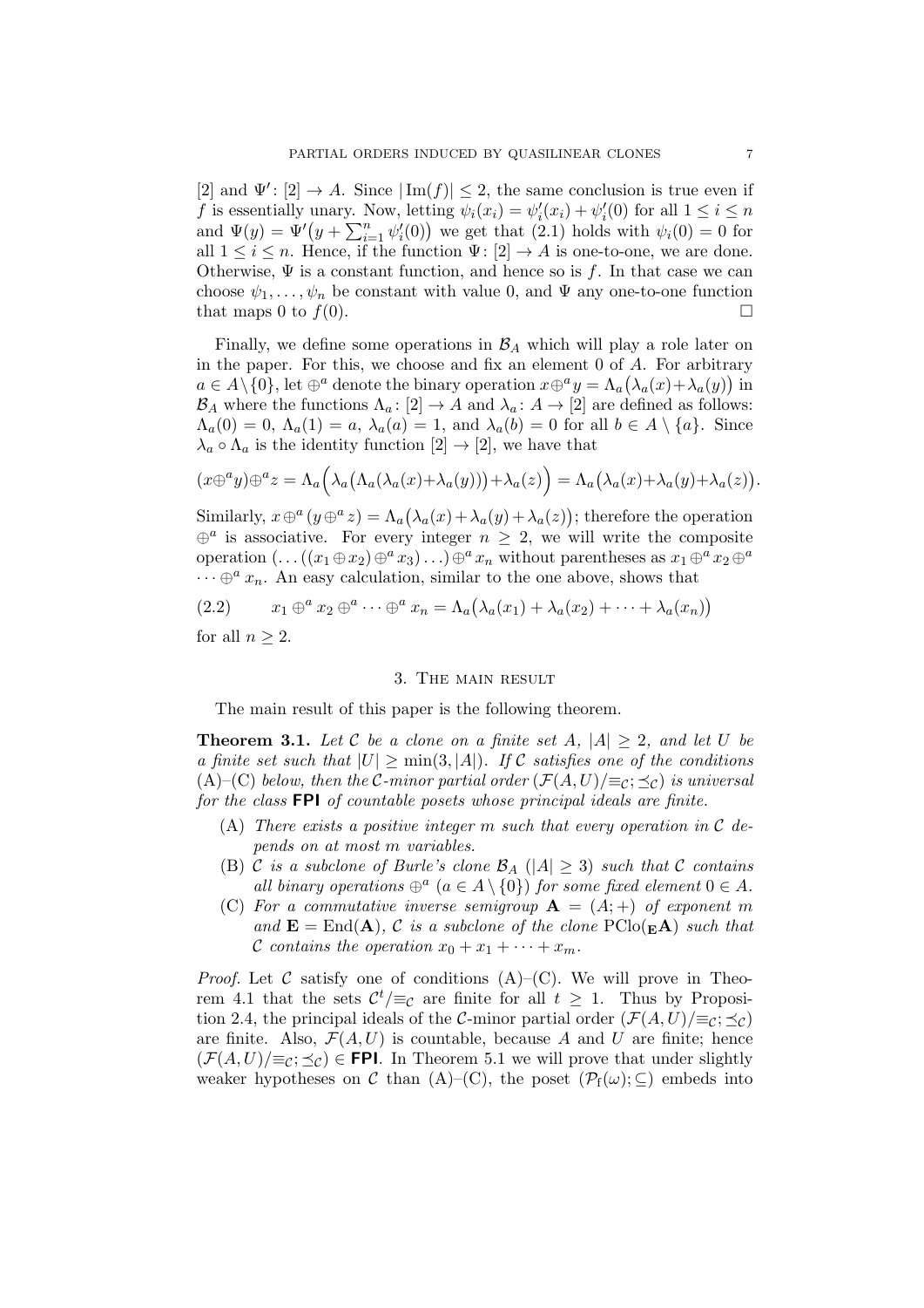[2] and $\Psi' \colon [2] \to A$. Since $|\operatorname{Im}(f)| \leq 2$, the same conclusion is true even if $f$ is essentially unary. Now, letting $\psi_i(x_i) = \psi'_i(x_i) + \psi'_i(0)$ for all $1 \leq i \leq n$ and $\Psi(y) = \Psi'\bigl(y + \sum_{i=1}^{n} \psi'_i(0)\bigr)$ we get that (2.1) holds with $\psi_i(0) = 0$ for all $1 \leq i \leq n$. Hence, if the function $\Psi \colon [2] \to A$ is one-to-one, we are done. Otherwise, $\Psi$ is a constant function, and hence so is $f$. In that case we can choose $\psi_1, \dots, \psi_n$ be constant with value 0, and $\Psi$ any one-to-one function that maps 0 to $f(0)$. $\square$

Finally, we define some operations in $\mathcal{B}_A$ which will play a role later on in the paper. For this, we choose and fix an element 0 of $A$. For arbitrary $a \in A \setminus \{0\}$, let $\oplus^a$ denote the binary operation $x \oplus^a y = \Lambda_a\bigl(\lambda_a(x) + \lambda_a(y)\bigr)$ in $\mathcal{B}_A$ where the functions $\Lambda_a \colon [2] \to A$ and $\lambda_a \colon A \to [2]$ are defined as follows: $\Lambda_a(0) = 0$, $\Lambda_a(1) = a$, $\lambda_a(a) = 1$, and $\lambda_a(b) = 0$ for all $b \in A \setminus \{a\}$. Since $\lambda_a \circ \Lambda_a$ is the identity function $[2] \to [2]$, we have that

$$(x \oplus^a y) \oplus^a z = \Lambda_a\Bigl(\lambda_a\bigl(\Lambda_a(\lambda_a(x) + \lambda_a(y))\bigr) + \lambda_a(z)\Bigr) = \Lambda_a\bigl(\lambda_a(x) + \lambda_a(y) + \lambda_a(z)\bigr).$$

Similarly, $x \oplus^a (y \oplus^a z) = \Lambda_a\bigl(\lambda_a(x) + \lambda_a(y) + \lambda_a(z)\bigr)$; therefore the operation $\oplus^a$ is associative. For every integer $n \geq 2$, we will write the composite operation $(\dots((x_1 \oplus x_2) \oplus^a x_3) \dots) \oplus^a x_n$ without parentheses as $x_1 \oplus^a x_2 \oplus^a \dots \oplus^a x_n$. An easy calculation, similar to the one above, shows that

$$x_1 \oplus^a x_2 \oplus^a \dots \oplus^a x_n = \Lambda_a\bigl(\lambda_a(x_1) + \lambda_a(x_2) + \dots + \lambda_a(x_n)\bigr) \tag{2.2}$$

for all $n \geq 2$.

## 3. The main result

The main result of this paper is the following theorem.

**Theorem 3.1.** *Let $\mathcal{C}$ be a clone on a finite set $A$, $|A| \geq 2$, and let $U$ be a finite set such that $|U| \geq \min(3, |A|)$. If $\mathcal{C}$ satisfies one of the conditions* (A)–(C) *below, then the $\mathcal{C}$-minor partial order $(\mathcal{F}(A, U)/{\equiv_\mathcal{C}}; \preceq_\mathcal{C})$ is universal for the class* **FPI** *of countable posets whose principal ideals are finite.*

- (A) *There exists a positive integer $m$ such that every operation in $\mathcal{C}$ depends on at most $m$ variables.*
- (B) *$\mathcal{C}$ is a subclone of Burle's clone $\mathcal{B}_A$ ($|A| \geq 3$) such that $\mathcal{C}$ contains all binary operations $\oplus^a$ ($a \in A \setminus \{0\}$) for some fixed element $0 \in A$.*
- (C) *For a commutative inverse semigroup $\mathbf{A} = (A; +)$ of exponent $m$ and $\mathbf{E} = \operatorname{End}(\mathbf{A})$, $\mathcal{C}$ is a subclone of the clone $\operatorname{PClo}({}_\mathbf{E}\mathbf{A})$ such that $\mathcal{C}$ contains the operation $x_0 + x_1 + \dots + x_m$.*

*Proof.* Let $\mathcal{C}$ satisfy one of conditions (A)–(C). We will prove in Theorem 4.1 that the sets $\mathcal{C}^t/{\equiv_\mathcal{C}}$ are finite for all $t \geq 1$. Thus by Proposition 2.4, the principal ideals of the $\mathcal{C}$-minor partial order $(\mathcal{F}(A, U)/{\equiv_\mathcal{C}}; \preceq_\mathcal{C})$ are finite. Also, $\mathcal{F}(A, U)$ is countable, because $A$ and $U$ are finite; hence $(\mathcal{F}(A, U)/{\equiv_\mathcal{C}}; \preceq_\mathcal{C}) \in$ **FPI**. In Theorem 5.1 we will prove that under slightly weaker hypotheses on $\mathcal{C}$ than (A)–(C), the poset $(\mathcal{P}_\mathrm{f}(\omega); \subseteq)$ embeds into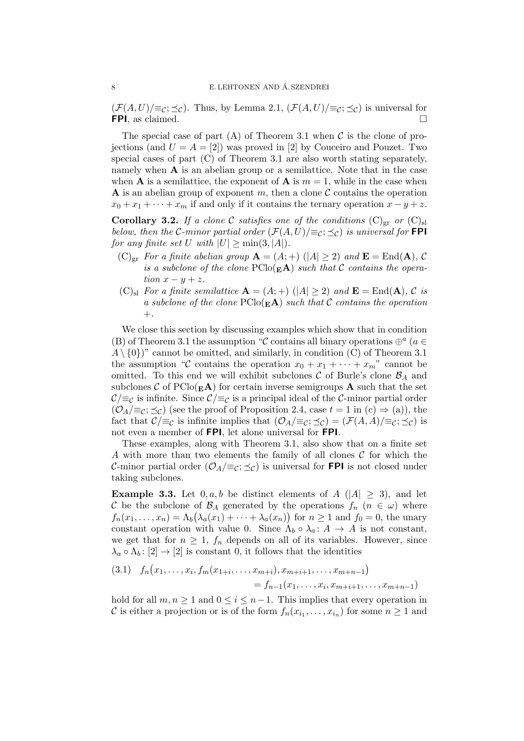$(\mathcal{F}(A,U)/{\equiv_{\mathcal{C}}}; \preceq_{\mathcal{C}})$. Thus, by Lemma 2.1, $(\mathcal{F}(A,U)/{\equiv_{\mathcal{C}}}; \preceq_{\mathcal{C}})$ is universal for **FPI**, as claimed. □

The special case of part (A) of Theorem 3.1 when $\mathcal{C}$ is the clone of projections (and $U = A = [2]$) was proved in [2] by Couceiro and Pouzet. Two special cases of part (C) of Theorem 3.1 are also worth stating separately, namely when $\mathbf{A}$ is an abelian group or a semilattice. Note that in the case when $\mathbf{A}$ is a semilattice, the exponent of $\mathbf{A}$ is $m = 1$, while in the case when $\mathbf{A}$ is an abelian group of exponent $m$, then a clone $\mathcal{C}$ contains the operation $x_0 + x_1 + \cdots + x_m$ if and only if it contains the ternary operation $x - y + z$.

**Corollary 3.2.** *If a clone $\mathcal{C}$ satisfies one of the conditions $(\mathrm{C})_{\mathrm{gr}}$ or $(\mathrm{C})_{\mathrm{sl}}$ below, then the $\mathcal{C}$-minor partial order $(\mathcal{F}(A,U)/{\equiv_{\mathcal{C}}}; \preceq_{\mathcal{C}})$ is universal for* **FPI** *for any finite set $U$ with $|U| \geq \min(3, |A|)$.*

- $(\mathrm{C})_{\mathrm{gr}}$ *For a finite abelian group $\mathbf{A} = (A; +)$ ($|A| \geq 2$) and $\mathbf{E} = \mathrm{End}(\mathbf{A})$, $\mathcal{C}$ is a subclone of the clone $\mathrm{PClo}({}_{\mathbf{E}}\mathbf{A})$ such that $\mathcal{C}$ contains the operation $x - y + z$.*
- $(\mathrm{C})_{\mathrm{sl}}$ *For a finite semilattice $\mathbf{A} = (A; +)$ ($|A| \geq 2$) and $\mathbf{E} = \mathrm{End}(\mathbf{A})$, $\mathcal{C}$ is a subclone of the clone $\mathrm{PClo}({}_{\mathbf{E}}\mathbf{A})$ such that $\mathcal{C}$ contains the operation $+$.*

We close this section by discussing examples which show that in condition (B) of Theorem 3.1 the assumption "$\mathcal{C}$ contains all binary operations $\oplus^a$ ($a \in A \setminus \{0\}$)" cannot be omitted, and similarly, in condition (C) of Theorem 3.1 the assumption "$\mathcal{C}$ contains the operation $x_0 + x_1 + \cdots + x_m$" cannot be omitted. To this end we will exhibit subclones $\mathcal{C}$ of Burle's clone $\mathcal{B}_A$ and subclones $\mathcal{C}$ of $\mathrm{PClo}({}_{\mathbf{E}}\mathbf{A})$ for certain inverse semigroups $\mathbf{A}$ such that the set $\mathcal{C}/{\equiv_{\mathcal{C}}}$ is infinite. Since $\mathcal{C}/{\equiv_{\mathcal{C}}}$ is a principal ideal of the $\mathcal{C}$-minor partial order $(\mathcal{O}_A/{\equiv_{\mathcal{C}}}; \preceq_{\mathcal{C}})$ (see the proof of Proposition 2.4, case $t = 1$ in (c) $\Rightarrow$ (a)), the fact that $\mathcal{C}/{\equiv_{\mathcal{C}}}$ is infinite implies that $(\mathcal{O}_A/{\equiv_{\mathcal{C}}}; \preceq_{\mathcal{C}}) = (\mathcal{F}(A,A)/{\equiv_{\mathcal{C}}}; \preceq_{\mathcal{C}})$ is not even a member of **FPI**, let alone universal for **FPI**.

These examples, along with Theorem 3.1, also show that on a finite set $A$ with more than two elements the family of all clones $\mathcal{C}$ for which the $\mathcal{C}$-minor partial order $(\mathcal{O}_A/{\equiv_{\mathcal{C}}}; \preceq_{\mathcal{C}})$ is universal for **FPI** is not closed under taking subclones.

**Example 3.3.** Let $0, a, b$ be distinct elements of $A$ ($|A| \geq 3$), and let $\mathcal{C}$ be the subclone of $\mathcal{B}_A$ generated by the operations $f_n$ ($n \in \omega$) where $f_n(x_1, \dots, x_n) = \Lambda_b\big(\lambda_a(x_1) + \cdots + \lambda_a(x_n)\big)$ for $n \geq 1$ and $f_0 = 0$, the unary constant operation with value 0. Since $\Lambda_b \circ \lambda_a \colon A \to A$ is not constant, we get that for $n \geq 1$, $f_n$ depends on all of its variables. However, since $\lambda_a \circ \Lambda_b \colon [2] \to [2]$ is constant 0, it follows that the identities

$$
\begin{aligned}
(3.1)\quad f_n\big(x_1, \dots, x_i, f_m(x_{1+i}, \dots, x_{m+i}), x_{m+i+1}, \dots, x_{m+n-1}\big)& \\
= f_{n-1}(x_1, \dots, x_i, x_{m+i+1}, \dots, x_{m+n-1})&
\end{aligned}
$$

hold for all $m, n \geq 1$ and $0 \leq i \leq n-1$. This implies that every operation in $\mathcal{C}$ is either a projection or is of the form $f_n(x_{i_1}, \dots, x_{i_n})$ for some $n \geq 1$ and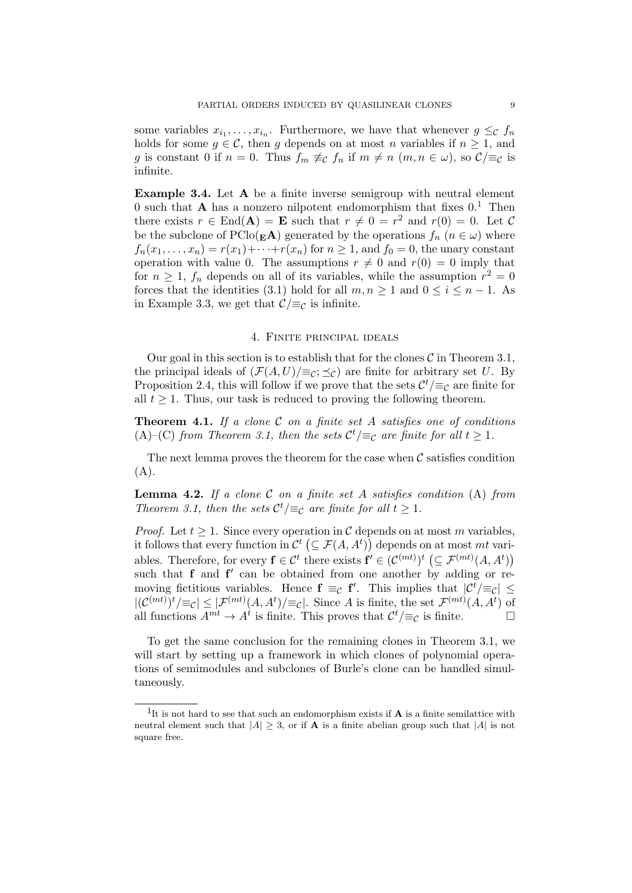some variables $x_{i_1}, \ldots, x_{i_n}$. Furthermore, we have that whenever $g \leq_{\mathcal{C}} f_n$ holds for some $g \in \mathcal{C}$, then $g$ depends on at most $n$ variables if $n \geq 1$, and $g$ is constant 0 if $n = 0$. Thus $f_m \not\equiv_{\mathcal{C}} f_n$ if $m \neq n$ ($m, n \in \omega$), so $\mathcal{C}/{\equiv_{\mathcal{C}}}$ is infinite.

**Example 3.4.** Let $\mathbf{A}$ be a finite inverse semigroup with neutral element 0 such that $\mathbf{A}$ has a nonzero nilpotent endomorphism that fixes 0.[1] Then there exists $r \in \mathrm{End}(\mathbf{A}) = \mathbf{E}$ such that $r \neq 0 = r^2$ and $r(0) = 0$. Let $\mathcal{C}$ be the subclone of $\mathrm{PClo}({}_{\mathbf{E}}\mathbf{A})$ generated by the operations $f_n$ ($n \in \omega$) where $f_n(x_1, \ldots, x_n) = r(x_1) + \cdots + r(x_n)$ for $n \geq 1$, and $f_0 = 0$, the unary constant operation with value 0. The assumptions $r \neq 0$ and $r(0) = 0$ imply that for $n \geq 1$, $f_n$ depends on all of its variables, while the assumption $r^2 = 0$ forces that the identities (3.1) hold for all $m, n \geq 1$ and $0 \leq i \leq n-1$. As in Example 3.3, we get that $\mathcal{C}/{\equiv_{\mathcal{C}}}$ is infinite.

## 4. Finite principal ideals

Our goal in this section is to establish that for the clones $\mathcal{C}$ in Theorem 3.1, the principal ideals of $(\mathcal{F}(A, U)/{\equiv_{\mathcal{C}}}; \preceq_{\mathcal{C}})$ are finite for arbitrary set $U$. By Proposition 2.4, this will follow if we prove that the sets $\mathcal{C}^t/{\equiv_{\mathcal{C}}}$ are finite for all $t \geq 1$. Thus, our task is reduced to proving the following theorem.

**Theorem 4.1.** *If a clone $\mathcal{C}$ on a finite set $A$ satisfies one of conditions* (A)–(C) *from Theorem 3.1, then the sets $\mathcal{C}^t/{\equiv_{\mathcal{C}}}$ are finite for all $t \geq 1$.*

The next lemma proves the theorem for the case when $\mathcal{C}$ satisfies condition (A).

**Lemma 4.2.** *If a clone $\mathcal{C}$ on a finite set $A$ satisfies condition* (A) *from Theorem 3.1, then the sets $\mathcal{C}^t/{\equiv_{\mathcal{C}}}$ are finite for all $t \geq 1$.*

*Proof.* Let $t \geq 1$. Since every operation in $\mathcal{C}$ depends on at most $m$ variables, it follows that every function in $\mathcal{C}^t$ $\big(\subseteq \mathcal{F}(A, A^t)\big)$ depends on at most $mt$ variables. Therefore, for every $\mathbf{f} \in \mathcal{C}^t$ there exists $\mathbf{f}' \in (\mathcal{C}^{(mt)})^t$ $\big(\subseteq \mathcal{F}^{(mt)}(A, A^t)\big)$ such that $\mathbf{f}$ and $\mathbf{f}'$ can be obtained from one another by adding or removing fictitious variables. Hence $\mathbf{f} \equiv_{\mathcal{C}} \mathbf{f}'$. This implies that $|\mathcal{C}^t/{\equiv_{\mathcal{C}}}| \leq |(\mathcal{C}^{(mt)})^t/{\equiv_{\mathcal{C}}}| \leq |\mathcal{F}^{(mt)}(A, A^t)/{\equiv_{\mathcal{C}}}|$. Since $A$ is finite, the set $\mathcal{F}^{(mt)}(A, A^t)$ of all functions $A^{mt} \to A^t$ is finite. This proves that $\mathcal{C}^t/{\equiv_{\mathcal{C}}}$ is finite. $\square$

To get the same conclusion for the remaining clones in Theorem 3.1, we will start by setting up a framework in which clones of polynomial operations of semimodules and subclones of Burle's clone can be handled simultaneously.

---

[1] It is not hard to see that such an endomorphism exists if $\mathbf{A}$ is a finite semilattice with neutral element such that $|A| \geq 3$, or if $\mathbf{A}$ is a finite abelian group such that $|A|$ is not square free.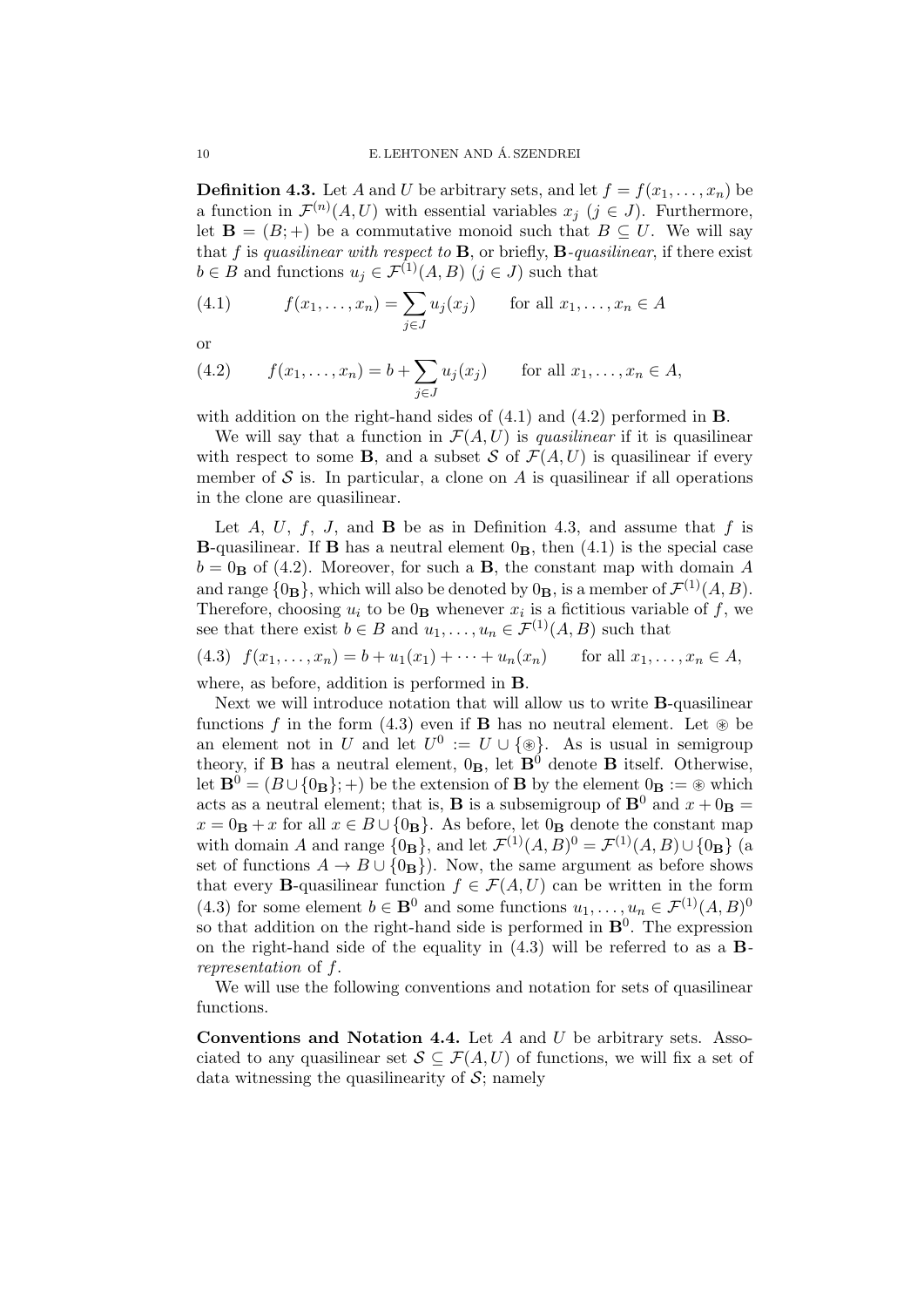**Definition 4.3.** Let $A$ and $U$ be arbitrary sets, and let $f = f(x_1, \dots, x_n)$ be a function in $\mathcal{F}^{(n)}(A, U)$ with essential variables $x_j$ ($j \in J$). Furthermore, let $\mathbf{B} = (B; +)$ be a commutative monoid such that $B \subseteq U$. We will say that $f$ is *quasilinear with respect to* $\mathbf{B}$, or briefly, $\mathbf{B}$*-quasilinear*, if there exist $b \in B$ and functions $u_j \in \mathcal{F}^{(1)}(A, B)$ ($j \in J$) such that

$$f(x_1, \dots, x_n) = \sum_{j \in J} u_j(x_j) \qquad \text{for all } x_1, \dots, x_n \in A \tag{4.1}$$

or

$$f(x_1, \dots, x_n) = b + \sum_{j \in J} u_j(x_j) \qquad \text{for all } x_1, \dots, x_n \in A, \tag{4.2}$$

with addition on the right-hand sides of (4.1) and (4.2) performed in $\mathbf{B}$.

We will say that a function in $\mathcal{F}(A, U)$ is *quasilinear* if it is quasilinear with respect to some $\mathbf{B}$, and a subset $\mathcal{S}$ of $\mathcal{F}(A, U)$ is quasilinear if every member of $\mathcal{S}$ is. In particular, a clone on $A$ is quasilinear if all operations in the clone are quasilinear.

Let $A$, $U$, $f$, $J$, and $\mathbf{B}$ be as in Definition 4.3, and assume that $f$ is $\mathbf{B}$-quasilinear. If $\mathbf{B}$ has a neutral element $0_\mathbf{B}$, then (4.1) is the special case $b = 0_\mathbf{B}$ of (4.2). Moreover, for such a $\mathbf{B}$, the constant map with domain $A$ and range $\{0_\mathbf{B}\}$, which will also be denoted by $0_\mathbf{B}$, is a member of $\mathcal{F}^{(1)}(A, B)$. Therefore, choosing $u_i$ to be $0_\mathbf{B}$ whenever $x_i$ is a fictitious variable of $f$, we see that there exist $b \in B$ and $u_1, \dots, u_n \in \mathcal{F}^{(1)}(A, B)$ such that

$$f(x_1, \dots, x_n) = b + u_1(x_1) + \dots + u_n(x_n) \qquad \text{for all } x_1, \dots, x_n \in A, \tag{4.3}$$

where, as before, addition is performed in $\mathbf{B}$.

Next we will introduce notation that will allow us to write $\mathbf{B}$-quasilinear functions $f$ in the form (4.3) even if $\mathbf{B}$ has no neutral element. Let $\circledast$ be an element not in $U$ and let $U^0 := U \cup \{\circledast\}$. As is usual in semigroup theory, if $\mathbf{B}$ has a neutral element, $0_\mathbf{B}$, let $\mathbf{B}^0$ denote $\mathbf{B}$ itself. Otherwise, let $\mathbf{B}^0 = (B \cup \{0_\mathbf{B}\}; +)$ be the extension of $\mathbf{B}$ by the element $0_\mathbf{B} := \circledast$ which acts as a neutral element; that is, $\mathbf{B}$ is a subsemigroup of $\mathbf{B}^0$ and $x + 0_\mathbf{B} = x = 0_\mathbf{B} + x$ for all $x \in B \cup \{0_\mathbf{B}\}$. As before, let $0_\mathbf{B}$ denote the constant map with domain $A$ and range $\{0_\mathbf{B}\}$, and let $\mathcal{F}^{(1)}(A, B)^0 = \mathcal{F}^{(1)}(A, B) \cup \{0_\mathbf{B}\}$ (a set of functions $A \to B \cup \{0_\mathbf{B}\}$). Now, the same argument as before shows that every $\mathbf{B}$-quasilinear function $f \in \mathcal{F}(A, U)$ can be written in the form (4.3) for some element $b \in \mathbf{B}^0$ and some functions $u_1, \dots, u_n \in \mathcal{F}^{(1)}(A, B)^0$ so that addition on the right-hand side is performed in $\mathbf{B}^0$. The expression on the right-hand side of the equality in (4.3) will be referred to as a $\mathbf{B}$*-representation* of $f$.

We will use the following conventions and notation for sets of quasilinear functions.

**Conventions and Notation 4.4.** Let $A$ and $U$ be arbitrary sets. Associated to any quasilinear set $\mathcal{S} \subseteq \mathcal{F}(A, U)$ of functions, we will fix a set of data witnessing the quasilinearity of $\mathcal{S}$; namely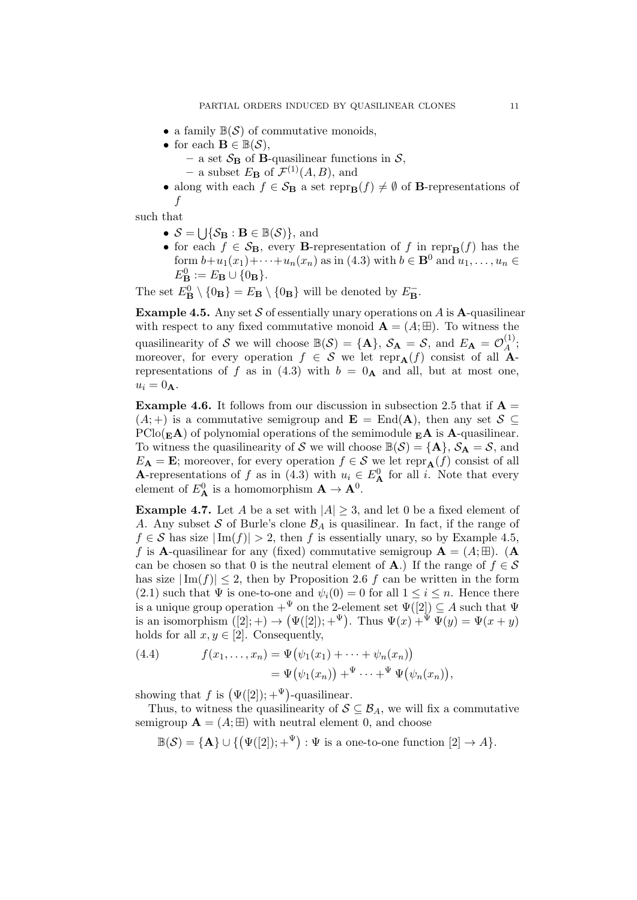- a family $\mathbb{B}(\mathcal{S})$ of commutative monoids,
- for each $\mathbf{B} \in \mathbb{B}(\mathcal{S})$,
  - a set $\mathcal{S}_\mathbf{B}$ of $\mathbf{B}$-quasilinear functions in $\mathcal{S}$,
  - a subset $E_\mathbf{B}$ of $\mathcal{F}^{(1)}(A, B)$, and
- along with each $f \in \mathcal{S}_\mathbf{B}$ a set $\mathrm{repr}_\mathbf{B}(f) \neq \emptyset$ of $\mathbf{B}$-representations of $f$

such that

- $\mathcal{S} = \bigcup\{\mathcal{S}_\mathbf{B} : \mathbf{B} \in \mathbb{B}(\mathcal{S})\}$, and
- for each $f \in \mathcal{S}_\mathbf{B}$, every $\mathbf{B}$-representation of $f$ in $\mathrm{repr}_\mathbf{B}(f)$ has the form $b + u_1(x_1) + \cdots + u_n(x_n)$ as in (4.3) with $b \in \mathbf{B}^0$ and $u_1, \ldots, u_n \in E^0_\mathbf{B} := E_\mathbf{B} \cup \{0_\mathbf{B}\}$.

The set $E^0_\mathbf{B} \setminus \{0_\mathbf{B}\} = E_\mathbf{B} \setminus \{0_\mathbf{B}\}$ will be denoted by $E^-_\mathbf{B}$.

**Example 4.5.** Any set $\mathcal{S}$ of essentially unary operations on $A$ is $\mathbf{A}$-quasilinear with respect to any fixed commutative monoid $\mathbf{A} = (A; \boxplus)$. To witness the quasilinearity of $\mathcal{S}$ we will choose $\mathbb{B}(\mathcal{S}) = \{\mathbf{A}\}$, $\mathcal{S}_\mathbf{A} = \mathcal{S}$, and $E_\mathbf{A} = \mathcal{O}^{(1)}_A$; moreover, for every operation $f \in \mathcal{S}$ we let $\mathrm{repr}_\mathbf{A}(f)$ consist of all $\mathbf{A}$-representations of $f$ as in (4.3) with $b = 0_\mathbf{A}$ and all, but at most one, $u_i = 0_\mathbf{A}$.

**Example 4.6.** It follows from our discussion in subsection 2.5 that if $\mathbf{A} = (A; +)$ is a commutative semigroup and $\mathbf{E} = \mathrm{End}(\mathbf{A})$, then any set $\mathcal{S} \subseteq \mathrm{PClo}({}_\mathbf{E}\mathbf{A})$ of polynomial operations of the semimodule ${}_\mathbf{E}\mathbf{A}$ is $\mathbf{A}$-quasilinear. To witness the quasilinearity of $\mathcal{S}$ we will choose $\mathbb{B}(\mathcal{S}) = \{\mathbf{A}\}$, $\mathcal{S}_\mathbf{A} = \mathcal{S}$, and $E_\mathbf{A} = \mathbf{E}$; moreover, for every operation $f \in \mathcal{S}$ we let $\mathrm{repr}_\mathbf{A}(f)$ consist of all $\mathbf{A}$-representations of $f$ as in (4.3) with $u_i \in E^0_\mathbf{A}$ for all $i$. Note that every element of $E^0_\mathbf{A}$ is a homomorphism $\mathbf{A} \to \mathbf{A}^0$.

**Example 4.7.** Let $A$ be a set with $|A| \geq 3$, and let 0 be a fixed element of $A$. Any subset $\mathcal{S}$ of Burle's clone $\mathcal{B}_A$ is quasilinear. In fact, if the range of $f \in \mathcal{S}$ has size $|\mathrm{Im}(f)| > 2$, then $f$ is essentially unary, so by Example 4.5, $f$ is $\mathbf{A}$-quasilinear for any (fixed) commutative semigroup $\mathbf{A} = (A; \boxplus)$. ($\mathbf{A}$ can be chosen so that 0 is the neutral element of $\mathbf{A}$.) If the range of $f \in \mathcal{S}$ has size $|\mathrm{Im}(f)| \leq 2$, then by Proposition 2.6 $f$ can be written in the form (2.1) such that $\Psi$ is one-to-one and $\psi_i(0) = 0$ for all $1 \leq i \leq n$. Hence there is a unique group operation $+^\Psi$ on the 2-element set $\Psi([2]) \subseteq A$ such that $\Psi$ is an isomorphism $([2]; +) \to (\Psi([2]); +^\Psi)$. Thus $\Psi(x) +^\Psi \Psi(y) = \Psi(x + y)$ holds for all $x, y \in [2]$. Consequently,

$$
\begin{aligned}
f(x_1, \ldots, x_n) &= \Psi\big(\psi_1(x_1) + \cdots + \psi_n(x_n)\big) \\
&= \Psi\big(\psi_1(x_n)\big) +^\Psi \cdots +^\Psi \Psi\big(\psi_n(x_n)\big),
\end{aligned}
\tag{4.4}
$$

showing that $f$ is $\big(\Psi([2]); +^\Psi\big)$-quasilinear.

Thus, to witness the quasilinearity of $\mathcal{S} \subseteq \mathcal{B}_A$, we will fix a commutative semigroup $\mathbf{A} = (A; \boxplus)$ with neutral element 0, and choose

$$
\mathbb{B}(\mathcal{S}) = \{\mathbf{A}\} \cup \{\big(\Psi([2]); +^\Psi\big) : \Psi \text{ is a one-to-one function } [2] \to A\}.
$$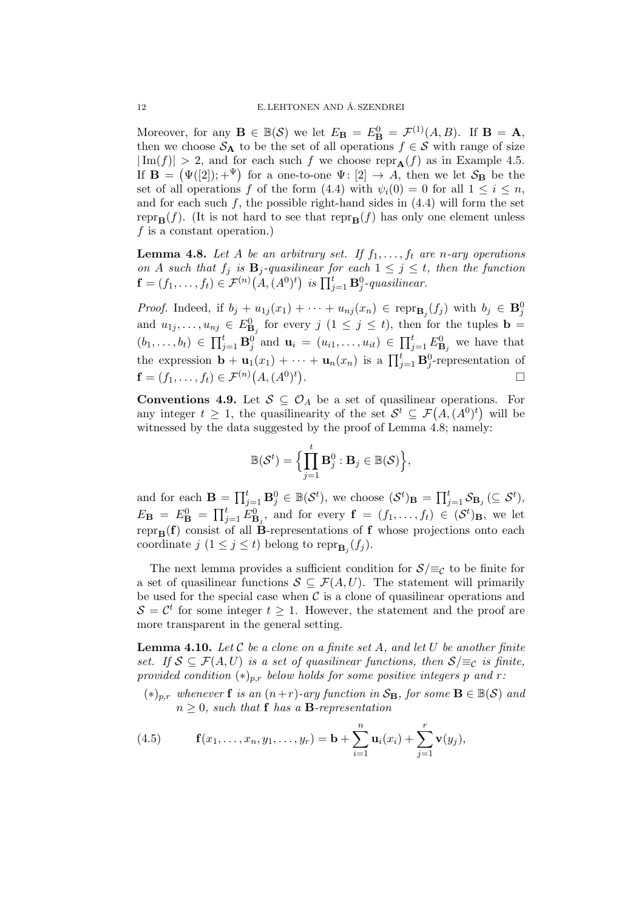Moreover, for any $\mathbf{B} \in \mathbb{B}(\mathcal{S})$ we let $E_\mathbf{B} = E^0_\mathbf{B} = \mathcal{F}^{(1)}(A, B)$. If $\mathbf{B} = \mathbf{A}$, then we choose $\mathcal{S}_\mathbf{A}$ to be the set of all operations $f \in \mathcal{S}$ with range of size $|\operatorname{Im}(f)| > 2$, and for each such $f$ we choose $\operatorname{repr}_\mathbf{A}(f)$ as in Example 4.5. If $\mathbf{B} = \big(\Psi([2]); +^\Psi\big)$ for a one-to-one $\Psi \colon [2] \to A$, then we let $\mathcal{S}_\mathbf{B}$ be the set of all operations $f$ of the form (4.4) with $\psi_i(0) = 0$ for all $1 \le i \le n$, and for each such $f$, the possible right-hand sides in (4.4) will form the set $\operatorname{repr}_\mathbf{B}(f)$. (It is not hard to see that $\operatorname{repr}_\mathbf{B}(f)$ has only one element unless $f$ is a constant operation.)

**Lemma 4.8.** *Let $A$ be an arbitrary set. If $f_1, \dots, f_t$ are $n$-ary operations on $A$ such that $f_j$ is $\mathbf{B}_j$-quasilinear for each $1 \le j \le t$, then the function $\mathbf{f} = (f_1, \dots, f_t) \in \mathcal{F}^{(n)}\big(A, (A^0)^t\big)$ is $\prod_{j=1}^t \mathbf{B}_j^0$-quasilinear.*

*Proof.* Indeed, if $b_j + u_{1j}(x_1) + \cdots + u_{nj}(x_n) \in \operatorname{repr}_{\mathbf{B}_j}(f_j)$ with $b_j \in \mathbf{B}_j^0$ and $u_{1j}, \dots, u_{nj} \in E^0_{\mathbf{B}_j}$ for every $j$ $(1 \le j \le t)$, then for the tuples $\mathbf{b} = (b_1, \dots, b_t) \in \prod_{j=1}^t \mathbf{B}_j^0$ and $\mathbf{u}_i = (u_{i1}, \dots, u_{it}) \in \prod_{j=1}^t E^0_{\mathbf{B}_j}$ we have that the expression $\mathbf{b} + \mathbf{u}_1(x_1) + \cdots + \mathbf{u}_n(x_n)$ is a $\prod_{j=1}^t \mathbf{B}_j^0$-representation of $\mathbf{f} = (f_1, \dots, f_t) \in \mathcal{F}^{(n)}\big(A, (A^0)^t\big)$. $\square$

**Conventions 4.9.** Let $\mathcal{S} \subseteq \mathcal{O}_A$ be a set of quasilinear operations. For any integer $t \ge 1$, the quasilinearity of the set $\mathcal{S}^t \subseteq \mathcal{F}\big(A, (A^0)^t\big)$ will be witnessed by the data suggested by the proof of Lemma 4.8; namely:

$$\mathbb{B}(\mathcal{S}^t) = \Big\{ \prod_{j=1}^t \mathbf{B}_j^0 : \mathbf{B}_j \in \mathbb{B}(\mathcal{S}) \Big\},$$

and for each $\mathbf{B} = \prod_{j=1}^t \mathbf{B}_j^0 \in \mathbb{B}(\mathcal{S}^t)$, we choose $(\mathcal{S}^t)_\mathbf{B} = \prod_{j=1}^t \mathcal{S}_{\mathbf{B}_j}$ $(\subseteq \mathcal{S}^t)$, $E_\mathbf{B} = E^0_\mathbf{B} = \prod_{j=1}^t E^0_{\mathbf{B}_j}$, and for every $\mathbf{f} = (f_1, \dots, f_t) \in (\mathcal{S}^t)_\mathbf{B}$, we let $\operatorname{repr}_\mathbf{B}(\mathbf{f})$ consist of all $\mathbf{B}$-representations of $\mathbf{f}$ whose projections onto each coordinate $j$ $(1 \le j \le t)$ belong to $\operatorname{repr}_{\mathbf{B}_j}(f_j)$.

The next lemma provides a sufficient condition for $\mathcal{S}/{\equiv_\mathcal{C}}$ to be finite for a set of quasilinear functions $\mathcal{S} \subseteq \mathcal{F}(A, U)$. The statement will primarily be used for the special case when $\mathcal{C}$ is a clone of quasilinear operations and $\mathcal{S} = \mathcal{C}^t$ for some integer $t \ge 1$. However, the statement and the proof are more transparent in the general setting.

**Lemma 4.10.** *Let $\mathcal{C}$ be a clone on a finite set $A$, and let $U$ be another finite set. If $\mathcal{S} \subseteq \mathcal{F}(A, U)$ is a set of quasilinear functions, then $\mathcal{S}/{\equiv_\mathcal{C}}$ is finite, provided condition $(*)_{p,r}$ below holds for some positive integers $p$ and $r$:*

- $(*)_{p,r}$ *whenever $\mathbf{f}$ is an $(n+r)$-ary function in $\mathcal{S}_\mathbf{B}$, for some $\mathbf{B} \in \mathbb{B}(\mathcal{S})$ and $n \ge 0$, such that $\mathbf{f}$ has a $\mathbf{B}$-representation*

$$\mathbf{f}(x_1, \dots, x_n, y_1, \dots, y_r) = \mathbf{b} + \sum_{i=1}^n \mathbf{u}_i(x_i) + \sum_{j=1}^r \mathbf{v}(y_j), \tag{4.5}$$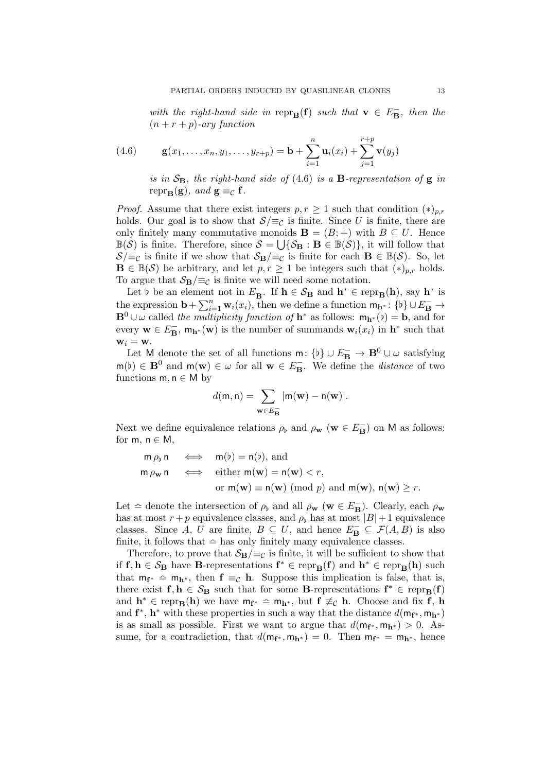*with the right-hand side in* $\mathrm{repr}_{\mathbf{B}}(\mathbf{f})$ *such that* $\mathbf{v} \in E^-_{\mathbf{B}}$*, then the* $(n+r+p)$*-ary function*

$$\mathbf{g}(x_1, \ldots, x_n, y_1, \ldots, y_{r+p}) = \mathbf{b} + \sum_{i=1}^{n} \mathbf{u}_i(x_i) + \sum_{j=1}^{r+p} \mathbf{v}(y_j) \tag{4.6}$$

*is in* $\mathcal{S}_{\mathbf{B}}$*, the right-hand side of* (4.6) *is a* $\mathbf{B}$*-representation of* $\mathbf{g}$ *in* $\mathrm{repr}_{\mathbf{B}}(\mathbf{g})$*, and* $\mathbf{g} \equiv_{\mathcal{C}} \mathbf{f}$*.*

*Proof.* Assume that there exist integers $p, r \geq 1$ such that condition $(*)_{p,r}$ holds. Our goal is to show that $\mathcal{S}/{\equiv_{\mathcal{C}}}$ is finite. Since $U$ is finite, there are only finitely many commutative monoids $\mathbf{B} = (B; +)$ with $B \subseteq U$. Hence $\mathbb{B}(\mathcal{S})$ is finite. Therefore, since $\mathcal{S} = \bigcup\{\mathcal{S}_{\mathbf{B}} : \mathbf{B} \in \mathbb{B}(\mathcal{S})\}$, it will follow that $\mathcal{S}/{\equiv_{\mathcal{C}}}$ is finite if we show that $\mathcal{S}_{\mathbf{B}}/{\equiv_{\mathcal{C}}}$ is finite for each $\mathbf{B} \in \mathbb{B}(\mathcal{S})$. So, let $\mathbf{B} \in \mathbb{B}(\mathcal{S})$ be arbitrary, and let $p, r \geq 1$ be integers such that $(*)_{p,r}$ holds. To argue that $\mathcal{S}_{\mathbf{B}}/{\equiv_{\mathcal{C}}}$ is finite we will need some notation.

Let $\flat$ be an element not in $E^-_{\mathbf{B}}$. If $\mathbf{h} \in \mathcal{S}_{\mathbf{B}}$ and $\mathbf{h}^* \in \mathrm{repr}_{\mathbf{B}}(\mathbf{h})$, say $\mathbf{h}^*$ is the expression $\mathbf{b} + \sum_{i=1}^{n} \mathbf{w}_i(x_i)$, then we define a function $\mathsf{m}_{\mathbf{h}^*} \colon \{\flat\} \cup E^-_{\mathbf{B}} \to \mathbf{B}^0 \cup \omega$ called *the multiplicity function of* $\mathbf{h}^*$ as follows: $\mathsf{m}_{\mathbf{h}^*}(\flat) = \mathbf{b}$, and for every $\mathbf{w} \in E^-_{\mathbf{B}}$, $\mathsf{m}_{\mathbf{h}^*}(\mathbf{w})$ is the number of summands $\mathbf{w}_i(x_i)$ in $\mathbf{h}^*$ such that $\mathbf{w}_i = \mathbf{w}$.

Let $\mathsf{M}$ denote the set of all functions $\mathsf{m} \colon \{\flat\} \cup E^-_{\mathbf{B}} \to \mathbf{B}^0 \cup \omega$ satisfying $\mathsf{m}(\flat) \in \mathbf{B}^0$ and $\mathsf{m}(\mathbf{w}) \in \omega$ for all $\mathbf{w} \in E^-_{\mathbf{B}}$. We define the *distance* of two functions $\mathsf{m}, \mathsf{n} \in \mathsf{M}$ by

$$d(\mathsf{m}, \mathsf{n}) = \sum_{\mathbf{w} \in E^-_{\mathbf{B}}} |\mathsf{m}(\mathbf{w}) - \mathsf{n}(\mathbf{w})|.$$

Next we define equivalence relations $\rho_\flat$ and $\rho_{\mathbf{w}}$ ($\mathbf{w} \in E^-_{\mathbf{B}}$) on $\mathsf{M}$ as follows: for $\mathsf{m}, \mathsf{n} \in \mathsf{M}$,

$$\begin{aligned}
\mathsf{m} \, \rho_\flat \, \mathsf{n} \quad &\iff \quad \mathsf{m}(\flat) = \mathsf{n}(\flat), \text{ and} \\
\mathsf{m} \, \rho_{\mathbf{w}} \, \mathsf{n} \quad &\iff \quad \text{either } \mathsf{m}(\mathbf{w}) = \mathsf{n}(\mathbf{w}) < r, \\
&\qquad\quad \text{or } \mathsf{m}(\mathbf{w}) \equiv \mathsf{n}(\mathbf{w}) \pmod{p} \text{ and } \mathsf{m}(\mathbf{w}), \, \mathsf{n}(\mathbf{w}) \geq r.
\end{aligned}$$

Let $\doteq$ denote the intersection of $\rho_\flat$ and all $\rho_{\mathbf{w}}$ ($\mathbf{w} \in E^-_{\mathbf{B}}$). Clearly, each $\rho_{\mathbf{w}}$ has at most $r + p$ equivalence classes, and $\rho_\flat$ has at most $|B| + 1$ equivalence classes. Since $A$, $U$ are finite, $B \subseteq U$, and hence $E^-_{\mathbf{B}} \subseteq \mathcal{F}(A, B)$ is also finite, it follows that $\doteq$ has only finitely many equivalence classes.

Therefore, to prove that $\mathcal{S}_{\mathbf{B}}/{\equiv_{\mathcal{C}}}$ is finite, it will be sufficient to show that if $\mathbf{f}, \mathbf{h} \in \mathcal{S}_{\mathbf{B}}$ have $\mathbf{B}$-representations $\mathbf{f}^* \in \mathrm{repr}_{\mathbf{B}}(\mathbf{f})$ and $\mathbf{h}^* \in \mathrm{repr}_{\mathbf{B}}(\mathbf{h})$ such that $\mathsf{m}_{\mathbf{f}^*} \doteq \mathsf{m}_{\mathbf{h}^*}$, then $\mathbf{f} \equiv_{\mathcal{C}} \mathbf{h}$. Suppose this implication is false, that is, there exist $\mathbf{f}, \mathbf{h} \in \mathcal{S}_{\mathbf{B}}$ such that for some $\mathbf{B}$-representations $\mathbf{f}^* \in \mathrm{repr}_{\mathbf{B}}(\mathbf{f})$ and $\mathbf{h}^* \in \mathrm{repr}_{\mathbf{B}}(\mathbf{h})$ we have $\mathsf{m}_{\mathbf{f}^*} \doteq \mathsf{m}_{\mathbf{h}^*}$, but $\mathbf{f} \not\equiv_{\mathcal{C}} \mathbf{h}$. Choose and fix $\mathbf{f}$, $\mathbf{h}$ and $\mathbf{f}^*$, $\mathbf{h}^*$ with these properties in such a way that the distance $d(\mathsf{m}_{\mathbf{f}^*}, \mathsf{m}_{\mathbf{h}^*})$ is as small as possible. First we want to argue that $d(\mathsf{m}_{\mathbf{f}^*}, \mathsf{m}_{\mathbf{h}^*}) > 0$. Assume, for a contradiction, that $d(\mathsf{m}_{\mathbf{f}^*}, \mathsf{m}_{\mathbf{h}^*}) = 0$. Then $\mathsf{m}_{\mathbf{f}^*} = \mathsf{m}_{\mathbf{h}^*}$, hence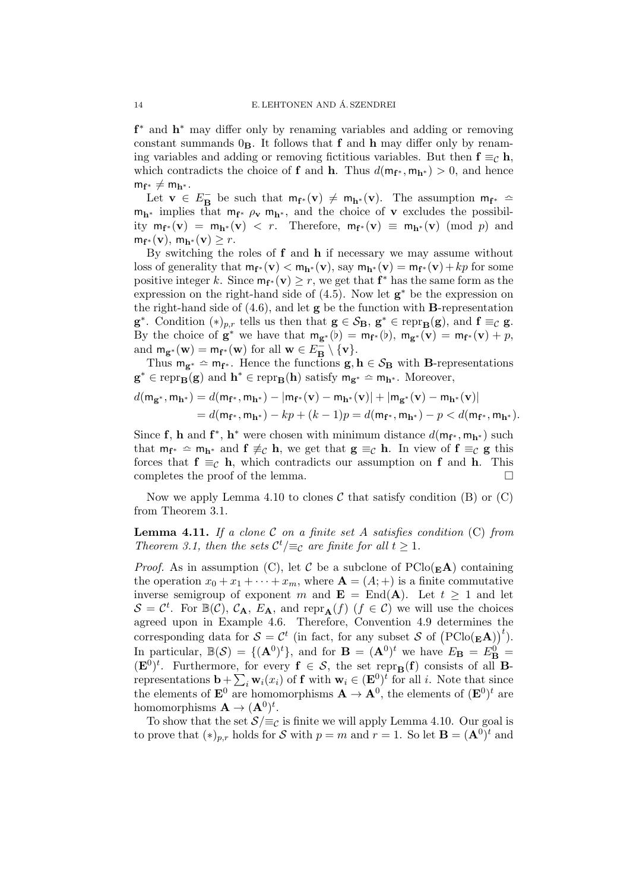$\mathbf{f}^*$ and $\mathbf{h}^*$ may differ only by renaming variables and adding or removing constant summands $0_{\mathbf{B}}$. It follows that $\mathbf{f}$ and $\mathbf{h}$ may differ only by renaming variables and adding or removing fictitious variables. But then $\mathbf{f} \equiv_{\mathcal{C}} \mathbf{h}$, which contradicts the choice of $\mathbf{f}$ and $\mathbf{h}$. Thus $d(\mathsf{m}_{\mathbf{f}^*}, \mathsf{m}_{\mathbf{h}^*}) > 0$, and hence $\mathsf{m}_{\mathbf{f}^*} \neq \mathsf{m}_{\mathbf{h}^*}$.

Let $\mathbf{v} \in E_{\mathbf{B}}^-$ be such that $\mathsf{m}_{\mathbf{f}^*}(\mathbf{v}) \neq \mathsf{m}_{\mathbf{h}^*}(\mathbf{v})$. The assumption $\mathsf{m}_{\mathbf{f}^*} \doteqdot \mathsf{m}_{\mathbf{h}^*}$ implies that $\mathsf{m}_{\mathbf{f}^*} \; \rho_{\mathbf{v}} \; \mathsf{m}_{\mathbf{h}^*}$, and the choice of $\mathbf{v}$ excludes the possibility $\mathsf{m}_{\mathbf{f}^*}(\mathbf{v}) = \mathsf{m}_{\mathbf{h}^*}(\mathbf{v}) < r$. Therefore, $\mathsf{m}_{\mathbf{f}^*}(\mathbf{v}) \equiv \mathsf{m}_{\mathbf{h}^*}(\mathbf{v}) \pmod p$ and $\mathsf{m}_{\mathbf{f}^*}(\mathbf{v}), \mathsf{m}_{\mathbf{h}^*}(\mathbf{v}) \geq r$.

By switching the roles of $\mathbf{f}$ and $\mathbf{h}$ if necessary we may assume without loss of generality that $\mathsf{m}_{\mathbf{f}^*}(\mathbf{v}) < \mathsf{m}_{\mathbf{h}^*}(\mathbf{v})$, say $\mathsf{m}_{\mathbf{h}^*}(\mathbf{v}) = \mathsf{m}_{\mathbf{f}^*}(\mathbf{v}) + kp$ for some positive integer $k$. Since $\mathsf{m}_{\mathbf{f}^*}(\mathbf{v}) \geq r$, we get that $\mathbf{f}^*$ has the same form as the expression on the right-hand side of (4.5). Now let $\mathbf{g}^*$ be the expression on the right-hand side of (4.6), and let $\mathbf{g}$ be the function with $\mathbf{B}$-representation $\mathbf{g}^*$. Condition $(*)_{p,r}$ tells us then that $\mathbf{g} \in \mathcal{S}_{\mathbf{B}}$, $\mathbf{g}^* \in \operatorname{repr}_{\mathbf{B}}(\mathbf{g})$, and $\mathbf{f} \equiv_{\mathcal{C}} \mathbf{g}$. By the choice of $\mathbf{g}^*$ we have that $\mathsf{m}_{\mathbf{g}^*}(\flat) = \mathsf{m}_{\mathbf{f}^*}(\flat)$, $\mathsf{m}_{\mathbf{g}^*}(\mathbf{v}) = \mathsf{m}_{\mathbf{f}^*}(\mathbf{v}) + p$, and $\mathsf{m}_{\mathbf{g}^*}(\mathbf{w}) = \mathsf{m}_{\mathbf{f}^*}(\mathbf{w})$ for all $\mathbf{w} \in E_{\mathbf{B}}^- \setminus \{\mathbf{v}\}$.

Thus $\mathsf{m}_{\mathbf{g}^*} \doteqdot \mathsf{m}_{\mathbf{f}^*}$. Hence the functions $\mathbf{g}, \mathbf{h} \in \mathcal{S}_{\mathbf{B}}$ with $\mathbf{B}$-representations $\mathbf{g}^* \in \operatorname{repr}_{\mathbf{B}}(\mathbf{g})$ and $\mathbf{h}^* \in \operatorname{repr}_{\mathbf{B}}(\mathbf{h})$ satisfy $\mathsf{m}_{\mathbf{g}^*} \doteqdot \mathsf{m}_{\mathbf{h}^*}$. Moreover,

$$
\begin{aligned}
d(\mathsf{m}_{\mathbf{g}^*}, \mathsf{m}_{\mathbf{h}^*}) &= d(\mathsf{m}_{\mathbf{f}^*}, \mathsf{m}_{\mathbf{h}^*}) - |\mathsf{m}_{\mathbf{f}^*}(\mathbf{v}) - \mathsf{m}_{\mathbf{h}^*}(\mathbf{v})| + |\mathsf{m}_{\mathbf{g}^*}(\mathbf{v}) - \mathsf{m}_{\mathbf{h}^*}(\mathbf{v})| \\
&= d(\mathsf{m}_{\mathbf{f}^*}, \mathsf{m}_{\mathbf{h}^*}) - kp + (k-1)p = d(\mathsf{m}_{\mathbf{f}^*}, \mathsf{m}_{\mathbf{h}^*}) - p < d(\mathsf{m}_{\mathbf{f}^*}, \mathsf{m}_{\mathbf{h}^*}).
\end{aligned}
$$

Since $\mathbf{f}$, $\mathbf{h}$ and $\mathbf{f}^*$, $\mathbf{h}^*$ were chosen with minimum distance $d(\mathsf{m}_{\mathbf{f}^*}, \mathsf{m}_{\mathbf{h}^*})$ such that $\mathsf{m}_{\mathbf{f}^*} \doteqdot \mathsf{m}_{\mathbf{h}^*}$ and $\mathbf{f} \not\equiv_{\mathcal{C}} \mathbf{h}$, we get that $\mathbf{g} \equiv_{\mathcal{C}} \mathbf{h}$. In view of $\mathbf{f} \equiv_{\mathcal{C}} \mathbf{g}$ this forces that $\mathbf{f} \equiv_{\mathcal{C}} \mathbf{h}$, which contradicts our assumption on $\mathbf{f}$ and $\mathbf{h}$. This completes the proof of the lemma. $\square$

Now we apply Lemma 4.10 to clones $\mathcal{C}$ that satisfy condition (B) or (C) from Theorem 3.1.

**Lemma 4.11.** *If a clone $\mathcal{C}$ on a finite set $A$ satisfies condition* (C) *from Theorem 3.1, then the sets $\mathcal{C}^t/{\equiv_{\mathcal{C}}}$ are finite for all $t \geq 1$.*

*Proof.* As in assumption (C), let $\mathcal{C}$ be a subclone of $\operatorname{PClo}({}_{\mathbf{E}}\mathbf{A})$ containing the operation $x_0 + x_1 + \cdots + x_m$, where $\mathbf{A} = (A; +)$ is a finite commutative inverse semigroup of exponent $m$ and $\mathbf{E} = \operatorname{End}(\mathbf{A})$. Let $t \geq 1$ and let $\mathcal{S} = \mathcal{C}^t$. For $\mathbb{B}(\mathcal{C})$, $\mathcal{C}_{\mathbf{A}}$, $E_{\mathbf{A}}$, and $\operatorname{repr}_{\mathbf{A}}(f)$ $(f \in \mathcal{C})$ we will use the choices agreed upon in Example 4.6. Therefore, Convention 4.9 determines the corresponding data for $\mathcal{S} = \mathcal{C}^t$ (in fact, for any subset $\mathcal{S}$ of $\big(\operatorname{PClo}({}_{\mathbf{E}}\mathbf{A})\big)^t$). In particular, $\mathbb{B}(\mathcal{S}) = \{(\mathbf{A}^0)^t\}$, and for $\mathbf{B} = (\mathbf{A}^0)^t$ we have $E_{\mathbf{B}} = E_{\mathbf{B}}^0 = (\mathbf{E}^0)^t$. Furthermore, for every $\mathbf{f} \in \mathcal{S}$, the set $\operatorname{repr}_{\mathbf{B}}(\mathbf{f})$ consists of all $\mathbf{B}$-representations $\mathbf{b} + \sum_i \mathbf{w}_i(x_i)$ of $\mathbf{f}$ with $\mathbf{w}_i \in (\mathbf{E}^0)^t$ for all $i$. Note that since the elements of $\mathbf{E}^0$ are homomorphisms $\mathbf{A} \to \mathbf{A}^0$, the elements of $(\mathbf{E}^0)^t$ are homomorphisms $\mathbf{A} \to (\mathbf{A}^0)^t$.

To show that the set $\mathcal{S}/{\equiv_{\mathcal{C}}}$ is finite we will apply Lemma 4.10. Our goal is to prove that $(*)_{p,r}$ holds for $\mathcal{S}$ with $p = m$ and $r = 1$. So let $\mathbf{B} = (\mathbf{A}^0)^t$ and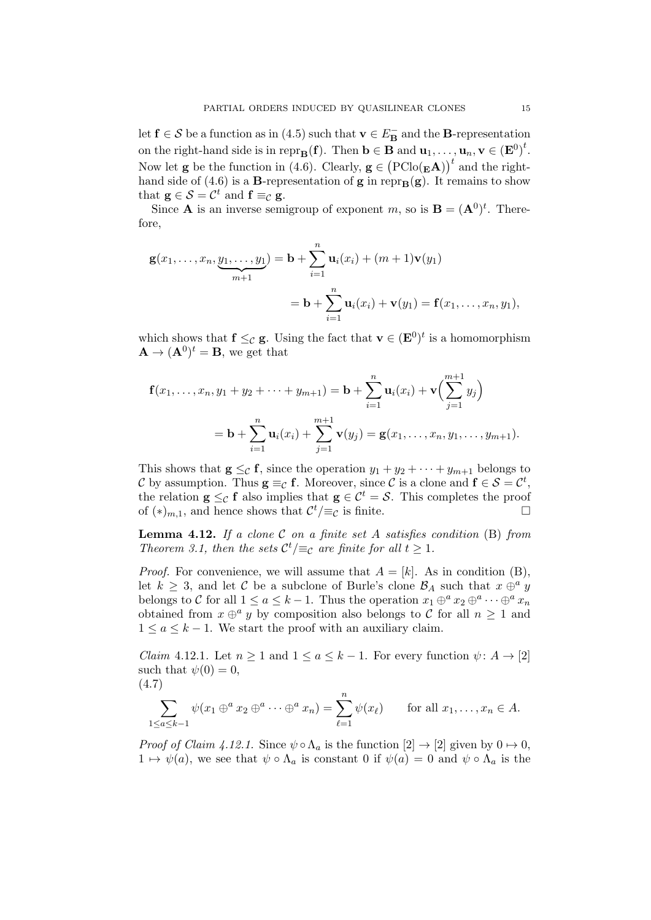let $\mathbf{f} \in \mathcal{S}$ be a function as in (4.5) such that $\mathbf{v} \in E^-_{\mathbf{B}}$ and the $\mathbf{B}$-representation on the right-hand side is in $\operatorname{repr}_{\mathbf{B}}(\mathbf{f})$. Then $\mathbf{b} \in \mathbf{B}$ and $\mathbf{u}_1, \dots, \mathbf{u}_n, \mathbf{v} \in (\mathbf{E}^0)^t$. Now let $\mathbf{g}$ be the function in (4.6). Clearly, $\mathbf{g} \in \left(\operatorname{PClo}({}_{\mathbf{E}}\mathbf{A})\right)^t$ and the right-hand side of (4.6) is a $\mathbf{B}$-representation of $\mathbf{g}$ in $\operatorname{repr}_{\mathbf{B}}(\mathbf{g})$. It remains to show that $\mathbf{g} \in \mathcal{S} = \mathcal{C}^t$ and $\mathbf{f} \equiv_{\mathcal{C}} \mathbf{g}$.

Since $\mathbf{A}$ is an inverse semigroup of exponent $m$, so is $\mathbf{B} = (\mathbf{A}^0)^t$. Therefore,

$$\begin{aligned}
\mathbf{g}(x_1, \dots, x_n, \underbrace{y_1, \dots, y_1}_{m+1}) &= \mathbf{b} + \sum_{i=1}^{n} \mathbf{u}_i(x_i) + (m+1)\mathbf{v}(y_1) \\
&= \mathbf{b} + \sum_{i=1}^{n} \mathbf{u}_i(x_i) + \mathbf{v}(y_1) = \mathbf{f}(x_1, \dots, x_n, y_1),
\end{aligned}$$

which shows that $\mathbf{f} \leq_{\mathcal{C}} \mathbf{g}$. Using the fact that $\mathbf{v} \in (\mathbf{E}^0)^t$ is a homomorphism $\mathbf{A} \to (\mathbf{A}^0)^t = \mathbf{B}$, we get that

$$\begin{aligned}
\mathbf{f}(x_1, \dots, x_n, y_1 + y_2 + \dots + y_{m+1}) &= \mathbf{b} + \sum_{i=1}^{n} \mathbf{u}_i(x_i) + \mathbf{v}\Big(\sum_{j=1}^{m+1} y_j\Big) \\
&= \mathbf{b} + \sum_{i=1}^{n} \mathbf{u}_i(x_i) + \sum_{j=1}^{m+1} \mathbf{v}(y_j) = \mathbf{g}(x_1, \dots, x_n, y_1, \dots, y_{m+1}).
\end{aligned}$$

This shows that $\mathbf{g} \leq_{\mathcal{C}} \mathbf{f}$, since the operation $y_1 + y_2 + \dots + y_{m+1}$ belongs to $\mathcal{C}$ by assumption. Thus $\mathbf{g} \equiv_{\mathcal{C}} \mathbf{f}$. Moreover, since $\mathcal{C}$ is a clone and $\mathbf{f} \in \mathcal{S} = \mathcal{C}^t$, the relation $\mathbf{g} \leq_{\mathcal{C}} \mathbf{f}$ also implies that $\mathbf{g} \in \mathcal{C}^t = \mathcal{S}$. This completes the proof of $(*)_{m,1}$, and hence shows that $\mathcal{C}^t/{\equiv_{\mathcal{C}}}$ is finite. $\square$

**Lemma 4.12.** *If a clone $\mathcal{C}$ on a finite set $A$ satisfies condition* (B) *from Theorem 3.1, then the sets $\mathcal{C}^t/{\equiv_{\mathcal{C}}}$ are finite for all $t \geq 1$.*

*Proof.* For convenience, we will assume that $A = [k]$. As in condition (B), let $k \geq 3$, and let $\mathcal{C}$ be a subclone of Burle's clone $\mathcal{B}_A$ such that $x \oplus^a y$ belongs to $\mathcal{C}$ for all $1 \leq a \leq k-1$. Thus the operation $x_1 \oplus^a x_2 \oplus^a \cdots \oplus^a x_n$ obtained from $x \oplus^a y$ by composition also belongs to $\mathcal{C}$ for all $n \geq 1$ and $1 \leq a \leq k-1$. We start the proof with an auxiliary claim.

*Claim* 4.12.1. Let $n \geq 1$ and $1 \leq a \leq k-1$. For every function $\psi \colon A \to [2]$ such that $\psi(0) = 0$,

$$\sum_{1 \leq a \leq k-1} \psi(x_1 \oplus^a x_2 \oplus^a \cdots \oplus^a x_n) = \sum_{\ell=1}^{n} \psi(x_\ell) \qquad \text{for all } x_1, \dots, x_n \in A. \tag{4.7}$$

*Proof of Claim 4.12.1.* Since $\psi \circ \Lambda_a$ is the function $[2] \to [2]$ given by $0 \mapsto 0$, $1 \mapsto \psi(a)$, we see that $\psi \circ \Lambda_a$ is constant 0 if $\psi(a) = 0$ and $\psi \circ \Lambda_a$ is the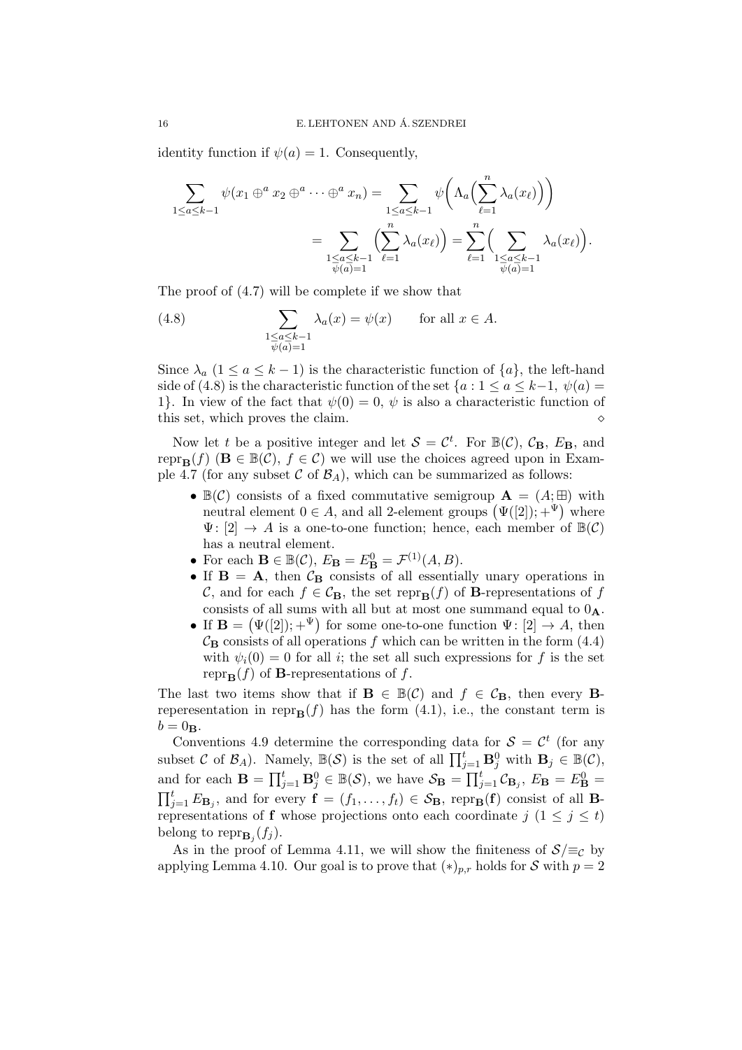identity function if $\psi(a) = 1$. Consequently,

$$\sum_{1 \le a \le k-1} \psi(x_1 \oplus^a x_2 \oplus^a \cdots \oplus^a x_n) = \sum_{1 \le a \le k-1} \psi\Big(\Lambda_a\Big(\sum_{\ell=1}^{n} \lambda_a(x_\ell)\Big)\Big)$$
$$= \sum_{\substack{1 \le a \le k-1 \\ \psi(a)=1}} \Big(\sum_{\ell=1}^{n} \lambda_a(x_\ell)\Big) = \sum_{\ell=1}^{n} \Big(\sum_{\substack{1 \le a \le k-1 \\ \psi(a)=1}} \lambda_a(x_\ell)\Big).$$

The proof of (4.7) will be complete if we show that

$$\sum_{\substack{1 \le a \le k-1 \\ \psi(a)=1}} \lambda_a(x) = \psi(x) \qquad \text{for all } x \in A. \tag{4.8}$$

Since $\lambda_a$ $(1 \le a \le k-1)$ is the characteristic function of $\{a\}$, the left-hand side of (4.8) is the characteristic function of the set $\{a : 1 \le a \le k-1,\ \psi(a) = 1\}$. In view of the fact that $\psi(0) = 0$, $\psi$ is also a characteristic function of this set, which proves the claim. $\diamond$

Now let $t$ be a positive integer and let $\mathcal{S} = \mathcal{C}^t$. For $\mathbb{B}(\mathcal{C})$, $\mathcal{C}_{\mathbf{B}}$, $E_{\mathbf{B}}$, and $\operatorname{repr}_{\mathbf{B}}(f)$ $(\mathbf{B} \in \mathbb{B}(\mathcal{C}),\ f \in \mathcal{C})$ we will use the choices agreed upon in Example 4.7 (for any subset $\mathcal{C}$ of $\mathcal{B}_A$), which can be summarized as follows:

- $\mathbb{B}(\mathcal{C})$ consists of a fixed commutative semigroup $\mathbf{A} = (A; \boxplus)$ with neutral element $0 \in A$, and all 2-element groups $\big(\Psi([2]); +^{\Psi}\big)$ where $\Psi \colon [2] \to A$ is a one-to-one function; hence, each member of $\mathbb{B}(\mathcal{C})$ has a neutral element.
- For each $\mathbf{B} \in \mathbb{B}(\mathcal{C})$, $E_{\mathbf{B}} = E_{\mathbf{B}}^0 = \mathcal{F}^{(1)}(A, B)$.
- If $\mathbf{B} = \mathbf{A}$, then $\mathcal{C}_{\mathbf{B}}$ consists of all essentially unary operations in $\mathcal{C}$, and for each $f \in \mathcal{C}_{\mathbf{B}}$, the set $\operatorname{repr}_{\mathbf{B}}(f)$ of $\mathbf{B}$-representations of $f$ consists of all sums with all but at most one summand equal to $0_{\mathbf{A}}$.
- If $\mathbf{B} = \big(\Psi([2]); +^{\Psi}\big)$ for some one-to-one function $\Psi \colon [2] \to A$, then $\mathcal{C}_{\mathbf{B}}$ consists of all operations $f$ which can be written in the form (4.4) with $\psi_i(0) = 0$ for all $i$; the set all such expressions for $f$ is the set $\operatorname{repr}_{\mathbf{B}}(f)$ of $\mathbf{B}$-representations of $f$.

The last two items show that if $\mathbf{B} \in \mathbb{B}(\mathcal{C})$ and $f \in \mathcal{C}_{\mathbf{B}}$, then every $\mathbf{B}$-reperesentation in $\operatorname{repr}_{\mathbf{B}}(f)$ has the form (4.1), i.e., the constant term is $b = 0_{\mathbf{B}}$.

Conventions 4.9 determine the corresponding data for $\mathcal{S} = \mathcal{C}^t$ (for any subset $\mathcal{C}$ of $\mathcal{B}_A$). Namely, $\mathbb{B}(\mathcal{S})$ is the set of all $\prod_{j=1}^{t} \mathbf{B}_j^0$ with $\mathbf{B}_j \in \mathbb{B}(\mathcal{C})$, and for each $\mathbf{B} = \prod_{j=1}^{t} \mathbf{B}_j^0 \in \mathbb{B}(\mathcal{S})$, we have $\mathcal{S}_{\mathbf{B}} = \prod_{j=1}^{t} \mathcal{C}_{\mathbf{B}_j}$, $E_{\mathbf{B}} = E_{\mathbf{B}}^0 = \prod_{j=1}^{t} E_{\mathbf{B}_j}$, and for every $\mathbf{f} = (f_1, \dots, f_t) \in \mathcal{S}_{\mathbf{B}}$, $\operatorname{repr}_{\mathbf{B}}(\mathbf{f})$ consist of all $\mathbf{B}$-representations of $\mathbf{f}$ whose projections onto each coordinate $j$ $(1 \le j \le t)$ belong to $\operatorname{repr}_{\mathbf{B}_j}(f_j)$.

As in the proof of Lemma 4.11, we will show the finiteness of $\mathcal{S}/{\equiv_{\mathcal{C}}}$ by applying Lemma 4.10. Our goal is to prove that $(*)_{p,r}$ holds for $\mathcal{S}$ with $p = 2$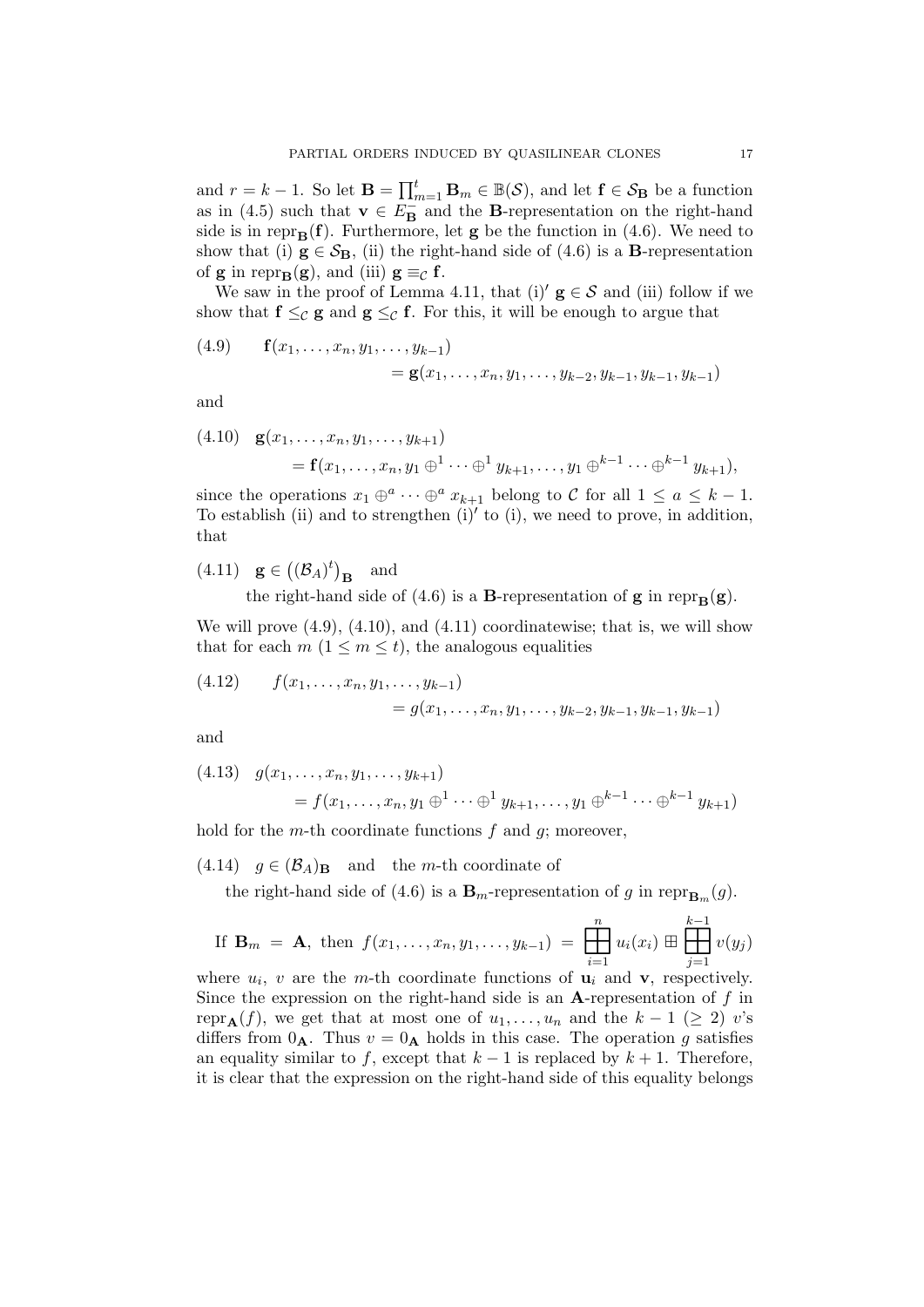and $r = k-1$. So let $\mathbf{B} = \prod_{m=1}^{t} \mathbf{B}_m \in \mathbb{B}(\mathcal{S})$, and let $\mathbf{f} \in \mathcal{S}_{\mathbf{B}}$ be a function as in (4.5) such that $\mathbf{v} \in E_{\mathbf{B}}^{-}$ and the $\mathbf{B}$-representation on the right-hand side is in $\mathrm{repr}_{\mathbf{B}}(\mathbf{f})$. Furthermore, let $\mathbf{g}$ be the function in (4.6). We need to show that (i) $\mathbf{g} \in \mathcal{S}_{\mathbf{B}}$, (ii) the right-hand side of (4.6) is a $\mathbf{B}$-representation of $\mathbf{g}$ in $\mathrm{repr}_{\mathbf{B}}(\mathbf{g})$, and (iii) $\mathbf{g} \equiv_{\mathcal{C}} \mathbf{f}$.

We saw in the proof of Lemma 4.11, that (i)$'$ $\mathbf{g} \in \mathcal{S}$ and (iii) follow if we show that $\mathbf{f} \leq_{\mathcal{C}} \mathbf{g}$ and $\mathbf{g} \leq_{\mathcal{C}} \mathbf{f}$. For this, it will be enough to argue that

$$\begin{aligned} \text{(4.9)} \qquad & \mathbf{f}(x_1, \ldots, x_n, y_1, \ldots, y_{k-1}) \\ & \qquad = \mathbf{g}(x_1, \ldots, x_n, y_1, \ldots, y_{k-2}, y_{k-1}, y_{k-1}, y_{k-1}) \end{aligned}$$

and

$$\begin{aligned} \text{(4.10)} \quad & \mathbf{g}(x_1, \ldots, x_n, y_1, \ldots, y_{k+1}) \\ & \quad = \mathbf{f}(x_1, \ldots, x_n, y_1 \oplus^1 \cdots \oplus^1 y_{k+1}, \ldots, y_1 \oplus^{k-1} \cdots \oplus^{k-1} y_{k+1}), \end{aligned}$$

since the operations $x_1 \oplus^a \cdots \oplus^a x_{k+1}$ belong to $\mathcal{C}$ for all $1 \leq a \leq k-1$. To establish (ii) and to strengthen (i)$'$ to (i), we need to prove, in addition, that

(4.11) $\mathbf{g} \in \left((\mathcal{B}_A)^t\right)_{\mathbf{B}}$ and
the right-hand side of (4.6) is a $\mathbf{B}$-representation of $\mathbf{g}$ in $\mathrm{repr}_{\mathbf{B}}(\mathbf{g})$.

We will prove (4.9), (4.10), and (4.11) coordinatewise; that is, we will show that for each $m$ $(1 \leq m \leq t)$, the analogous equalities

$$\begin{aligned} \text{(4.12)} \qquad & f(x_1, \ldots, x_n, y_1, \ldots, y_{k-1}) \\ & \qquad = g(x_1, \ldots, x_n, y_1, \ldots, y_{k-2}, y_{k-1}, y_{k-1}, y_{k-1}) \end{aligned}$$

and

$$\begin{aligned} \text{(4.13)} \quad & g(x_1, \ldots, x_n, y_1, \ldots, y_{k+1}) \\ & \quad = f(x_1, \ldots, x_n, y_1 \oplus^1 \cdots \oplus^1 y_{k+1}, \ldots, y_1 \oplus^{k-1} \cdots \oplus^{k-1} y_{k+1}) \end{aligned}$$

hold for the $m$-th coordinate functions $f$ and $g$; moreover,

(4.14) $g \in (\mathcal{B}_A)_{\mathbf{B}}$ and the $m$-th coordinate of
the right-hand side of (4.6) is a $\mathbf{B}_m$-representation of $g$ in $\mathrm{repr}_{\mathbf{B}_m}(g)$.

If $\mathbf{B}_m = \mathbf{A}$, then $f(x_1, \ldots, x_n, y_1, \ldots, y_{k-1}) = \boxplus_{i=1}^{n} u_i(x_i) \boxplus \boxplus_{j=1}^{k-1} v(y_j)$ where $u_i$, $v$ are the $m$-th coordinate functions of $\mathbf{u}_i$ and $\mathbf{v}$, respectively. Since the expression on the right-hand side is an $\mathbf{A}$-representation of $f$ in $\mathrm{repr}_{\mathbf{A}}(f)$, we get that at most one of $u_1, \ldots, u_n$ and the $k-1$ $(\geq 2)$ $v$'s differs from $0_{\mathbf{A}}$. Thus $v = 0_{\mathbf{A}}$ holds in this case. The operation $g$ satisfies an equality similar to $f$, except that $k-1$ is replaced by $k+1$. Therefore, it is clear that the expression on the right-hand side of this equality belongs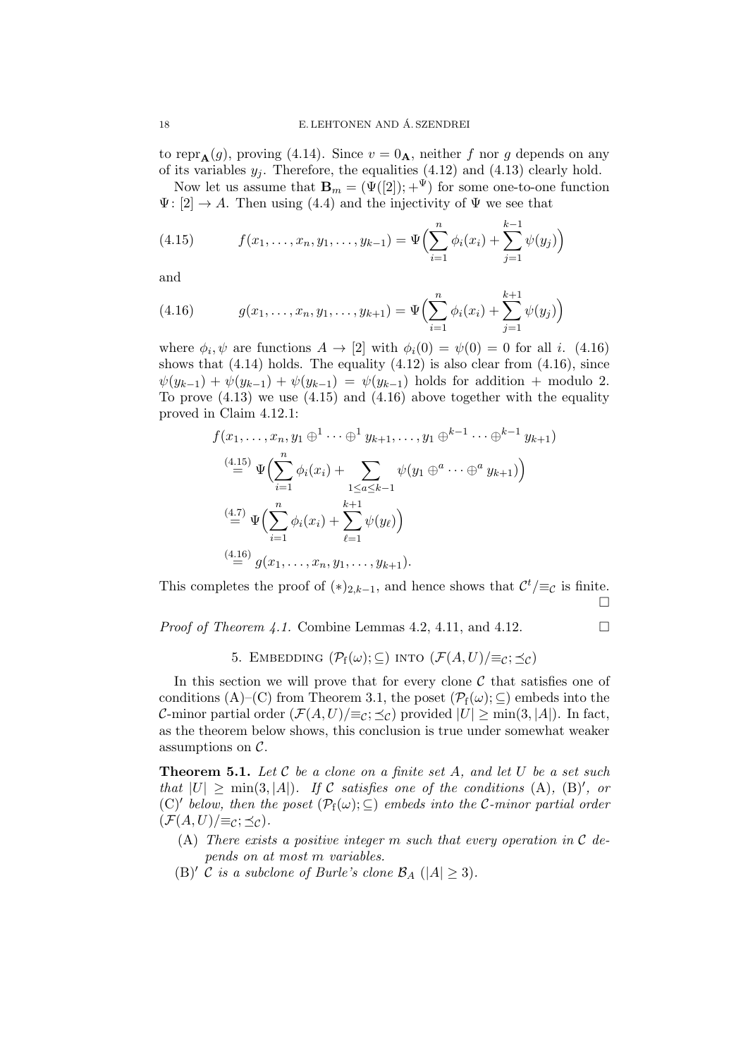to $\mathrm{repr}_{\mathbf{A}}(g)$, proving (4.14). Since $v = 0_{\mathbf{A}}$, neither $f$ nor $g$ depends on any of its variables $y_j$. Therefore, the equalities (4.12) and (4.13) clearly hold.

Now let us assume that $\mathbf{B}_m = (\Psi([2]); +^{\Psi})$ for some one-to-one function $\Psi\colon [2] \to A$. Then using (4.4) and the injectivity of $\Psi$ we see that

$$f(x_1, \dots, x_n, y_1, \dots, y_{k-1}) = \Psi\Big(\sum_{i=1}^{n} \phi_i(x_i) + \sum_{j=1}^{k-1} \psi(y_j)\Big) \tag{4.15}$$

and

$$g(x_1, \dots, x_n, y_1, \dots, y_{k+1}) = \Psi\Big(\sum_{i=1}^{n} \phi_i(x_i) + \sum_{j=1}^{k+1} \psi(y_j)\Big) \tag{4.16}$$

where $\phi_i, \psi$ are functions $A \to [2]$ with $\phi_i(0) = \psi(0) = 0$ for all $i$. (4.16) shows that (4.14) holds. The equality (4.12) is also clear from (4.16), since $\psi(y_{k-1}) + \psi(y_{k-1}) + \psi(y_{k-1}) = \psi(y_{k-1})$ holds for addition $+$ modulo 2. To prove (4.13) we use (4.15) and (4.16) above together with the equality proved in Claim 4.12.1:

$$\begin{aligned}
&f(x_1, \dots, x_n, y_1 \oplus^1 \cdots \oplus^1 y_{k+1}, \dots, y_1 \oplus^{k-1} \cdots \oplus^{k-1} y_{k+1}) \\
&\overset{(4.15)}{=} \Psi\Big(\sum_{i=1}^{n} \phi_i(x_i) + \sum_{1 \le a \le k-1} \psi(y_1 \oplus^a \cdots \oplus^a y_{k+1})\Big) \\
&\overset{(4.7)}{=} \Psi\Big(\sum_{i=1}^{n} \phi_i(x_i) + \sum_{\ell=1}^{k+1} \psi(y_\ell)\Big) \\
&\overset{(4.16)}{=} g(x_1, \dots, x_n, y_1, \dots, y_{k+1}).
\end{aligned}$$

This completes the proof of $(*)_{2,k-1}$, and hence shows that $\mathcal{C}^t/{\equiv_{\mathcal{C}}}$ is finite. $\square$

*Proof of Theorem 4.1.* Combine Lemmas 4.2, 4.11, and 4.12. $\square$

## 5. Embedding $(\mathcal{P}_{\mathrm{f}}(\omega); \subseteq)$ into $(\mathcal{F}(A, U)/{\equiv_{\mathcal{C}}}; \preceq_{\mathcal{C}})$

In this section we will prove that for every clone $\mathcal{C}$ that satisfies one of conditions (A)–(C) from Theorem 3.1, the poset $(\mathcal{P}_{\mathrm{f}}(\omega); \subseteq)$ embeds into the $\mathcal{C}$-minor partial order $(\mathcal{F}(A, U)/{\equiv_{\mathcal{C}}}; \preceq_{\mathcal{C}})$ provided $|U| \geq \min(3, |A|)$. In fact, as the theorem below shows, this conclusion is true under somewhat weaker assumptions on $\mathcal{C}$.

**Theorem 5.1.** *Let $\mathcal{C}$ be a clone on a finite set $A$, and let $U$ be a set such that $|U| \geq \min(3, |A|)$. If $\mathcal{C}$ satisfies one of the conditions* (A), (B)′, *or* (C)′ *below, then the poset $(\mathcal{P}_{\mathrm{f}}(\omega); \subseteq)$ embeds into the $\mathcal{C}$-minor partial order $(\mathcal{F}(A, U)/{\equiv_{\mathcal{C}}}; \preceq_{\mathcal{C}})$.*

- (A) *There exists a positive integer $m$ such that every operation in $\mathcal{C}$ depends on at most $m$ variables.*
- (B)′ *$\mathcal{C}$ is a subclone of Burle's clone $\mathcal{B}_A$ ($|A| \geq 3$).*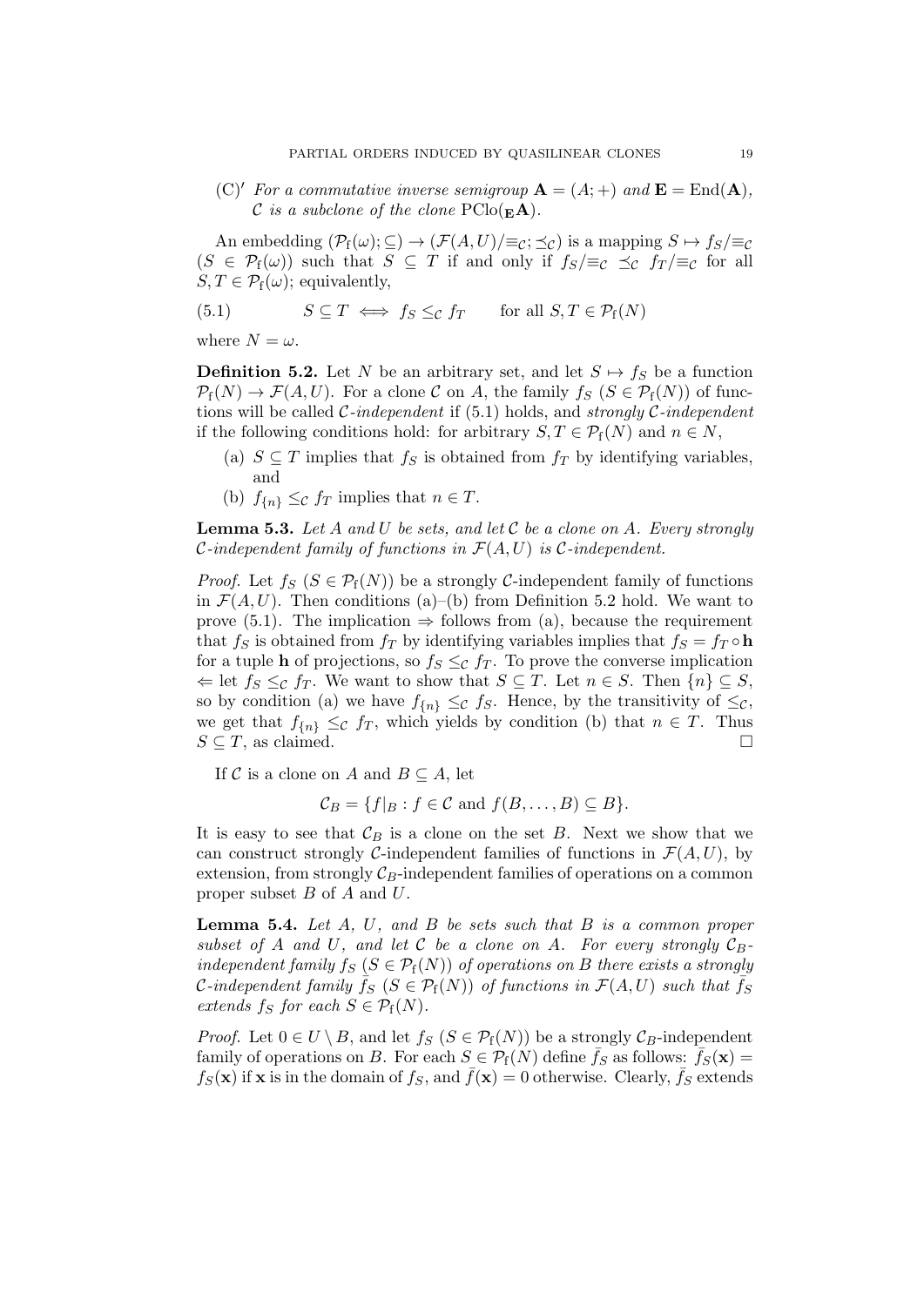(C)′ *For a commutative inverse semigroup* $\mathbf{A} = (A; +)$ *and* $\mathbf{E} = \mathrm{End}(\mathbf{A})$, $\mathcal{C}$ *is a subclone of the clone* $\mathrm{PClo}(_{\mathbf{E}}\mathbf{A})$.

An embedding $(\mathcal{P}_{\mathrm{f}}(\omega); \subseteq) \to (\mathcal{F}(A, U)/{\equiv_{\mathcal{C}}}; \preceq_{\mathcal{C}})$ is a mapping $S \mapsto f_S/{\equiv_{\mathcal{C}}}$ ($S \in \mathcal{P}_{\mathrm{f}}(\omega)$) such that $S \subseteq T$ if and only if $f_S/{\equiv_{\mathcal{C}}} \preceq_{\mathcal{C}} f_T/{\equiv_{\mathcal{C}}}$ for all $S, T \in \mathcal{P}_{\mathrm{f}}(\omega)$; equivalently,

$$S \subseteq T \iff f_S \leq_{\mathcal{C}} f_T \qquad \text{for all } S, T \in \mathcal{P}_{\mathrm{f}}(N) \tag{5.1}$$

where $N = \omega$.

**Definition 5.2.** Let $N$ be an arbitrary set, and let $S \mapsto f_S$ be a function $\mathcal{P}_{\mathrm{f}}(N) \to \mathcal{F}(A, U)$. For a clone $\mathcal{C}$ on $A$, the family $f_S$ ($S \in \mathcal{P}_{\mathrm{f}}(N)$) of functions will be called *$\mathcal{C}$-independent* if (5.1) holds, and *strongly $\mathcal{C}$-independent* if the following conditions hold: for arbitrary $S, T \in \mathcal{P}_{\mathrm{f}}(N)$ and $n \in N$,

(a) $S \subseteq T$ implies that $f_S$ is obtained from $f_T$ by identifying variables, and

(b) $f_{\{n\}} \leq_{\mathcal{C}} f_T$ implies that $n \in T$.

**Lemma 5.3.** *Let $A$ and $U$ be sets, and let $\mathcal{C}$ be a clone on $A$. Every strongly $\mathcal{C}$-independent family of functions in $\mathcal{F}(A, U)$ is $\mathcal{C}$-independent.*

*Proof.* Let $f_S$ ($S \in \mathcal{P}_{\mathrm{f}}(N)$) be a strongly $\mathcal{C}$-independent family of functions in $\mathcal{F}(A, U)$. Then conditions (a)–(b) from Definition 5.2 hold. We want to prove (5.1). The implication $\Rightarrow$ follows from (a), because the requirement that $f_S$ is obtained from $f_T$ by identifying variables implies that $f_S = f_T \circ \mathbf{h}$ for a tuple $\mathbf{h}$ of projections, so $f_S \leq_{\mathcal{C}} f_T$. To prove the converse implication $\Leftarrow$ let $f_S \leq_{\mathcal{C}} f_T$. We want to show that $S \subseteq T$. Let $n \in S$. Then $\{n\} \subseteq S$, so by condition (a) we have $f_{\{n\}} \leq_{\mathcal{C}} f_S$. Hence, by the transitivity of $\leq_{\mathcal{C}}$, we get that $f_{\{n\}} \leq_{\mathcal{C}} f_T$, which yields by condition (b) that $n \in T$. Thus $S \subseteq T$, as claimed. $\square$

If $\mathcal{C}$ is a clone on $A$ and $B \subseteq A$, let

$$\mathcal{C}_B = \{f|_B : f \in \mathcal{C} \text{ and } f(B, \dots, B) \subseteq B\}.$$

It is easy to see that $\mathcal{C}_B$ is a clone on the set $B$. Next we show that we can construct strongly $\mathcal{C}$-independent families of functions in $\mathcal{F}(A, U)$, by extension, from strongly $\mathcal{C}_B$-independent families of operations on a common proper subset $B$ of $A$ and $U$.

**Lemma 5.4.** *Let $A$, $U$, and $B$ be sets such that $B$ is a common proper subset of $A$ and $U$, and let $\mathcal{C}$ be a clone on $A$. For every strongly $\mathcal{C}_B$-independent family $f_S$ ($S \in \mathcal{P}_{\mathrm{f}}(N)$) of operations on $B$ there exists a strongly $\mathcal{C}$-independent family $\bar{f}_S$ ($S \in \mathcal{P}_{\mathrm{f}}(N)$) of functions in $\mathcal{F}(A, U)$ such that $\bar{f}_S$ extends $f_S$ for each $S \in \mathcal{P}_{\mathrm{f}}(N)$.*

*Proof.* Let $0 \in U \setminus B$, and let $f_S$ ($S \in \mathcal{P}_{\mathrm{f}}(N)$) be a strongly $\mathcal{C}_B$-independent family of operations on $B$. For each $S \in \mathcal{P}_{\mathrm{f}}(N)$ define $\bar{f}_S$ as follows: $\bar{f}_S(\mathbf{x}) = f_S(\mathbf{x})$ if $\mathbf{x}$ is in the domain of $f_S$, and $\bar{f}(\mathbf{x}) = 0$ otherwise. Clearly, $\bar{f}_S$ extends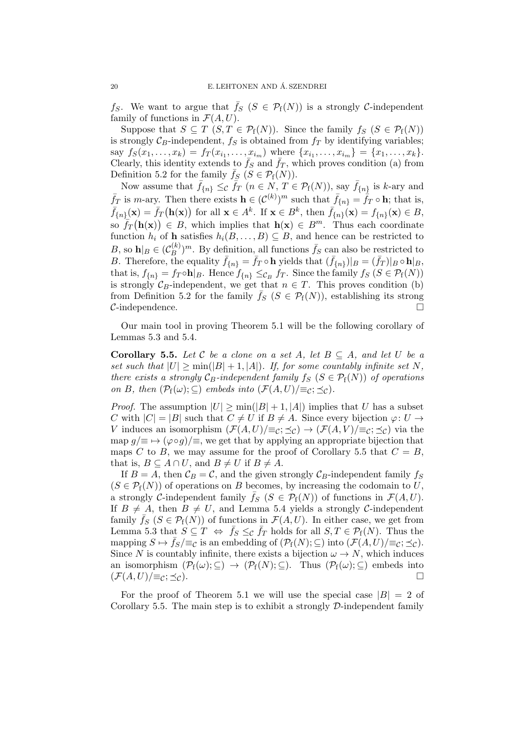$f_S$. We want to argue that $\bar{f}_S$ ($S \in \mathcal{P}_{\mathrm{f}}(N)$) is a strongly $\mathcal{C}$-independent family of functions in $\mathcal{F}(A, U)$.

Suppose that $S \subseteq T$ ($S, T \in \mathcal{P}_{\mathrm{f}}(N)$). Since the family $f_S$ ($S \in \mathcal{P}_{\mathrm{f}}(N)$) is strongly $\mathcal{C}_B$-independent, $f_S$ is obtained from $f_T$ by identifying variables; say $f_S(x_1, \dots, x_k) = f_T(x_{i_1}, \dots, x_{i_m})$ where $\{x_{i_1}, \dots, x_{i_m}\} = \{x_1, \dots, x_k\}$. Clearly, this identity extends to $\bar{f}_S$ and $\bar{f}_T$, which proves condition (a) from Definition 5.2 for the family $\bar{f}_S$ ($S \in \mathcal{P}_{\mathrm{f}}(N)$).

Now assume that $\bar{f}_{\{n\}} \leq_{\mathcal{C}} \bar{f}_T$ ($n \in N$, $T \in \mathcal{P}_{\mathrm{f}}(N)$), say $\bar{f}_{\{n\}}$ is $k$-ary and $\bar{f}_T$ is $m$-ary. Then there exists $\mathbf{h} \in (\mathcal{C}^{(k)})^m$ such that $\bar{f}_{\{n\}} = \bar{f}_T \circ \mathbf{h}$; that is, $\bar{f}_{\{n\}}(\mathbf{x}) = \bar{f}_T\big(\mathbf{h}(\mathbf{x})\big)$ for all $\mathbf{x} \in A^k$. If $\mathbf{x} \in B^k$, then $\bar{f}_{\{n\}}(\mathbf{x}) = f_{\{n\}}(\mathbf{x}) \in B$, so $\bar{f}_T\big(\mathbf{h}(\mathbf{x})\big) \in B$, which implies that $\mathbf{h}(\mathbf{x}) \in B^m$. Thus each coordinate function $h_i$ of $\mathbf{h}$ satisfies $h_i(B, \dots, B) \subseteq B$, and hence can be restricted to $B$, so $\mathbf{h}|_B \in (\mathcal{C}_B^{(k)})^m$. By definition, all functions $\bar{f}_S$ can also be restricted to $B$. Therefore, the equality $\bar{f}_{\{n\}} = \bar{f}_T \circ \mathbf{h}$ yields that $(\bar{f}_{\{n\}})|_B = (\bar{f}_T)|_B \circ \mathbf{h}|_B$, that is, $f_{\{n\}} = f_T \circ \mathbf{h}|_B$. Hence $f_{\{n\}} \leq_{\mathcal{C}_B} f_T$. Since the family $f_S$ ($S \in \mathcal{P}_{\mathrm{f}}(N)$) is strongly $\mathcal{C}_B$-independent, we get that $n \in T$. This proves condition (b) from Definition 5.2 for the family $\bar{f}_S$ ($S \in \mathcal{P}_{\mathrm{f}}(N)$), establishing its strong $\mathcal{C}$-independence. $\square$

Our main tool in proving Theorem 5.1 will be the following corollary of Lemmas 5.3 and 5.4.

**Corollary 5.5.** *Let $\mathcal{C}$ be a clone on a set $A$, let $B \subseteq A$, and let $U$ be a set such that $|U| \geq \min(|B| + 1, |A|)$. If, for some countably infinite set $N$, there exists a strongly $\mathcal{C}_B$-independent family $f_S$ ($S \in \mathcal{P}_{\mathrm{f}}(N)$) of operations on $B$, then $(\mathcal{P}_{\mathrm{f}}(\omega); \subseteq)$ embeds into $(\mathcal{F}(A, U)/{\equiv_{\mathcal{C}}}; \preceq_{\mathcal{C}})$.*

*Proof.* The assumption $|U| \geq \min(|B| + 1, |A|)$ implies that $U$ has a subset $C$ with $|C| = |B|$ such that $C \neq U$ if $B \neq A$. Since every bijection $\varphi \colon U \to V$ induces an isomorphism $(\mathcal{F}(A, U)/{\equiv_{\mathcal{C}}}; \preceq_{\mathcal{C}}) \to (\mathcal{F}(A, V)/{\equiv_{\mathcal{C}}}; \preceq_{\mathcal{C}})$ via the map $g/{\equiv} \mapsto (\varphi \circ g)/{\equiv}$, we get that by applying an appropriate bijection that maps $C$ to $B$, we may assume for the proof of Corollary 5.5 that $C = B$, that is, $B \subseteq A \cap U$, and $B \neq U$ if $B \neq A$.

If $B = A$, then $\mathcal{C}_B = \mathcal{C}$, and the given strongly $\mathcal{C}_B$-independent family $f_S$ ($S \in \mathcal{P}_{\mathrm{f}}(N)$) of operations on $B$ becomes, by increasing the codomain to $U$, a strongly $\mathcal{C}$-independent family $\bar{f}_S$ ($S \in \mathcal{P}_{\mathrm{f}}(N)$) of functions in $\mathcal{F}(A, U)$. If $B \neq A$, then $B \neq U$, and Lemma 5.4 yields a strongly $\mathcal{C}$-independent family $\bar{f}_S$ ($S \in \mathcal{P}_{\mathrm{f}}(N)$) of functions in $\mathcal{F}(A, U)$. In either case, we get from Lemma 5.3 that $S \subseteq T \iff \bar{f}_S \leq_{\mathcal{C}} \bar{f}_T$ holds for all $S, T \in \mathcal{P}_{\mathrm{f}}(N)$. Thus the mapping $S \mapsto \bar{f}_S/{\equiv_{\mathcal{C}}}$ is an embedding of $(\mathcal{P}_{\mathrm{f}}(N); \subseteq)$ into $(\mathcal{F}(A, U)/{\equiv_{\mathcal{C}}}; \preceq_{\mathcal{C}})$. Since $N$ is countably infinite, there exists a bijection $\omega \to N$, which induces an isomorphism $(\mathcal{P}_{\mathrm{f}}(\omega); \subseteq) \to (\mathcal{P}_{\mathrm{f}}(N); \subseteq)$. Thus $(\mathcal{P}_{\mathrm{f}}(\omega); \subseteq)$ embeds into $(\mathcal{F}(A, U)/{\equiv_{\mathcal{C}}}; \preceq_{\mathcal{C}})$. $\square$

For the proof of Theorem 5.1 we will use the special case $|B| = 2$ of Corollary 5.5. The main step is to exhibit a strongly $\mathcal{D}$-independent family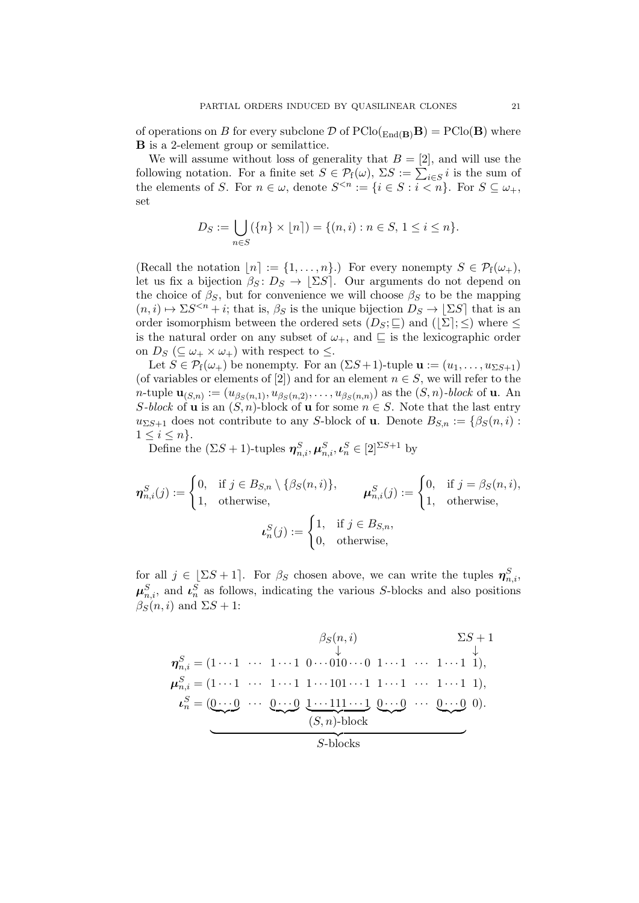of operations on $B$ for every subclone $\mathcal{D}$ of $\mathrm{PClo}({}_{\mathrm{End}(\mathbf{B})}\mathbf{B}) = \mathrm{PClo}(\mathbf{B})$ where $\mathbf{B}$ is a 2-element group or semilattice.

We will assume without loss of generality that $B = [2]$, and will use the following notation. For a finite set $S \in \mathcal{P}_{\mathrm{f}}(\omega)$, $\Sigma S := \sum_{i \in S} i$ is the sum of the elements of $S$. For $n \in \omega$, denote $S^{<n} := \{i \in S : i < n\}$. For $S \subseteq \omega_+$, set

$$D_S := \bigcup_{n \in S} (\{n\} \times \lfloor n \rceil) = \{(n, i) : n \in S,\ 1 \leq i \leq n\}.$$

(Recall the notation $\lfloor n \rceil := \{1, \dots, n\}$.) For every nonempty $S \in \mathcal{P}_{\mathrm{f}}(\omega_+)$, let us fix a bijection $\beta_S \colon D_S \to \lfloor \Sigma S \rceil$. Our arguments do not depend on the choice of $\beta_S$, but for convenience we will choose $\beta_S$ to be the mapping $(n, i) \mapsto \Sigma S^{<n} + i$; that is, $\beta_S$ is the unique bijection $D_S \to \lfloor \Sigma S \rceil$ that is an order isomorphism between the ordered sets $(D_S; \sqsubseteq)$ and $(\lfloor \Sigma \rceil; \leq)$ where $\leq$ is the natural order on any subset of $\omega_+$, and $\sqsubseteq$ is the lexicographic order on $D_S$ ($\subseteq \omega_+ \times \omega_+$) with respect to $\leq$.

Let $S \in \mathcal{P}_{\mathrm{f}}(\omega_+)$ be nonempty. For an $(\Sigma S + 1)$-tuple $\mathbf{u} := (u_1, \dots, u_{\Sigma S + 1})$ (of variables or elements of $[2]$) and for an element $n \in S$, we will refer to the $n$-tuple $\mathbf{u}_{(S,n)} := (u_{\beta_S(n,1)}, u_{\beta_S(n,2)}, \dots, u_{\beta_S(n,n)})$ as the $(S, n)$*-block* of $\mathbf{u}$. An $S$*-block* of $\mathbf{u}$ is an $(S, n)$-block of $\mathbf{u}$ for some $n \in S$. Note that the last entry $u_{\Sigma S + 1}$ does not contribute to any $S$-block of $\mathbf{u}$. Denote $B_{S,n} := \{\beta_S(n, i) : 1 \leq i \leq n\}$.

Define the $(\Sigma S + 1)$-tuples $\boldsymbol{\eta}^S_{n,i}, \boldsymbol{\mu}^S_{n,i}, \boldsymbol{\iota}^S_n \in [2]^{\Sigma S + 1}$ by

$$\boldsymbol{\eta}^S_{n,i}(j) := \begin{cases} 0, & \text{if } j \in B_{S,n} \setminus \{\beta_S(n,i)\}, \\ 1, & \text{otherwise,} \end{cases} \qquad \boldsymbol{\mu}^S_{n,i}(j) := \begin{cases} 0, & \text{if } j = \beta_S(n,i), \\ 1, & \text{otherwise,} \end{cases}$$

$$\boldsymbol{\iota}^S_n(j) := \begin{cases} 1, & \text{if } j \in B_{S,n}, \\ 0, & \text{otherwise,} \end{cases}$$

for all $j \in \lfloor \Sigma S + 1 \rceil$. For $\beta_S$ chosen above, we can write the tuples $\boldsymbol{\eta}^S_{n,i}$, $\boldsymbol{\mu}^S_{n,i}$, and $\boldsymbol{\iota}^S_n$ as follows, indicating the various $S$-blocks and also positions $\beta_S(n, i)$ and $\Sigma S + 1$:

$$\begin{aligned}
&\qquad\qquad\qquad\qquad\qquad\quad \beta_S(n,i) \qquad\qquad\qquad\qquad \Sigma S + 1 \\
&\qquad\qquad\qquad\qquad\qquad\qquad \downarrow \qquad\qquad\qquad\qquad\qquad\quad \downarrow \\
\boldsymbol{\eta}^S_{n,i} &= (1 \cdots 1 \ \ \cdots \ \ 1 \cdots 1 \ \ 0 \cdots 010 \cdots 0 \ \ 1 \cdots 1 \ \ \cdots \ \ 1 \cdots 1 \ \ 1), \\
\boldsymbol{\mu}^S_{n,i} &= (1 \cdots 1 \ \ \cdots \ \ 1 \cdots 1 \ \ 1 \cdots 101 \cdots 1 \ \ 1 \cdots 1 \ \ \cdots \ \ 1 \cdots 1 \ \ 1), \\
\boldsymbol{\iota}^S_n &= (\underbrace{\underbrace{0 \cdots 0}_{} \ \ \cdots \ \ \underbrace{0 \cdots 0}_{} \ \ \underbrace{1 \cdots 111 \cdots 1}_{(S,n)\text{-block}} \ \ \underbrace{0 \cdots 0}_{} \ \ \cdots \ \ \underbrace{0 \cdots 0}_{}}_{S\text{-blocks}} \ \ 0).
\end{aligned}$$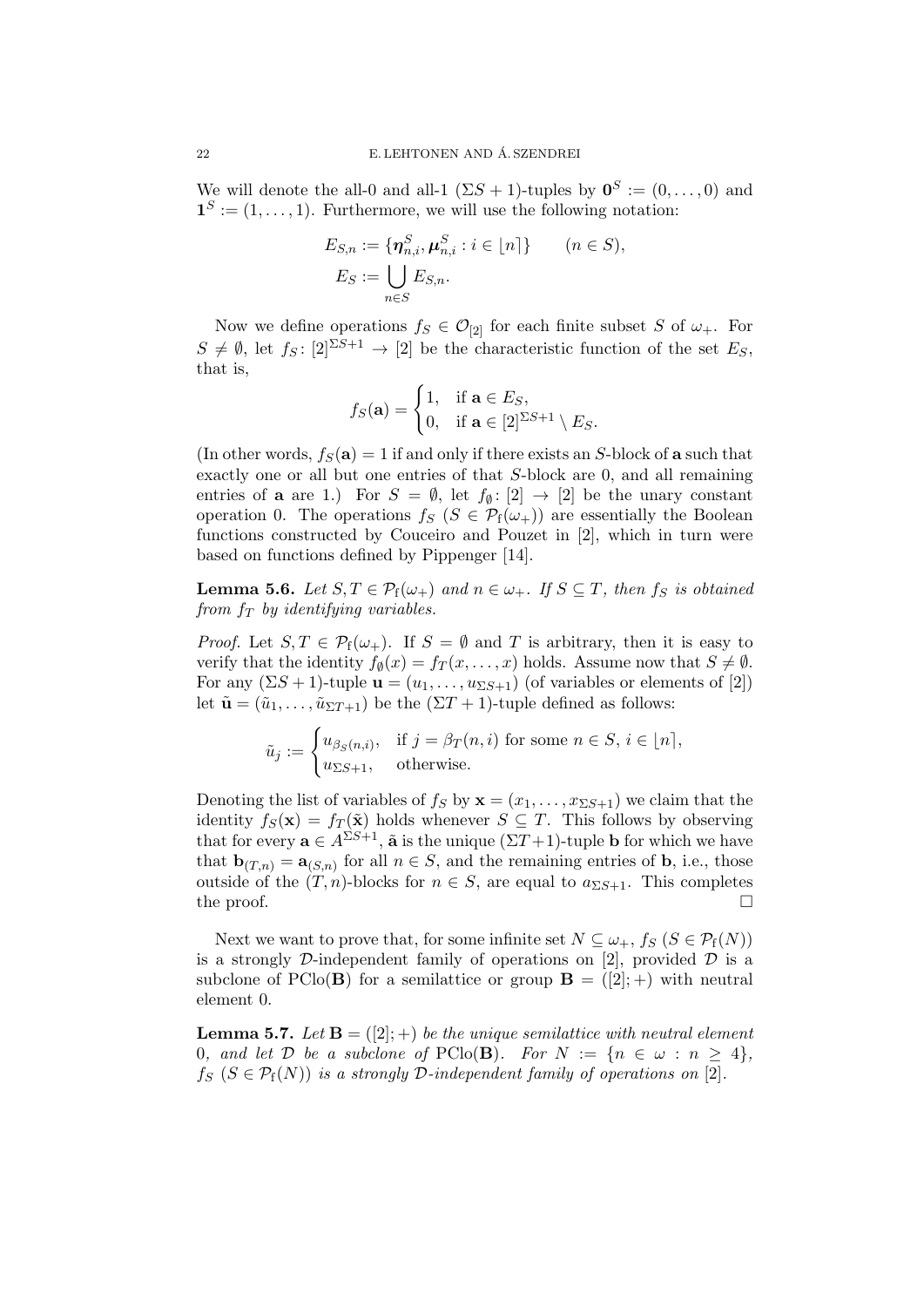We will denote the all-0 and all-1 $(\Sigma S + 1)$-tuples by $\mathbf{0}^S := (0, \dots, 0)$ and $\mathbf{1}^S := (1, \dots, 1)$. Furthermore, we will use the following notation:

$$E_{S,n} := \{\boldsymbol{\eta}^S_{n,i}, \boldsymbol{\mu}^S_{n,i} : i \in \lfloor n \rceil\} \qquad (n \in S),$$
$$E_S := \bigcup_{n \in S} E_{S,n}.$$

Now we define operations $f_S \in \mathcal{O}_{[2]}$ for each finite subset $S$ of $\omega_+$. For $S \neq \emptyset$, let $f_S \colon [2]^{\Sigma S + 1} \to [2]$ be the characteristic function of the set $E_S$, that is,

$$f_S(\mathbf{a}) = \begin{cases} 1, & \text{if } \mathbf{a} \in E_S, \\ 0, & \text{if } \mathbf{a} \in [2]^{\Sigma S + 1} \setminus E_S. \end{cases}$$

(In other words, $f_S(\mathbf{a}) = 1$ if and only if there exists an $S$-block of $\mathbf{a}$ such that exactly one or all but one entries of that $S$-block are 0, and all remaining entries of $\mathbf{a}$ are 1.) For $S = \emptyset$, let $f_\emptyset \colon [2] \to [2]$ be the unary constant operation 0. The operations $f_S$ $(S \in \mathcal{P}_\mathrm{f}(\omega_+))$ are essentially the Boolean functions constructed by Couceiro and Pouzet in [2], which in turn were based on functions defined by Pippenger [14].

**Lemma 5.6.** *Let $S, T \in \mathcal{P}_\mathrm{f}(\omega_+)$ and $n \in \omega_+$. If $S \subseteq T$, then $f_S$ is obtained from $f_T$ by identifying variables.*

*Proof.* Let $S, T \in \mathcal{P}_\mathrm{f}(\omega_+)$. If $S = \emptyset$ and $T$ is arbitrary, then it is easy to verify that the identity $f_\emptyset(x) = f_T(x, \dots, x)$ holds. Assume now that $S \neq \emptyset$. For any $(\Sigma S + 1)$-tuple $\mathbf{u} = (u_1, \dots, u_{\Sigma S + 1})$ (of variables or elements of $[2]$) let $\tilde{\mathbf{u}} = (\tilde{u}_1, \dots, \tilde{u}_{\Sigma T + 1})$ be the $(\Sigma T + 1)$-tuple defined as follows:

$$\tilde{u}_j := \begin{cases} u_{\beta_S(n,i)}, & \text{if } j = \beta_T(n,i) \text{ for some } n \in S,\ i \in \lfloor n \rceil, \\ u_{\Sigma S + 1}, & \text{otherwise.} \end{cases}$$

Denoting the list of variables of $f_S$ by $\mathbf{x} = (x_1, \dots, x_{\Sigma S + 1})$ we claim that the identity $f_S(\mathbf{x}) = f_T(\tilde{\mathbf{x}})$ holds whenever $S \subseteq T$. This follows by observing that for every $\mathbf{a} \in A^{\Sigma S + 1}$, $\tilde{\mathbf{a}}$ is the unique $(\Sigma T + 1)$-tuple $\mathbf{b}$ for which we have that $\mathbf{b}_{(T,n)} = \mathbf{a}_{(S,n)}$ for all $n \in S$, and the remaining entries of $\mathbf{b}$, i.e., those outside of the $(T, n)$-blocks for $n \in S$, are equal to $a_{\Sigma S + 1}$. This completes the proof. $\square$

Next we want to prove that, for some infinite set $N \subseteq \omega_+$, $f_S$ $(S \in \mathcal{P}_\mathrm{f}(N))$ is a strongly $\mathcal{D}$-independent family of operations on $[2]$, provided $\mathcal{D}$ is a subclone of $\mathrm{PClo}(\mathbf{B})$ for a semilattice or group $\mathbf{B} = ([2]; +)$ with neutral element 0.

**Lemma 5.7.** *Let $\mathbf{B} = ([2]; +)$ be the unique semilattice with neutral element 0, and let $\mathcal{D}$ be a subclone of $\mathrm{PClo}(\mathbf{B})$. For $N := \{n \in \omega : n \geq 4\}$, $f_S$ $(S \in \mathcal{P}_\mathrm{f}(N))$ is a strongly $\mathcal{D}$-independent family of operations on $[2]$.*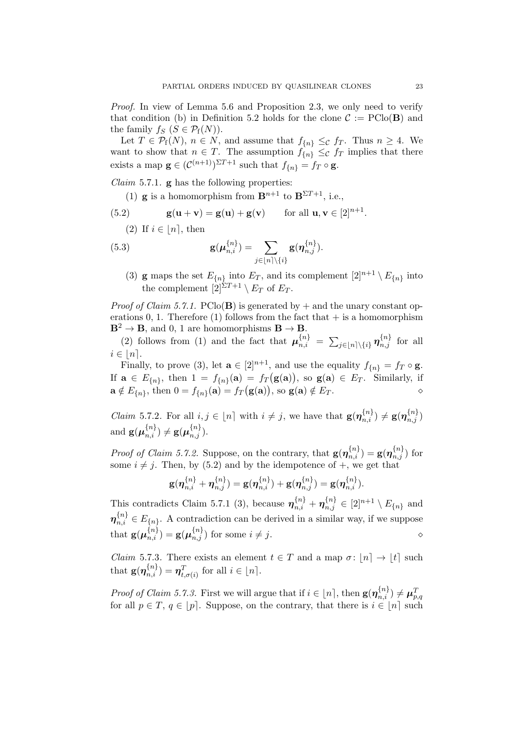*Proof.* In view of Lemma 5.6 and Proposition 2.3, we only need to verify that condition (b) in Definition 5.2 holds for the clone $\mathcal{C} := \mathrm{PClo}(\mathbf{B})$ and the family $f_S$ ($S \in \mathcal{P}_{\mathrm{f}}(N)$).

Let $T \in \mathcal{P}_{\mathrm{f}}(N)$, $n \in N$, and assume that $f_{\{n\}} \leq_{\mathcal{C}} f_T$. Thus $n \geq 4$. We want to show that $n \in T$. The assumption $f_{\{n\}} \leq_{\mathcal{C}} f_T$ implies that there exists a map $\mathbf{g} \in (\mathcal{C}^{(n+1)})^{\Sigma T+1}$ such that $f_{\{n\}} = f_T \circ \mathbf{g}$.

*Claim* 5.7.1. $\mathbf{g}$ has the following properties:

(1) $\mathbf{g}$ is a homomorphism from $\mathbf{B}^{n+1}$ to $\mathbf{B}^{\Sigma T+1}$, i.e.,

$$\mathbf{g}(\mathbf{u}+\mathbf{v}) = \mathbf{g}(\mathbf{u}) + \mathbf{g}(\mathbf{v}) \qquad \text{for all } \mathbf{u}, \mathbf{v} \in [2]^{n+1}. \tag{5.2}$$

(2) If $i \in \lfloor n \rceil$, then

$$\mathbf{g}(\boldsymbol{\mu}_{n,i}^{\{n\}}) = \sum_{j \in \lfloor n \rceil \setminus \{i\}} \mathbf{g}(\boldsymbol{\eta}_{n,j}^{\{n\}}). \tag{5.3}$$

(3) $\mathbf{g}$ maps the set $E_{\{n\}}$ into $E_T$, and its complement $[2]^{n+1} \setminus E_{\{n\}}$ into the complement $[2]^{\Sigma T+1} \setminus E_T$ of $E_T$.

*Proof of Claim 5.7.1.* $\mathrm{PClo}(\mathbf{B})$ is generated by $+$ and the unary constant operations 0, 1. Therefore (1) follows from the fact that $+$ is a homomorphism $\mathbf{B}^2 \to \mathbf{B}$, and 0, 1 are homomorphisms $\mathbf{B} \to \mathbf{B}$.

(2) follows from (1) and the fact that $\boldsymbol{\mu}_{n,i}^{\{n\}} = \sum_{j \in \lfloor n \rceil \setminus \{i\}} \boldsymbol{\eta}_{n,j}^{\{n\}}$ for all $i \in \lfloor n \rceil$.

Finally, to prove (3), let $\mathbf{a} \in [2]^{n+1}$, and use the equality $f_{\{n\}} = f_T \circ \mathbf{g}$. If $\mathbf{a} \in E_{\{n\}}$, then $1 = f_{\{n\}}(\mathbf{a}) = f_T(\mathbf{g}(\mathbf{a}))$, so $\mathbf{g}(\mathbf{a}) \in E_T$. Similarly, if $\mathbf{a} \notin E_{\{n\}}$, then $0 = f_{\{n\}}(\mathbf{a}) = f_T(\mathbf{g}(\mathbf{a}))$, so $\mathbf{g}(\mathbf{a}) \notin E_T$. ◇

*Claim* 5.7.2. For all $i, j \in \lfloor n \rceil$ with $i \neq j$, we have that $\mathbf{g}(\boldsymbol{\eta}_{n,i}^{\{n\}}) \neq \mathbf{g}(\boldsymbol{\eta}_{n,j}^{\{n\}})$ and $\mathbf{g}(\boldsymbol{\mu}_{n,i}^{\{n\}}) \neq \mathbf{g}(\boldsymbol{\mu}_{n,j}^{\{n\}})$.

*Proof of Claim 5.7.2.* Suppose, on the contrary, that $\mathbf{g}(\boldsymbol{\eta}_{n,i}^{\{n\}}) = \mathbf{g}(\boldsymbol{\eta}_{n,j}^{\{n\}})$ for some $i \neq j$. Then, by (5.2) and by the idempotence of $+$, we get that

$$\mathbf{g}(\boldsymbol{\eta}_{n,i}^{\{n\}} + \boldsymbol{\eta}_{n,j}^{\{n\}}) = \mathbf{g}(\boldsymbol{\eta}_{n,i}^{\{n\}}) + \mathbf{g}(\boldsymbol{\eta}_{n,j}^{\{n\}}) = \mathbf{g}(\boldsymbol{\eta}_{n,i}^{\{n\}}).$$

This contradicts Claim 5.7.1 (3), because $\boldsymbol{\eta}_{n,i}^{\{n\}} + \boldsymbol{\eta}_{n,j}^{\{n\}} \in [2]^{n+1} \setminus E_{\{n\}}$ and $\boldsymbol{\eta}_{n,i}^{\{n\}} \in E_{\{n\}}$. A contradiction can be derived in a similar way, if we suppose that $\mathbf{g}(\boldsymbol{\mu}_{n,i}^{\{n\}}) = \mathbf{g}(\boldsymbol{\mu}_{n,j}^{\{n\}})$ for some $i \neq j$. ◇

*Claim* 5.7.3. There exists an element $t \in T$ and a map $\sigma \colon \lfloor n \rceil \to \lfloor t \rceil$ such that $\mathbf{g}(\boldsymbol{\eta}_{n,i}^{\{n\}}) = \boldsymbol{\eta}_{t,\sigma(i)}^{T}$ for all $i \in \lfloor n \rceil$.

*Proof of Claim 5.7.3.* First we will argue that if $i \in \lfloor n \rceil$, then $\mathbf{g}(\boldsymbol{\eta}_{n,i}^{\{n\}}) \neq \boldsymbol{\mu}_{p,q}^{T}$ for all $p \in T$, $q \in \lfloor p \rceil$. Suppose, on the contrary, that there is $i \in \lfloor n \rceil$ such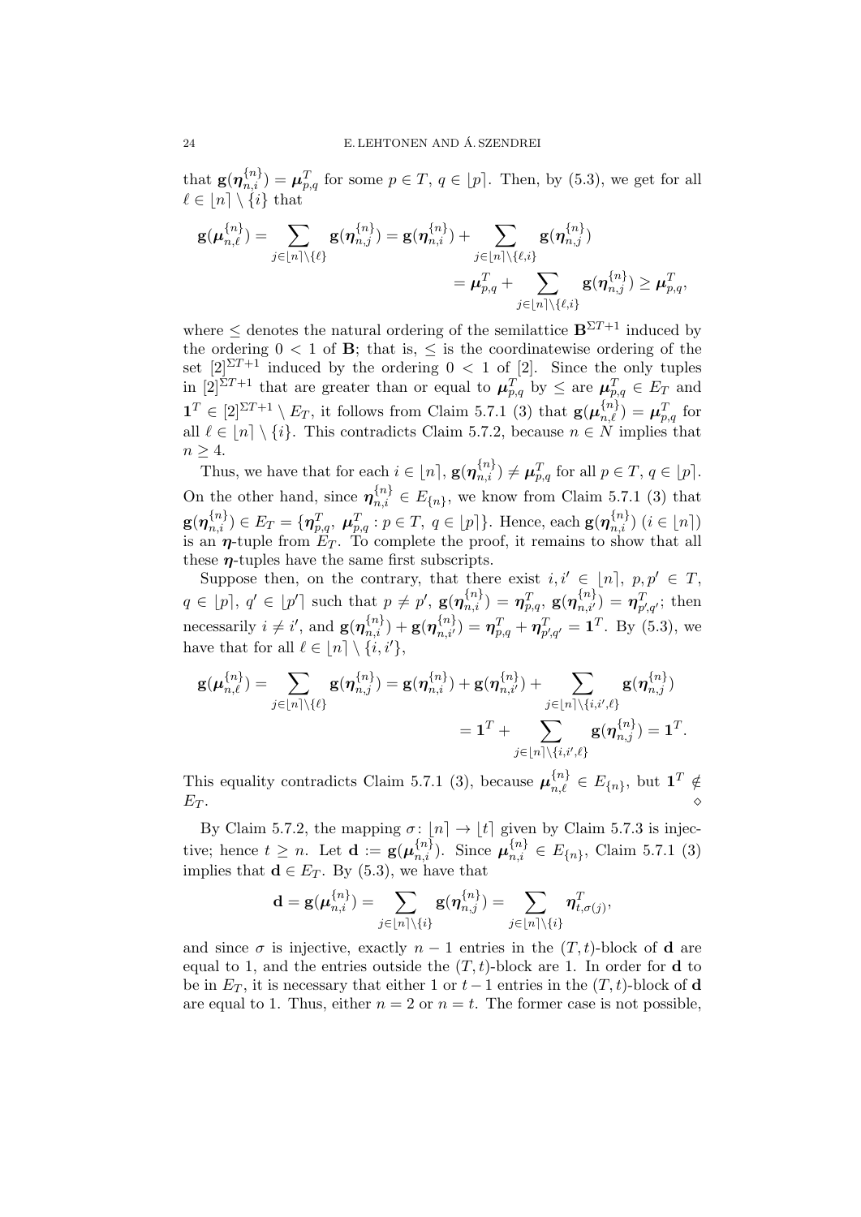that $\mathbf{g}(\boldsymbol{\eta}^{\{n\}}_{n,i}) = \boldsymbol{\mu}^T_{p,q}$ for some $p \in T$, $q \in \lfloor p \rceil$. Then, by (5.3), we get for all $\ell \in \lfloor n \rceil \setminus \{i\}$ that

$$\mathbf{g}(\boldsymbol{\mu}^{\{n\}}_{n,\ell}) = \sum_{j \in \lfloor n \rceil \setminus \{\ell\}} \mathbf{g}(\boldsymbol{\eta}^{\{n\}}_{n,j}) = \mathbf{g}(\boldsymbol{\eta}^{\{n\}}_{n,i}) + \sum_{j \in \lfloor n \rceil \setminus \{\ell, i\}} \mathbf{g}(\boldsymbol{\eta}^{\{n\}}_{n,j})$$
$$= \boldsymbol{\mu}^T_{p,q} + \sum_{j \in \lfloor n \rceil \setminus \{\ell, i\}} \mathbf{g}(\boldsymbol{\eta}^{\{n\}}_{n,j}) \geq \boldsymbol{\mu}^T_{p,q},$$

where $\leq$ denotes the natural ordering of the semilattice $\mathbf{B}^{\Sigma T+1}$ induced by the ordering $0 < 1$ of $\mathbf{B}$; that is, $\leq$ is the coordinatewise ordering of the set $[2]^{\Sigma T+1}$ induced by the ordering $0 < 1$ of $[2]$. Since the only tuples in $[2]^{\Sigma T+1}$ that are greater than or equal to $\boldsymbol{\mu}^T_{p,q}$ by $\leq$ are $\boldsymbol{\mu}^T_{p,q} \in E_T$ and $\mathbf{1}^T \in [2]^{\Sigma T+1} \setminus E_T$, it follows from Claim 5.7.1 (3) that $\mathbf{g}(\boldsymbol{\mu}^{\{n\}}_{n,\ell}) = \boldsymbol{\mu}^T_{p,q}$ for all $\ell \in \lfloor n \rceil \setminus \{i\}$. This contradicts Claim 5.7.2, because $n \in N$ implies that $n \geq 4$.

Thus, we have that for each $i \in \lfloor n \rceil$, $\mathbf{g}(\boldsymbol{\eta}^{\{n\}}_{n,i}) \neq \boldsymbol{\mu}^T_{p,q}$ for all $p \in T$, $q \in \lfloor p \rceil$. On the other hand, since $\boldsymbol{\eta}^{\{n\}}_{n,i} \in E_{\{n\}}$, we know from Claim 5.7.1 (3) that $\mathbf{g}(\boldsymbol{\eta}^{\{n\}}_{n,i}) \in E_T = \{\boldsymbol{\eta}^T_{p,q},\ \boldsymbol{\mu}^T_{p,q} : p \in T,\ q \in \lfloor p \rceil\}$. Hence, each $\mathbf{g}(\boldsymbol{\eta}^{\{n\}}_{n,i})$ ($i \in \lfloor n \rceil$) is an $\boldsymbol{\eta}$-tuple from $E_T$. To complete the proof, it remains to show that all these $\boldsymbol{\eta}$-tuples have the same first subscripts.

Suppose then, on the contrary, that there exist $i, i' \in \lfloor n \rceil$, $p, p' \in T$, $q \in \lfloor p \rceil$, $q' \in \lfloor p' \rceil$ such that $p \neq p'$, $\mathbf{g}(\boldsymbol{\eta}^{\{n\}}_{n,i}) = \boldsymbol{\eta}^T_{p,q}$, $\mathbf{g}(\boldsymbol{\eta}^{\{n\}}_{n,i'}) = \boldsymbol{\eta}^T_{p',q'}$; then necessarily $i \neq i'$, and $\mathbf{g}(\boldsymbol{\eta}^{\{n\}}_{n,i}) + \mathbf{g}(\boldsymbol{\eta}^{\{n\}}_{n,i'}) = \boldsymbol{\eta}^T_{p,q} + \boldsymbol{\eta}^T_{p',q'} = \mathbf{1}^T$. By (5.3), we have that for all $\ell \in \lfloor n \rceil \setminus \{i, i'\}$,

$$\mathbf{g}(\boldsymbol{\mu}^{\{n\}}_{n,\ell}) = \sum_{j \in \lfloor n \rceil \setminus \{\ell\}} \mathbf{g}(\boldsymbol{\eta}^{\{n\}}_{n,j}) = \mathbf{g}(\boldsymbol{\eta}^{\{n\}}_{n,i}) + \mathbf{g}(\boldsymbol{\eta}^{\{n\}}_{n,i'}) + \sum_{j \in \lfloor n \rceil \setminus \{i, i', \ell\}} \mathbf{g}(\boldsymbol{\eta}^{\{n\}}_{n,j})$$
$$= \mathbf{1}^T + \sum_{j \in \lfloor n \rceil \setminus \{i, i', \ell\}} \mathbf{g}(\boldsymbol{\eta}^{\{n\}}_{n,j}) = \mathbf{1}^T.$$

This equality contradicts Claim 5.7.1 (3), because $\boldsymbol{\mu}^{\{n\}}_{n,\ell} \in E_{\{n\}}$, but $\mathbf{1}^T \notin E_T$. $\diamond$

By Claim 5.7.2, the mapping $\sigma \colon \lfloor n \rceil \to \lfloor t \rceil$ given by Claim 5.7.3 is injective; hence $t \geq n$. Let $\mathbf{d} := \mathbf{g}(\boldsymbol{\mu}^{\{n\}}_{n,i})$. Since $\boldsymbol{\mu}^{\{n\}}_{n,i} \in E_{\{n\}}$, Claim 5.7.1 (3) implies that $\mathbf{d} \in E_T$. By (5.3), we have that

$$\mathbf{d} = \mathbf{g}(\boldsymbol{\mu}^{\{n\}}_{n,i}) = \sum_{j \in \lfloor n \rceil \setminus \{i\}} \mathbf{g}(\boldsymbol{\eta}^{\{n\}}_{n,j}) = \sum_{j \in \lfloor n \rceil \setminus \{i\}} \boldsymbol{\eta}^T_{t,\sigma(j)},$$

and since $\sigma$ is injective, exactly $n - 1$ entries in the $(T, t)$-block of $\mathbf{d}$ are equal to 1, and the entries outside the $(T, t)$-block are 1. In order for $\mathbf{d}$ to be in $E_T$, it is necessary that either 1 or $t - 1$ entries in the $(T, t)$-block of $\mathbf{d}$ are equal to 1. Thus, either $n = 2$ or $n = t$. The former case is not possible,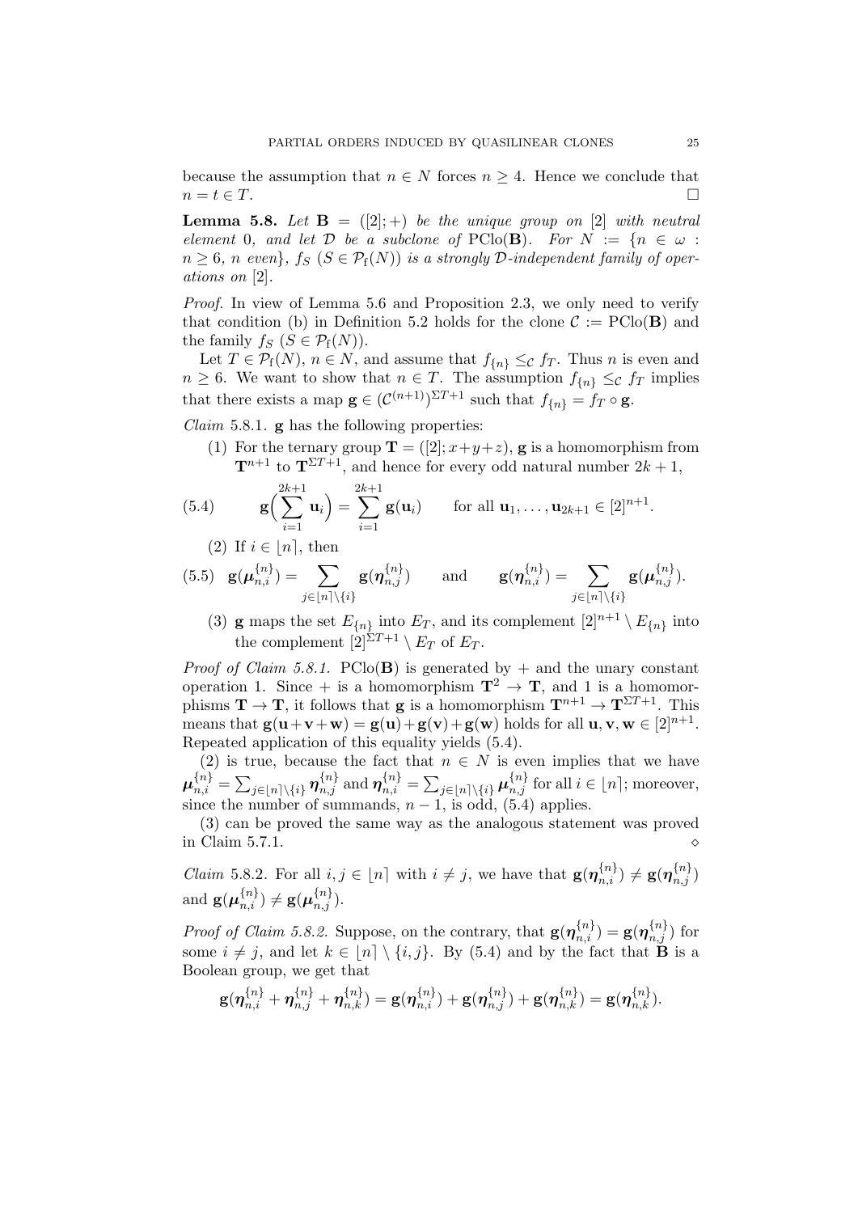because the assumption that $n \in N$ forces $n \geq 4$. Hence we conclude that $n = t \in T$. □

**Lemma 5.8.** *Let* $\mathbf{B} = ([2]; +)$ *be the unique group on* $[2]$ *with neutral element* 0*, and let* $\mathcal{D}$ *be a subclone of* $\mathrm{PClo}(\mathbf{B})$*. For* $N := \{n \in \omega : n \geq 6,\ n \text{ even}\}$*,* $f_S$ $(S \in \mathcal{P}_{\mathrm{f}}(N))$ *is a strongly* $\mathcal{D}$*-independent family of operations on* $[2]$*.*

*Proof.* In view of Lemma 5.6 and Proposition 2.3, we only need to verify that condition (b) in Definition 5.2 holds for the clone $\mathcal{C} := \mathrm{PClo}(\mathbf{B})$ and the family $f_S$ $(S \in \mathcal{P}_{\mathrm{f}}(N))$.

Let $T \in \mathcal{P}_{\mathrm{f}}(N)$, $n \in N$, and assume that $f_{\{n\}} \leq_{\mathcal{C}} f_T$. Thus $n$ is even and $n \geq 6$. We want to show that $n \in T$. The assumption $f_{\{n\}} \leq_{\mathcal{C}} f_T$ implies that there exists a map $\mathbf{g} \in (\mathcal{C}^{(n+1)})^{\Sigma T+1}$ such that $f_{\{n\}} = f_T \circ \mathbf{g}$.

*Claim* 5.8.1. $\mathbf{g}$ has the following properties:

(1) For the ternary group $\mathbf{T} = ([2]; x+y+z)$, $\mathbf{g}$ is a homomorphism from $\mathbf{T}^{n+1}$ to $\mathbf{T}^{\Sigma T+1}$, and hence for every odd natural number $2k+1$,

$$\mathbf{g}\Big(\sum_{i=1}^{2k+1} \mathbf{u}_i\Big) = \sum_{i=1}^{2k+1} \mathbf{g}(\mathbf{u}_i) \qquad \text{for all } \mathbf{u}_1, \ldots, \mathbf{u}_{2k+1} \in [2]^{n+1}. \tag{5.4}$$

(2) If $i \in \lfloor n \rceil$, then

$$\mathbf{g}(\boldsymbol{\mu}_{n,i}^{\{n\}}) = \sum_{j \in \lfloor n \rceil \setminus \{i\}} \mathbf{g}(\boldsymbol{\eta}_{n,j}^{\{n\}}) \qquad \text{and} \qquad \mathbf{g}(\boldsymbol{\eta}_{n,i}^{\{n\}}) = \sum_{j \in \lfloor n \rceil \setminus \{i\}} \mathbf{g}(\boldsymbol{\mu}_{n,j}^{\{n\}}). \tag{5.5}$$

(3) $\mathbf{g}$ maps the set $E_{\{n\}}$ into $E_T$, and its complement $[2]^{n+1} \setminus E_{\{n\}}$ into the complement $[2]^{\Sigma T+1} \setminus E_T$ of $E_T$.

*Proof of Claim 5.8.1.* $\mathrm{PClo}(\mathbf{B})$ is generated by $+$ and the unary constant operation 1. Since $+$ is a homomorphism $\mathbf{T}^2 \to \mathbf{T}$, and 1 is a homomorphisms $\mathbf{T} \to \mathbf{T}$, it follows that $\mathbf{g}$ is a homomorphism $\mathbf{T}^{n+1} \to \mathbf{T}^{\Sigma T+1}$. This means that $\mathbf{g}(\mathbf{u}+\mathbf{v}+\mathbf{w}) = \mathbf{g}(\mathbf{u})+\mathbf{g}(\mathbf{v})+\mathbf{g}(\mathbf{w})$ holds for all $\mathbf{u}, \mathbf{v}, \mathbf{w} \in [2]^{n+1}$. Repeated application of this equality yields (5.4).

(2) is true, because the fact that $n \in N$ is even implies that we have $\boldsymbol{\mu}_{n,i}^{\{n\}} = \sum_{j \in \lfloor n \rceil \setminus \{i\}} \boldsymbol{\eta}_{n,j}^{\{n\}}$ and $\boldsymbol{\eta}_{n,i}^{\{n\}} = \sum_{j \in \lfloor n \rceil \setminus \{i\}} \boldsymbol{\mu}_{n,j}^{\{n\}}$ for all $i \in \lfloor n \rceil$; moreover, since the number of summands, $n-1$, is odd, (5.4) applies.

(3) can be proved the same way as the analogous statement was proved in Claim 5.7.1. ◇

*Claim* 5.8.2. For all $i, j \in \lfloor n \rceil$ with $i \neq j$, we have that $\mathbf{g}(\boldsymbol{\eta}_{n,i}^{\{n\}}) \neq \mathbf{g}(\boldsymbol{\eta}_{n,j}^{\{n\}})$ and $\mathbf{g}(\boldsymbol{\mu}_{n,i}^{\{n\}}) \neq \mathbf{g}(\boldsymbol{\mu}_{n,j}^{\{n\}})$.

*Proof of Claim 5.8.2.* Suppose, on the contrary, that $\mathbf{g}(\boldsymbol{\eta}_{n,i}^{\{n\}}) = \mathbf{g}(\boldsymbol{\eta}_{n,j}^{\{n\}})$ for some $i \neq j$, and let $k \in \lfloor n \rceil \setminus \{i, j\}$. By (5.4) and by the fact that $\mathbf{B}$ is a Boolean group, we get that

$$\mathbf{g}(\boldsymbol{\eta}_{n,i}^{\{n\}} + \boldsymbol{\eta}_{n,j}^{\{n\}} + \boldsymbol{\eta}_{n,k}^{\{n\}}) = \mathbf{g}(\boldsymbol{\eta}_{n,i}^{\{n\}}) + \mathbf{g}(\boldsymbol{\eta}_{n,j}^{\{n\}}) + \mathbf{g}(\boldsymbol{\eta}_{n,k}^{\{n\}}) = \mathbf{g}(\boldsymbol{\eta}_{n,k}^{\{n\}}).$$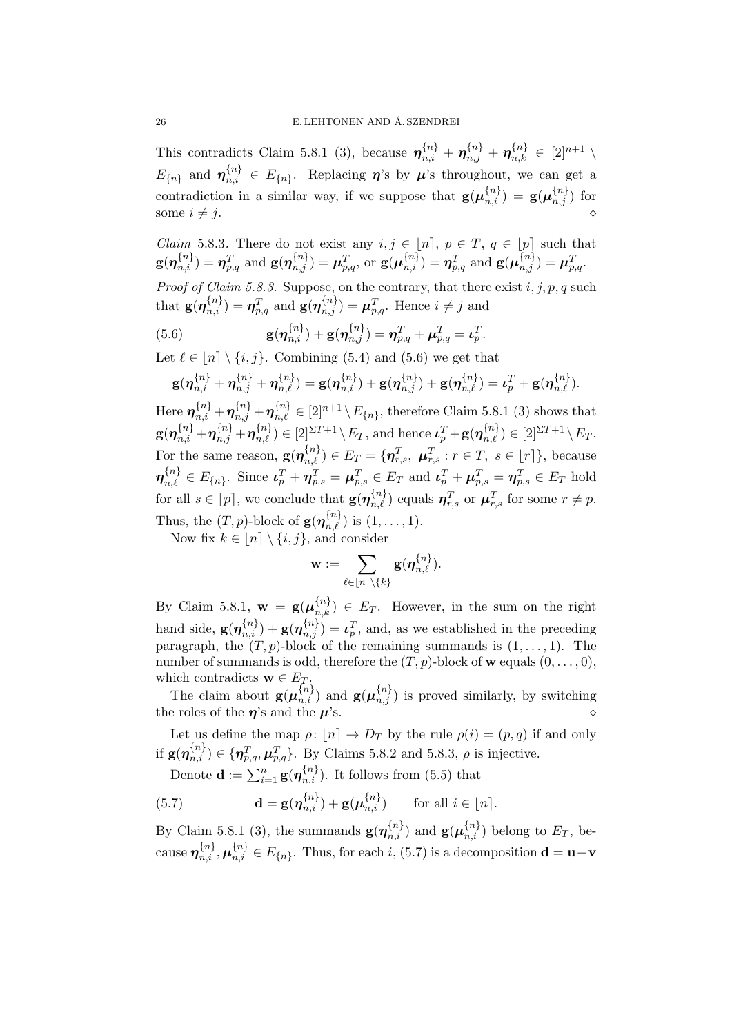This contradicts Claim 5.8.1 (3), because $\boldsymbol{\eta}^{\{n\}}_{n,i} + \boldsymbol{\eta}^{\{n\}}_{n,j} + \boldsymbol{\eta}^{\{n\}}_{n,k} \in [2]^{n+1} \setminus E_{\{n\}}$ and $\boldsymbol{\eta}^{\{n\}}_{n,i} \in E_{\{n\}}$. Replacing $\boldsymbol{\eta}$'s by $\boldsymbol{\mu}$'s throughout, we can get a contradiction in a similar way, if we suppose that $\mathbf{g}(\boldsymbol{\mu}^{\{n\}}_{n,i}) = \mathbf{g}(\boldsymbol{\mu}^{\{n\}}_{n,j})$ for some $i \neq j$. ◇

*Claim* 5.8.3. There do not exist any $i, j \in \lfloor n \rceil$, $p \in T$, $q \in \lfloor p \rceil$ such that $\mathbf{g}(\boldsymbol{\eta}^{\{n\}}_{n,i}) = \boldsymbol{\eta}^T_{p,q}$ and $\mathbf{g}(\boldsymbol{\eta}^{\{n\}}_{n,j}) = \boldsymbol{\mu}^T_{p,q}$, or $\mathbf{g}(\boldsymbol{\mu}^{\{n\}}_{n,i}) = \boldsymbol{\eta}^T_{p,q}$ and $\mathbf{g}(\boldsymbol{\mu}^{\{n\}}_{n,j}) = \boldsymbol{\mu}^T_{p,q}$.

*Proof of Claim 5.8.3.* Suppose, on the contrary, that there exist $i, j, p, q$ such that $\mathbf{g}(\boldsymbol{\eta}^{\{n\}}_{n,i}) = \boldsymbol{\eta}^T_{p,q}$ and $\mathbf{g}(\boldsymbol{\eta}^{\{n\}}_{n,j}) = \boldsymbol{\mu}^T_{p,q}$. Hence $i \neq j$ and

$$\mathbf{g}(\boldsymbol{\eta}^{\{n\}}_{n,i}) + \mathbf{g}(\boldsymbol{\eta}^{\{n\}}_{n,j}) = \boldsymbol{\eta}^T_{p,q} + \boldsymbol{\mu}^T_{p,q} = \boldsymbol{\iota}^T_p. \tag{5.6}$$

Let $\ell \in \lfloor n \rceil \setminus \{i, j\}$. Combining (5.4) and (5.6) we get that

$$\mathbf{g}(\boldsymbol{\eta}^{\{n\}}_{n,i} + \boldsymbol{\eta}^{\{n\}}_{n,j} + \boldsymbol{\eta}^{\{n\}}_{n,\ell}) = \mathbf{g}(\boldsymbol{\eta}^{\{n\}}_{n,i}) + \mathbf{g}(\boldsymbol{\eta}^{\{n\}}_{n,j}) + \mathbf{g}(\boldsymbol{\eta}^{\{n\}}_{n,\ell}) = \boldsymbol{\iota}^T_p + \mathbf{g}(\boldsymbol{\eta}^{\{n\}}_{n,\ell}).$$

Here $\boldsymbol{\eta}^{\{n\}}_{n,i} + \boldsymbol{\eta}^{\{n\}}_{n,j} + \boldsymbol{\eta}^{\{n\}}_{n,\ell} \in [2]^{n+1} \setminus E_{\{n\}}$, therefore Claim 5.8.1 (3) shows that $\mathbf{g}(\boldsymbol{\eta}^{\{n\}}_{n,i} + \boldsymbol{\eta}^{\{n\}}_{n,j} + \boldsymbol{\eta}^{\{n\}}_{n,\ell}) \in [2]^{\Sigma T+1} \setminus E_T$, and hence $\boldsymbol{\iota}^T_p + \mathbf{g}(\boldsymbol{\eta}^{\{n\}}_{n,\ell}) \in [2]^{\Sigma T+1} \setminus E_T$. For the same reason, $\mathbf{g}(\boldsymbol{\eta}^{\{n\}}_{n,\ell}) \in E_T = \{\boldsymbol{\eta}^T_{r,s},\ \boldsymbol{\mu}^T_{r,s} : r \in T,\ s \in \lfloor r \rceil\}$, because $\boldsymbol{\eta}^{\{n\}}_{n,\ell} \in E_{\{n\}}$. Since $\boldsymbol{\iota}^T_p + \boldsymbol{\eta}^T_{p,s} = \boldsymbol{\mu}^T_{p,s} \in E_T$ and $\boldsymbol{\iota}^T_p + \boldsymbol{\mu}^T_{p,s} = \boldsymbol{\eta}^T_{p,s} \in E_T$ hold for all $s \in \lfloor p \rceil$, we conclude that $\mathbf{g}(\boldsymbol{\eta}^{\{n\}}_{n,\ell})$ equals $\boldsymbol{\eta}^T_{r,s}$ or $\boldsymbol{\mu}^T_{r,s}$ for some $r \neq p$. Thus, the $(T, p)$-block of $\mathbf{g}(\boldsymbol{\eta}^{\{n\}}_{n,\ell})$ is $(1, \dots, 1)$.

Now fix $k \in \lfloor n \rceil \setminus \{i, j\}$, and consider

$$\mathbf{w} := \sum_{\ell \in \lfloor n \rceil \setminus \{k\}} \mathbf{g}(\boldsymbol{\eta}^{\{n\}}_{n,\ell}).$$

By Claim 5.8.1, $\mathbf{w} = \mathbf{g}(\boldsymbol{\mu}^{\{n\}}_{n,k}) \in E_T$. However, in the sum on the right hand side, $\mathbf{g}(\boldsymbol{\eta}^{\{n\}}_{n,i}) + \mathbf{g}(\boldsymbol{\eta}^{\{n\}}_{n,j}) = \boldsymbol{\iota}^T_p$, and, as we established in the preceding paragraph, the $(T, p)$-block of the remaining summands is $(1, \dots, 1)$. The number of summands is odd, therefore the $(T, p)$-block of $\mathbf{w}$ equals $(0, \dots, 0)$, which contradicts $\mathbf{w} \in E_T$.

The claim about $\mathbf{g}(\boldsymbol{\mu}^{\{n\}}_{n,i})$ and $\mathbf{g}(\boldsymbol{\mu}^{\{n\}}_{n,j})$ is proved similarly, by switching the roles of the $\boldsymbol{\eta}$'s and the $\boldsymbol{\mu}$'s. ◇

Let us define the map $\rho \colon \lfloor n \rceil \to D_T$ by the rule $\rho(i) = (p, q)$ if and only if $\mathbf{g}(\boldsymbol{\eta}^{\{n\}}_{n,i}) \in \{\boldsymbol{\eta}^T_{p,q}, \boldsymbol{\mu}^T_{p,q}\}$. By Claims 5.8.2 and 5.8.3, $\rho$ is injective.

Denote $\mathbf{d} := \sum_{i=1}^n \mathbf{g}(\boldsymbol{\eta}^{\{n\}}_{n,i})$. It follows from (5.5) that

$$\mathbf{d} = \mathbf{g}(\boldsymbol{\eta}^{\{n\}}_{n,i}) + \mathbf{g}(\boldsymbol{\mu}^{\{n\}}_{n,i}) \qquad \text{for all } i \in \lfloor n \rceil. \tag{5.7}$$

By Claim 5.8.1 (3), the summands $\mathbf{g}(\boldsymbol{\eta}^{\{n\}}_{n,i})$ and $\mathbf{g}(\boldsymbol{\mu}^{\{n\}}_{n,i})$ belong to $E_T$, because $\boldsymbol{\eta}^{\{n\}}_{n,i}, \boldsymbol{\mu}^{\{n\}}_{n,i} \in E_{\{n\}}$. Thus, for each $i$, (5.7) is a decomposition $\mathbf{d} = \mathbf{u} + \mathbf{v}$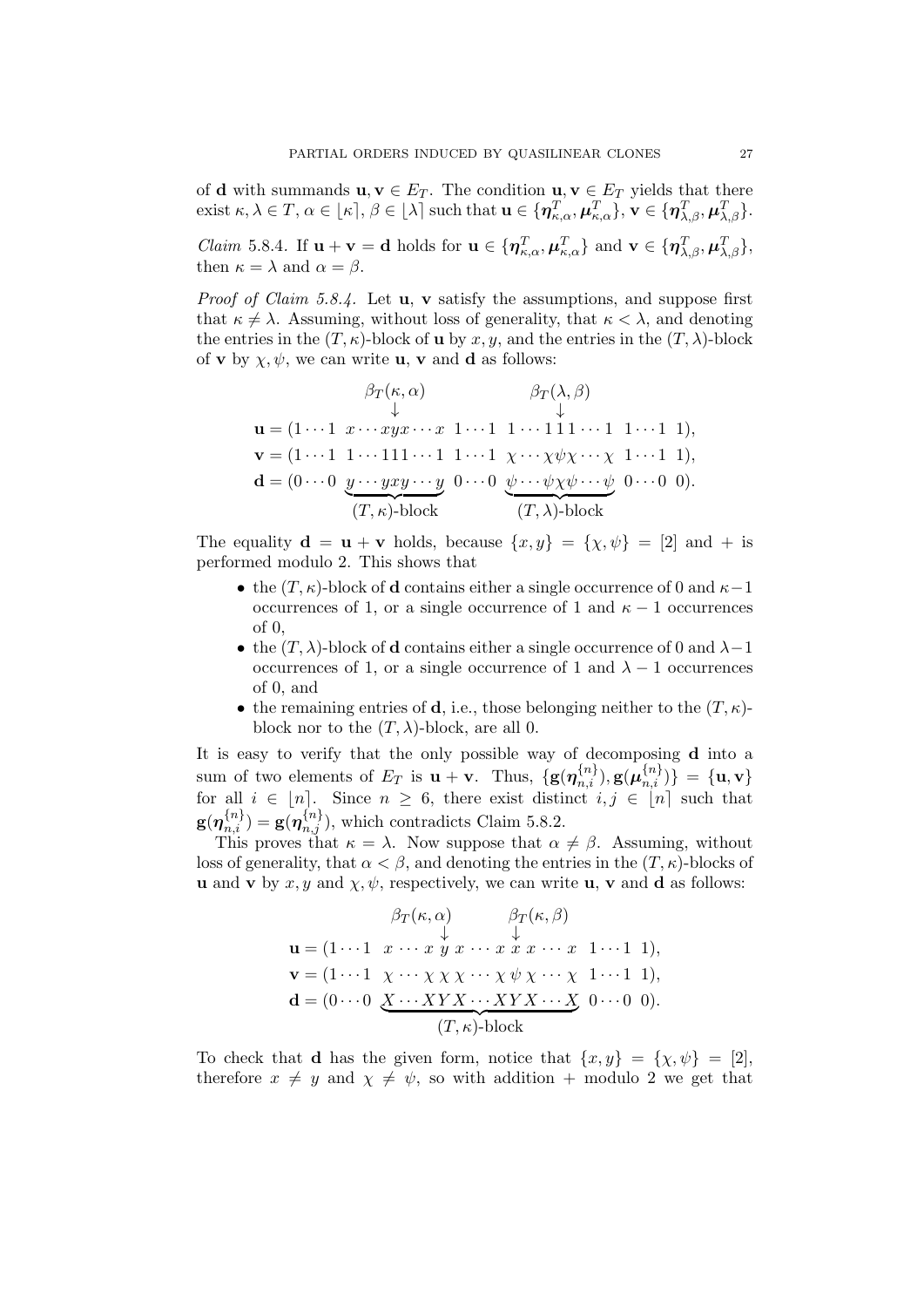of $\mathbf{d}$ with summands $\mathbf{u}, \mathbf{v} \in E_T$. The condition $\mathbf{u}, \mathbf{v} \in E_T$ yields that there exist $\kappa, \lambda \in T$, $\alpha \in \lfloor \kappa \rceil$, $\beta \in \lfloor \lambda \rceil$ such that $\mathbf{u} \in \{\boldsymbol{\eta}^T_{\kappa,\alpha}, \boldsymbol{\mu}^T_{\kappa,\alpha}\}$, $\mathbf{v} \in \{\boldsymbol{\eta}^T_{\lambda,\beta}, \boldsymbol{\mu}^T_{\lambda,\beta}\}$.

*Claim* 5.8.4. If $\mathbf{u} + \mathbf{v} = \mathbf{d}$ holds for $\mathbf{u} \in \{\boldsymbol{\eta}^T_{\kappa,\alpha}, \boldsymbol{\mu}^T_{\kappa,\alpha}\}$ and $\mathbf{v} \in \{\boldsymbol{\eta}^T_{\lambda,\beta}, \boldsymbol{\mu}^T_{\lambda,\beta}\}$, then $\kappa = \lambda$ and $\alpha = \beta$.

*Proof of Claim 5.8.4.* Let $\mathbf{u}$, $\mathbf{v}$ satisfy the assumptions, and suppose first that $\kappa \neq \lambda$. Assuming, without loss of generality, that $\kappa < \lambda$, and denoting the entries in the $(T, \kappa)$-block of $\mathbf{u}$ by $x, y$, and the entries in the $(T, \lambda)$-block of $\mathbf{v}$ by $\chi, \psi$, we can write $\mathbf{u}$, $\mathbf{v}$ and $\mathbf{d}$ as follows:

$$
\begin{array}{rl}
& \qquad\quad \beta_T(\kappa,\alpha) \qquad\qquad\qquad \beta_T(\lambda,\beta) \\
& \qquad\qquad \downarrow \qquad\qquad\qquad\qquad\quad \downarrow \\
\mathbf{u} = & (1 \cdots 1 \;\; x \cdots x y x \cdots x \;\; 1 \cdots 1 \;\; 1 \cdots 1 1 1 \cdots 1 \;\; 1 \cdots 1 \;\; 1), \\
\mathbf{v} = & (1 \cdots 1 \;\; 1 \cdots 1 1 1 \cdots 1 \;\; 1 \cdots 1 \;\; \chi \cdots \chi \psi \chi \cdots \chi \;\; 1 \cdots 1 \;\; 1), \\
\mathbf{d} = & (0 \cdots 0 \;\; \underbrace{y \cdots y x y \cdots y}_{(T,\kappa)\text{-block}} \;\; 0 \cdots 0 \;\; \underbrace{\psi \cdots \psi \chi \psi \cdots \psi}_{(T,\lambda)\text{-block}} \;\; 0 \cdots 0 \;\; 0).
\end{array}
$$

The equality $\mathbf{d} = \mathbf{u} + \mathbf{v}$ holds, because $\{x, y\} = \{\chi, \psi\} = [2]$ and $+$ is performed modulo 2. This shows that

- the $(T, \kappa)$-block of $\mathbf{d}$ contains either a single occurrence of 0 and $\kappa - 1$ occurrences of 1, or a single occurrence of 1 and $\kappa - 1$ occurrences of 0,
- the $(T, \lambda)$-block of $\mathbf{d}$ contains either a single occurrence of 0 and $\lambda - 1$ occurrences of 1, or a single occurrence of 1 and $\lambda - 1$ occurrences of 0, and
- the remaining entries of $\mathbf{d}$, i.e., those belonging neither to the $(T, \kappa)$-block nor to the $(T, \lambda)$-block, are all 0.

It is easy to verify that the only possible way of decomposing $\mathbf{d}$ into a sum of two elements of $E_T$ is $\mathbf{u} + \mathbf{v}$. Thus, $\{\mathbf{g}(\boldsymbol{\eta}^{\{n\}}_{n,i}), \mathbf{g}(\boldsymbol{\mu}^{\{n\}}_{n,i})\} = \{\mathbf{u}, \mathbf{v}\}$ for all $i \in \lfloor n \rceil$. Since $n \geq 6$, there exist distinct $i, j \in \lfloor n \rceil$ such that $\mathbf{g}(\boldsymbol{\eta}^{\{n\}}_{n,i}) = \mathbf{g}(\boldsymbol{\eta}^{\{n\}}_{n,j})$, which contradicts Claim 5.8.2.

This proves that $\kappa = \lambda$. Now suppose that $\alpha \neq \beta$. Assuming, without loss of generality, that $\alpha < \beta$, and denoting the entries in the $(T, \kappa)$-blocks of $\mathbf{u}$ and $\mathbf{v}$ by $x, y$ and $\chi, \psi$, respectively, we can write $\mathbf{u}$, $\mathbf{v}$ and $\mathbf{d}$ as follows:

$$
\begin{array}{rl}
& \qquad\quad \beta_T(\kappa,\alpha) \qquad\quad \beta_T(\kappa,\beta) \\
& \qquad\qquad\quad \downarrow \qquad\qquad\qquad \downarrow \\
\mathbf{u} = & (1 \cdots 1 \;\; x \cdots x \; y \; x \cdots x \; x \; x \cdots x \;\; 1 \cdots 1 \;\; 1), \\
\mathbf{v} = & (1 \cdots 1 \;\; \chi \cdots \chi \; \chi \; \chi \cdots \chi \; \psi \; \chi \cdots \chi \;\; 1 \cdots 1 \;\; 1), \\
\mathbf{d} = & (0 \cdots 0 \;\; \underbrace{X \cdots X Y X \cdots X Y X \cdots X}_{(T,\kappa)\text{-block}} \;\; 0 \cdots 0 \;\; 0).
\end{array}
$$

To check that $\mathbf{d}$ has the given form, notice that $\{x, y\} = \{\chi, \psi\} = [2]$, therefore $x \neq y$ and $\chi \neq \psi$, so with addition $+$ modulo 2 we get that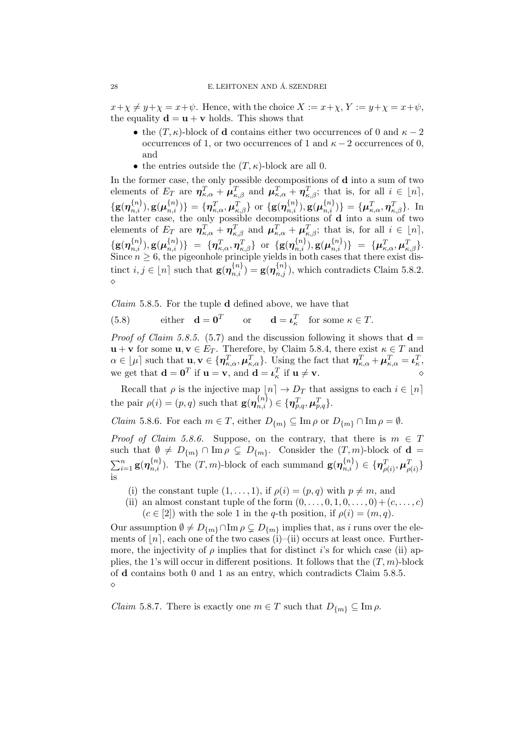$x+\chi \neq y+\chi = x+\psi$. Hence, with the choice $X := x+\chi$, $Y := y+\chi = x+\psi$, the equality $\mathbf{d} = \mathbf{u} + \mathbf{v}$ holds. This shows that

- the $(T, \kappa)$-block of $\mathbf{d}$ contains either two occurrences of 0 and $\kappa - 2$ occurrences of 1, or two occurrences of 1 and $\kappa - 2$ occurrences of 0, and
- the entries outside the $(T, \kappa)$-block are all 0.

In the former case, the only possible decompositions of $\mathbf{d}$ into a sum of two elements of $E_T$ are $\boldsymbol{\eta}^T_{\kappa,\alpha} + \boldsymbol{\mu}^T_{\kappa,\beta}$ and $\boldsymbol{\mu}^T_{\kappa,\alpha} + \boldsymbol{\eta}^T_{\kappa,\beta}$; that is, for all $i \in \lfloor n \rceil$, $\{\mathbf{g}(\boldsymbol{\eta}^{\{n\}}_{n,i}), \mathbf{g}(\boldsymbol{\mu}^{\{n\}}_{n,i})\} = \{\boldsymbol{\eta}^T_{\kappa,\alpha}, \boldsymbol{\mu}^T_{\kappa,\beta}\}$ or $\{\mathbf{g}(\boldsymbol{\eta}^{\{n\}}_{n,i}), \mathbf{g}(\boldsymbol{\mu}^{\{n\}}_{n,i})\} = \{\boldsymbol{\mu}^T_{\kappa,\alpha}, \boldsymbol{\eta}^T_{\kappa,\beta}\}$. In the latter case, the only possible decompositions of $\mathbf{d}$ into a sum of two elements of $E_T$ are $\boldsymbol{\eta}^T_{\kappa,\alpha} + \boldsymbol{\eta}^T_{\kappa,\beta}$ and $\boldsymbol{\mu}^T_{\kappa,\alpha} + \boldsymbol{\mu}^T_{\kappa,\beta}$; that is, for all $i \in \lfloor n \rceil$, $\{\mathbf{g}(\boldsymbol{\eta}^{\{n\}}_{n,i}), \mathbf{g}(\boldsymbol{\mu}^{\{n\}}_{n,i})\} = \{\boldsymbol{\eta}^T_{\kappa,\alpha}, \boldsymbol{\eta}^T_{\kappa,\beta}\}$ or $\{\mathbf{g}(\boldsymbol{\eta}^{\{n\}}_{n,i}), \mathbf{g}(\boldsymbol{\mu}^{\{n\}}_{n,i})\} = \{\boldsymbol{\mu}^T_{\kappa,\alpha}, \boldsymbol{\mu}^T_{\kappa,\beta}\}$. Since $n \geq 6$, the pigeonhole principle yields in both cases that there exist distinct $i, j \in \lfloor n \rceil$ such that $\mathbf{g}(\boldsymbol{\eta}^{\{n\}}_{n,i}) = \mathbf{g}(\boldsymbol{\eta}^{\{n\}}_{n,j})$, which contradicts Claim 5.8.2. $\diamond$

*Claim* 5.8.5. For the tuple $\mathbf{d}$ defined above, we have that

$$\text{either} \quad \mathbf{d} = \mathbf{0}^T \qquad \text{or} \qquad \mathbf{d} = \boldsymbol{\iota}^T_\kappa \quad \text{for some } \kappa \in T. \tag{5.8}$$

*Proof of Claim 5.8.5.* (5.7) and the discussion following it shows that $\mathbf{d} = \mathbf{u} + \mathbf{v}$ for some $\mathbf{u}, \mathbf{v} \in E_T$. Therefore, by Claim 5.8.4, there exist $\kappa \in T$ and $\alpha \in \lfloor \mu \rceil$ such that $\mathbf{u}, \mathbf{v} \in \{\boldsymbol{\eta}^T_{\kappa,\alpha}, \boldsymbol{\mu}^T_{\kappa,\alpha}\}$. Using the fact that $\boldsymbol{\eta}^T_{\kappa,\alpha} + \boldsymbol{\mu}^T_{\kappa,\alpha} = \boldsymbol{\iota}^T_\kappa$, we get that $\mathbf{d} = \mathbf{0}^T$ if $\mathbf{u} = \mathbf{v}$, and $\mathbf{d} = \boldsymbol{\iota}^T_\kappa$ if $\mathbf{u} \neq \mathbf{v}$. $\diamond$

Recall that $\rho$ is the injective map $\lfloor n \rceil \to D_T$ that assigns to each $i \in \lfloor n \rceil$ the pair $\rho(i) = (p, q)$ such that $\mathbf{g}(\boldsymbol{\eta}^{\{n\}}_{n,i}) \in \{\boldsymbol{\eta}^T_{p,q}, \boldsymbol{\mu}^T_{p,q}\}$.

*Claim* 5.8.6. For each $m \in T$, either $D_{\{m\}} \subseteq \operatorname{Im} \rho$ or $D_{\{m\}} \cap \operatorname{Im} \rho = \emptyset$.

*Proof of Claim 5.8.6.* Suppose, on the contrary, that there is $m \in T$ such that $\emptyset \neq D_{\{m\}} \cap \operatorname{Im} \rho \subsetneq D_{\{m\}}$. Consider the $(T, m)$-block of $\mathbf{d} = \sum_{i=1}^n \mathbf{g}(\boldsymbol{\eta}^{\{n\}}_{n,i})$. The $(T, m)$-block of each summand $\mathbf{g}(\boldsymbol{\eta}^{\{n\}}_{n,i}) \in \{\boldsymbol{\eta}^T_{\rho(i)}, \boldsymbol{\mu}^T_{\rho(i)}\}$ is

(i) the constant tuple $(1, \dots, 1)$, if $\rho(i) = (p, q)$ with $p \neq m$, and
(ii) an almost constant tuple of the form $(0, \dots, 0, 1, 0, \dots, 0) + (c, \dots, c)$ $(c \in [2])$ with the sole 1 in the $q$-th position, if $\rho(i) = (m, q)$.

Our assumption $\emptyset \neq D_{\{m\}} \cap \operatorname{Im} \rho \subsetneq D_{\{m\}}$ implies that, as $i$ runs over the elements of $\lfloor n \rceil$, each one of the two cases (i)–(ii) occurs at least once. Furthermore, the injectivity of $\rho$ implies that for distinct $i$'s for which case (ii) applies, the 1's will occur in different positions. It follows that the $(T, m)$-block of $\mathbf{d}$ contains both 0 and 1 as an entry, which contradicts Claim 5.8.5. $\diamond$

*Claim* 5.8.7. There is exactly one $m \in T$ such that $D_{\{m\}} \subseteq \operatorname{Im} \rho$.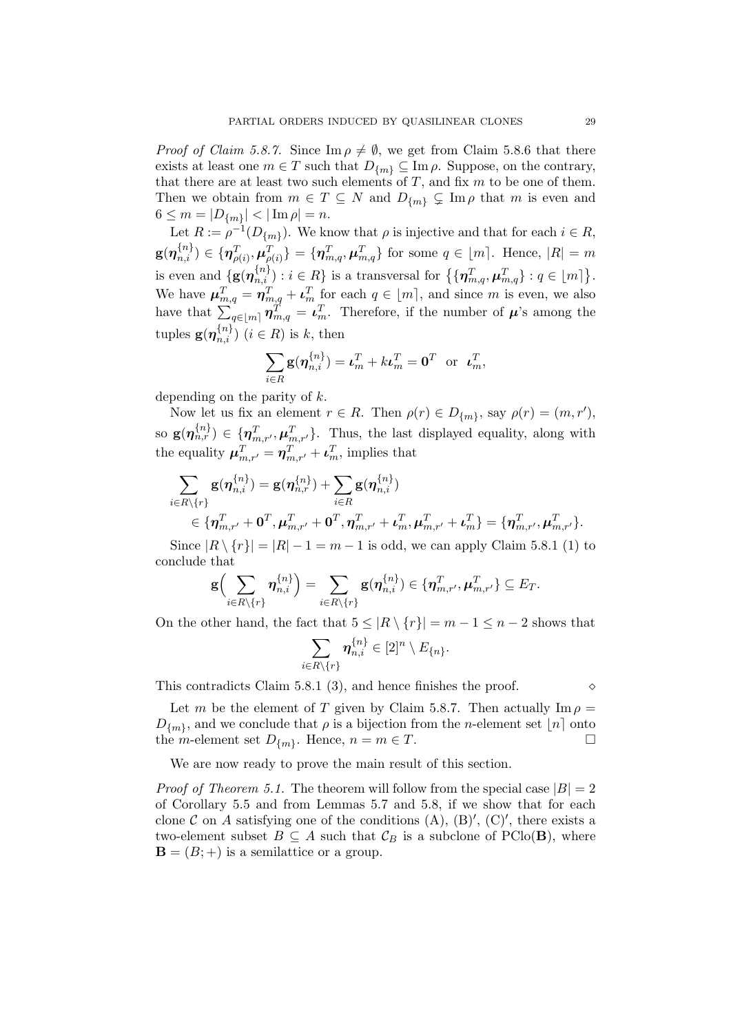*Proof of Claim 5.8.7.* Since $\operatorname{Im}\rho \neq \emptyset$, we get from Claim 5.8.6 that there exists at least one $m \in T$ such that $D_{\{m\}} \subseteq \operatorname{Im}\rho$. Suppose, on the contrary, that there are at least two such elements of $T$, and fix $m$ to be one of them. Then we obtain from $m \in T \subseteq N$ and $D_{\{m\}} \subsetneq \operatorname{Im}\rho$ that $m$ is even and $6 \leq m = |D_{\{m\}}| < |\operatorname{Im}\rho| = n$.

Let $R := \rho^{-1}(D_{\{m\}})$. We know that $\rho$ is injective and that for each $i \in R$, $\mathbf{g}(\boldsymbol{\eta}_{n,i}^{\{n\}}) \in \{\boldsymbol{\eta}_{\rho(i)}^T, \boldsymbol{\mu}_{\rho(i)}^T\} = \{\boldsymbol{\eta}_{m,q}^T, \boldsymbol{\mu}_{m,q}^T\}$ for some $q \in \lfloor m \rceil$. Hence, $|R| = m$ is even and $\{\mathbf{g}(\boldsymbol{\eta}_{n,i}^{\{n\}}) : i \in R\}$ is a transversal for $\big\{\{\boldsymbol{\eta}_{m,q}^T, \boldsymbol{\mu}_{m,q}^T\} : q \in \lfloor m \rceil\big\}$. We have $\boldsymbol{\mu}_{m,q}^T = \boldsymbol{\eta}_{m,q}^T + \boldsymbol{\iota}_m^T$ for each $q \in \lfloor m \rceil$, and since $m$ is even, we also have that $\sum_{q \in \lfloor m \rceil} \boldsymbol{\eta}_{m,q}^T = \boldsymbol{\iota}_m^T$. Therefore, if the number of $\boldsymbol{\mu}$'s among the tuples $\mathbf{g}(\boldsymbol{\eta}_{n,i}^{\{n\}})$ $(i \in R)$ is $k$, then

$$\sum_{i \in R} \mathbf{g}(\boldsymbol{\eta}_{n,i}^{\{n\}}) = \boldsymbol{\iota}_m^T + k\boldsymbol{\iota}_m^T = \mathbf{0}^T \quad \text{or} \quad \boldsymbol{\iota}_m^T,$$

depending on the parity of $k$.

Now let us fix an element $r \in R$. Then $\rho(r) \in D_{\{m\}}$, say $\rho(r) = (m, r')$, so $\mathbf{g}(\boldsymbol{\eta}_{n,r}^{\{n\}}) \in \{\boldsymbol{\eta}_{m,r'}^T, \boldsymbol{\mu}_{m,r'}^T\}$. Thus, the last displayed equality, along with the equality $\boldsymbol{\mu}_{m,r'}^T = \boldsymbol{\eta}_{m,r'}^T + \boldsymbol{\iota}_m^T$, implies that

$$\begin{aligned}
\sum_{i \in R \setminus \{r\}} \mathbf{g}(\boldsymbol{\eta}_{n,i}^{\{n\}}) &= \mathbf{g}(\boldsymbol{\eta}_{n,r}^{\{n\}}) + \sum_{i \in R} \mathbf{g}(\boldsymbol{\eta}_{n,i}^{\{n\}}) \\
&\in \{\boldsymbol{\eta}_{m,r'}^T + \mathbf{0}^T, \boldsymbol{\mu}_{m,r'}^T + \mathbf{0}^T, \boldsymbol{\eta}_{m,r'}^T + \boldsymbol{\iota}_m^T, \boldsymbol{\mu}_{m,r'}^T + \boldsymbol{\iota}_m^T\} = \{\boldsymbol{\eta}_{m,r'}^T, \boldsymbol{\mu}_{m,r'}^T\}.
\end{aligned}$$

Since $|R \setminus \{r\}| = |R| - 1 = m - 1$ is odd, we can apply Claim 5.8.1 (1) to conclude that

$$\mathbf{g}\Big(\sum_{i \in R \setminus \{r\}} \boldsymbol{\eta}_{n,i}^{\{n\}}\Big) = \sum_{i \in R \setminus \{r\}} \mathbf{g}(\boldsymbol{\eta}_{n,i}^{\{n\}}) \in \{\boldsymbol{\eta}_{m,r'}^T, \boldsymbol{\mu}_{m,r'}^T\} \subseteq E_T.$$

On the other hand, the fact that $5 \leq |R \setminus \{r\}| = m - 1 \leq n - 2$ shows that

$$\sum_{i \in R \setminus \{r\}} \boldsymbol{\eta}_{n,i}^{\{n\}} \in [2]^n \setminus E_{\{n\}}.$$

This contradicts Claim 5.8.1 (3), and hence finishes the proof. $\diamond$

Let $m$ be the element of $T$ given by Claim 5.8.7. Then actually $\operatorname{Im}\rho = D_{\{m\}}$, and we conclude that $\rho$ is a bijection from the $n$-element set $\lfloor n \rceil$ onto the $m$-element set $D_{\{m\}}$. Hence, $n = m \in T$. $\square$

We are now ready to prove the main result of this section.

*Proof of Theorem 5.1.* The theorem will follow from the special case $|B| = 2$ of Corollary 5.5 and from Lemmas 5.7 and 5.8, if we show that for each clone $\mathcal{C}$ on $A$ satisfying one of the conditions (A), (B)$'$, (C)$'$, there exists a two-element subset $B \subseteq A$ such that $\mathcal{C}_B$ is a subclone of $\operatorname{PClo}(\mathbf{B})$, where $\mathbf{B} = (B; +)$ is a semilattice or a group.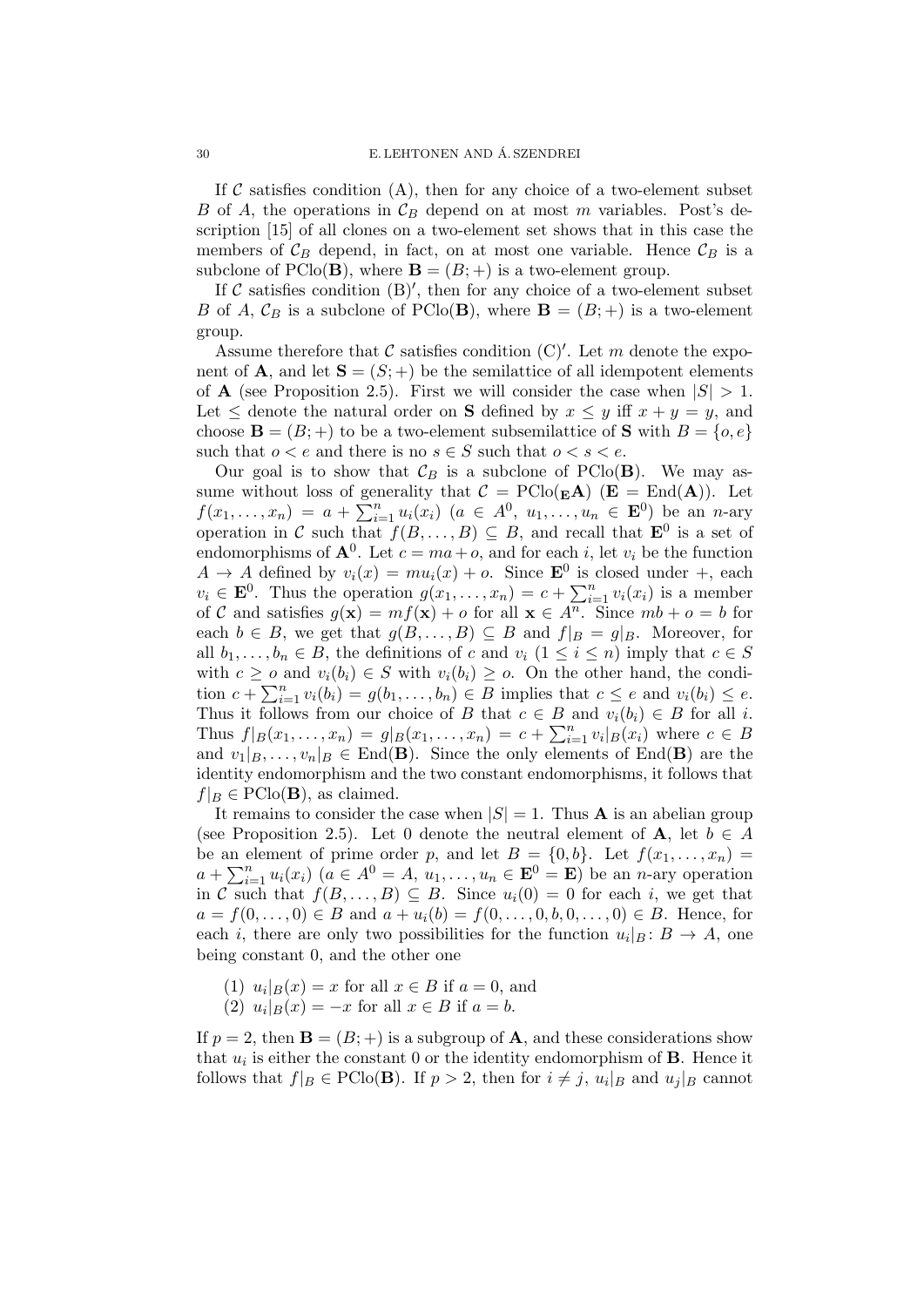If $\mathcal{C}$ satisfies condition (A), then for any choice of a two-element subset $B$ of $A$, the operations in $\mathcal{C}_B$ depend on at most $m$ variables. Post's description [15] of all clones on a two-element set shows that in this case the members of $\mathcal{C}_B$ depend, in fact, on at most one variable. Hence $\mathcal{C}_B$ is a subclone of $\mathrm{PClo}(\mathbf{B})$, where $\mathbf{B} = (B; +)$ is a two-element group.

If $\mathcal{C}$ satisfies condition (B)$'$, then for any choice of a two-element subset $B$ of $A$, $\mathcal{C}_B$ is a subclone of $\mathrm{PClo}(\mathbf{B})$, where $\mathbf{B} = (B; +)$ is a two-element group.

Assume therefore that $\mathcal{C}$ satisfies condition (C)$'$. Let $m$ denote the exponent of $\mathbf{A}$, and let $\mathbf{S} = (S; +)$ be the semilattice of all idempotent elements of $\mathbf{A}$ (see Proposition 2.5). First we will consider the case when $|S| > 1$. Let $\leq$ denote the natural order on $\mathbf{S}$ defined by $x \leq y$ iff $x + y = y$, and choose $\mathbf{B} = (B; +)$ to be a two-element subsemilattice of $\mathbf{S}$ with $B = \{o, e\}$ such that $o < e$ and there is no $s \in S$ such that $o < s < e$.

Our goal is to show that $\mathcal{C}_B$ is a subclone of $\mathrm{PClo}(\mathbf{B})$. We may assume without loss of generality that $\mathcal{C} = \mathrm{PClo}({}_{\mathbf{E}}\mathbf{A})$ ($\mathbf{E} = \mathrm{End}(\mathbf{A})$). Let $f(x_1, \ldots, x_n) = a + \sum_{i=1}^n u_i(x_i)$ ($a \in A^0$, $u_1, \ldots, u_n \in \mathbf{E}^0$) be an $n$-ary operation in $\mathcal{C}$ such that $f(B, \ldots, B) \subseteq B$, and recall that $\mathbf{E}^0$ is a set of endomorphisms of $\mathbf{A}^0$. Let $c = ma + o$, and for each $i$, let $v_i$ be the function $A \to A$ defined by $v_i(x) = mu_i(x) + o$. Since $\mathbf{E}^0$ is closed under $+$, each $v_i \in \mathbf{E}^0$. Thus the operation $g(x_1, \ldots, x_n) = c + \sum_{i=1}^n v_i(x_i)$ is a member of $\mathcal{C}$ and satisfies $g(\mathbf{x}) = mf(\mathbf{x}) + o$ for all $\mathbf{x} \in A^n$. Since $mb + o = b$ for each $b \in B$, we get that $g(B, \ldots, B) \subseteq B$ and $f|_B = g|_B$. Moreover, for all $b_1, \ldots, b_n \in B$, the definitions of $c$ and $v_i$ ($1 \leq i \leq n$) imply that $c \in S$ with $c \geq o$ and $v_i(b_i) \in S$ with $v_i(b_i) \geq o$. On the other hand, the condition $c + \sum_{i=1}^n v_i(b_i) = g(b_1, \ldots, b_n) \in B$ implies that $c \leq e$ and $v_i(b_i) \leq e$. Thus it follows from our choice of $B$ that $c \in B$ and $v_i(b_i) \in B$ for all $i$. Thus $f|_B(x_1, \ldots, x_n) = g|_B(x_1, \ldots, x_n) = c + \sum_{i=1}^n v_i|_B(x_i)$ where $c \in B$ and $v_1|_B, \ldots, v_n|_B \in \mathrm{End}(\mathbf{B})$. Since the only elements of $\mathrm{End}(\mathbf{B})$ are the identity endomorphism and the two constant endomorphisms, it follows that $f|_B \in \mathrm{PClo}(\mathbf{B})$, as claimed.

It remains to consider the case when $|S| = 1$. Thus $\mathbf{A}$ is an abelian group (see Proposition 2.5). Let $0$ denote the neutral element of $\mathbf{A}$, let $b \in A$ be an element of prime order $p$, and let $B = \{0, b\}$. Let $f(x_1, \ldots, x_n) = a + \sum_{i=1}^n u_i(x_i)$ ($a \in A^0 = A$, $u_1, \ldots, u_n \in \mathbf{E}^0 = \mathbf{E}$) be an $n$-ary operation in $\mathcal{C}$ such that $f(B, \ldots, B) \subseteq B$. Since $u_i(0) = 0$ for each $i$, we get that $a = f(0, \ldots, 0) \in B$ and $a + u_i(b) = f(0, \ldots, 0, b, 0, \ldots, 0) \in B$. Hence, for each $i$, there are only two possibilities for the function $u_i|_B \colon B \to A$, one being constant $0$, and the other one

(1) $u_i|_B(x) = x$ for all $x \in B$ if $a = 0$, and
(2) $u_i|_B(x) = -x$ for all $x \in B$ if $a = b$.

If $p = 2$, then $\mathbf{B} = (B; +)$ is a subgroup of $\mathbf{A}$, and these considerations show that $u_i$ is either the constant $0$ or the identity endomorphism of $\mathbf{B}$. Hence it follows that $f|_B \in \mathrm{PClo}(\mathbf{B})$. If $p > 2$, then for $i \neq j$, $u_i|_B$ and $u_j|_B$ cannot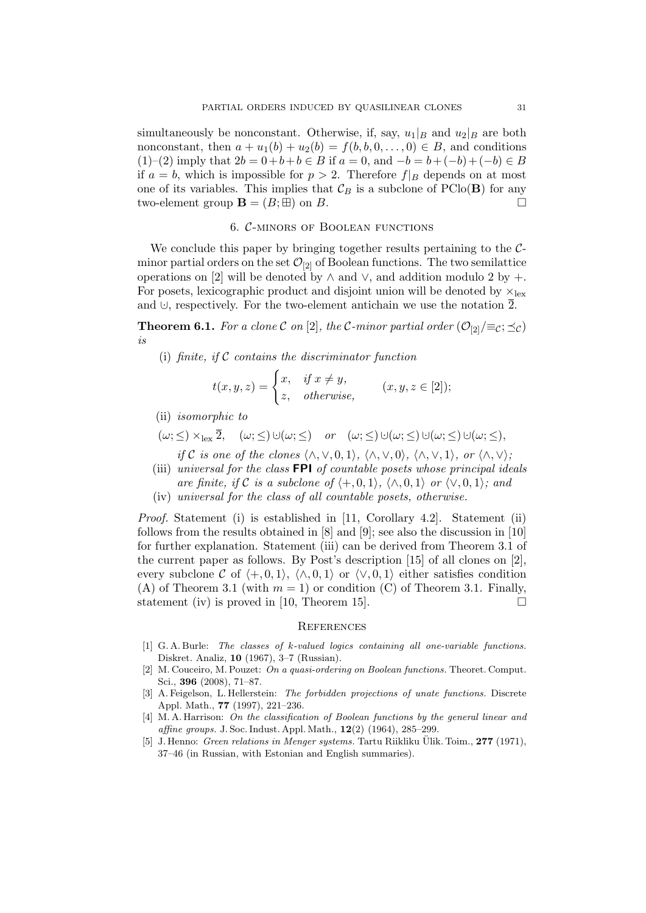simultaneously be nonconstant. Otherwise, if, say, $u_1|_B$ and $u_2|_B$ are both nonconstant, then $a + u_1(b) + u_2(b) = f(b, b, 0, \dots, 0) \in B$, and conditions (1)–(2) imply that $2b = 0 + b + b \in B$ if $a = 0$, and $-b = b + (-b) + (-b) \in B$ if $a = b$, which is impossible for $p > 2$. Therefore $f|_B$ depends on at most one of its variables. This implies that $\mathcal{C}_B$ is a subclone of $\mathrm{PClo}(\mathbf{B})$ for any two-element group $\mathbf{B} = (B; \boxplus)$ on $B$. $\square$

## 6. $\mathcal{C}$-minors of Boolean functions

We conclude this paper by bringing together results pertaining to the $\mathcal{C}$-minor partial orders on the set $\mathcal{O}_{[2]}$ of Boolean functions. The two semilattice operations on [2] will be denoted by $\wedge$ and $\vee$, and addition modulo 2 by $+$. For posets, lexicographic product and disjoint union will be denoted by $\times_{\mathrm{lex}}$ and $\uplus$, respectively. For the two-element antichain we use the notation $\overline{2}$.

**Theorem 6.1.** *For a clone $\mathcal{C}$ on [2], the $\mathcal{C}$-minor partial order $(\mathcal{O}_{[2]}/{\equiv_{\mathcal{C}}}; \preceq_{\mathcal{C}})$ is*

(i) *finite, if $\mathcal{C}$ contains the discriminator function*

$$t(x, y, z) = \begin{cases} x, & \text{if } x \neq y, \\ z, & \text{otherwise}, \end{cases} \qquad (x, y, z \in [2]);$$

(ii) *isomorphic to*

$$(\omega; \leq) \times_{\mathrm{lex}} \overline{2}, \quad (\omega; \leq) \uplus (\omega; \leq) \quad \text{or} \quad (\omega; \leq) \uplus (\omega; \leq) \uplus (\omega; \leq) \uplus (\omega; \leq),$$

*if $\mathcal{C}$ is one of the clones $\langle \wedge, \vee, 0, 1 \rangle$, $\langle \wedge, \vee, 0 \rangle$, $\langle \wedge, \vee, 1 \rangle$, or $\langle \wedge, \vee \rangle$;*

(iii) *universal for the class* **FPI** *of countable posets whose principal ideals are finite, if $\mathcal{C}$ is a subclone of $\langle +, 0, 1 \rangle$, $\langle \wedge, 0, 1 \rangle$ or $\langle \vee, 0, 1 \rangle$; and*

(iv) *universal for the class of all countable posets, otherwise.*

*Proof.* Statement (i) is established in [11, Corollary 4.2]. Statement (ii) follows from the results obtained in [8] and [9]; see also the discussion in [10] for further explanation. Statement (iii) can be derived from Theorem 3.1 of the current paper as follows. By Post's description [15] of all clones on [2], every subclone $\mathcal{C}$ of $\langle +, 0, 1 \rangle$, $\langle \wedge, 0, 1 \rangle$ or $\langle \vee, 0, 1 \rangle$ either satisfies condition (A) of Theorem 3.1 (with $m = 1$) or condition (C) of Theorem 3.1. Finally, statement (iv) is proved in [10, Theorem 15]. $\square$

## References

[1] G. A. Burle: *The classes of k-valued logics containing all one-variable functions.* Diskret. Analiz, **10** (1967), 3–7 (Russian).

[2] M. Couceiro, M. Pouzet: *On a quasi-ordering on Boolean functions.* Theoret. Comput. Sci., **396** (2008), 71–87.

[3] A. Feigelson, L. Hellerstein: *The forbidden projections of unate functions.* Discrete Appl. Math., **77** (1997), 221–236.

[4] M. A. Harrison: *On the classification of Boolean functions by the general linear and affine groups.* J. Soc. Indust. Appl. Math., **12**(2) (1964), 285–299.

[5] J. Henno: *Green relations in Menger systems.* Tartu Riikliku Ülik. Toim., **277** (1971), 37–46 (in Russian, with Estonian and English summaries).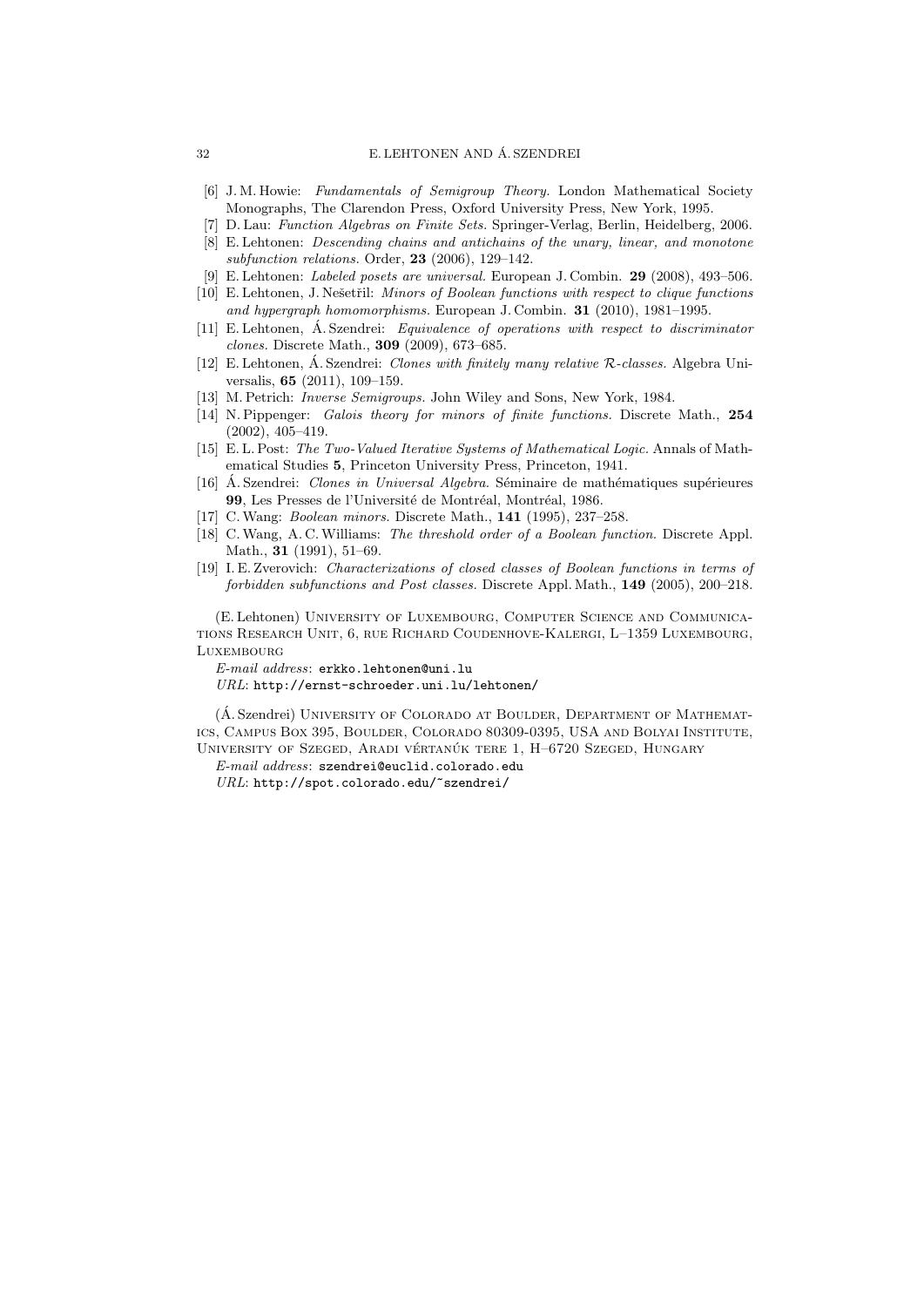[6] J. M. Howie: *Fundamentals of Semigroup Theory.* London Mathematical Society Monographs, The Clarendon Press, Oxford University Press, New York, 1995.

[7] D. Lau: *Function Algebras on Finite Sets.* Springer-Verlag, Berlin, Heidelberg, 2006.

[8] E. Lehtonen: *Descending chains and antichains of the unary, linear, and monotone subfunction relations.* Order, **23** (2006), 129–142.

[9] E. Lehtonen: *Labeled posets are universal.* European J. Combin. **29** (2008), 493–506.

[10] E. Lehtonen, J. Nešetřil: *Minors of Boolean functions with respect to clique functions and hypergraph homomorphisms.* European J. Combin. **31** (2010), 1981–1995.

[11] E. Lehtonen, Á. Szendrei: *Equivalence of operations with respect to discriminator clones.* Discrete Math., **309** (2009), 673–685.

[12] E. Lehtonen, Á. Szendrei: *Clones with finitely many relative $\mathcal{R}$-classes.* Algebra Universalis, **65** (2011), 109–159.

[13] M. Petrich: *Inverse Semigroups.* John Wiley and Sons, New York, 1984.

[14] N. Pippenger: *Galois theory for minors of finite functions.* Discrete Math., **254** (2002), 405–419.

[15] E. L. Post: *The Two-Valued Iterative Systems of Mathematical Logic.* Annals of Mathematical Studies **5**, Princeton University Press, Princeton, 1941.

[16] Á. Szendrei: *Clones in Universal Algebra.* Séminaire de mathématiques supérieures **99**, Les Presses de l'Université de Montréal, Montréal, 1986.

[17] C. Wang: *Boolean minors.* Discrete Math., **141** (1995), 237–258.

[18] C. Wang, A. C. Williams: *The threshold order of a Boolean function.* Discrete Appl. Math., **31** (1991), 51–69.

[19] I. E. Zverovich: *Characterizations of closed classes of Boolean functions in terms of forbidden subfunctions and Post classes.* Discrete Appl. Math., **149** (2005), 200–218.

(E. Lehtonen) University of Luxembourg, Computer Science and Communications Research Unit, 6, rue Richard Coudenhove-Kalergi, L–1359 Luxembourg, Luxembourg

*E-mail address*: erkko.lehtonen@uni.lu

*URL*: http://ernst-schroeder.uni.lu/lehtonen/

(Á. Szendrei) University of Colorado at Boulder, Department of Mathematics, Campus Box 395, Boulder, Colorado 80309-0395, USA and Bolyai Institute, University of Szeged, Aradi vértanúk tere 1, H–6720 Szeged, Hungary

*E-mail address*: szendrei@euclid.colorado.edu

*URL*: http://spot.colorado.edu/~szendrei/